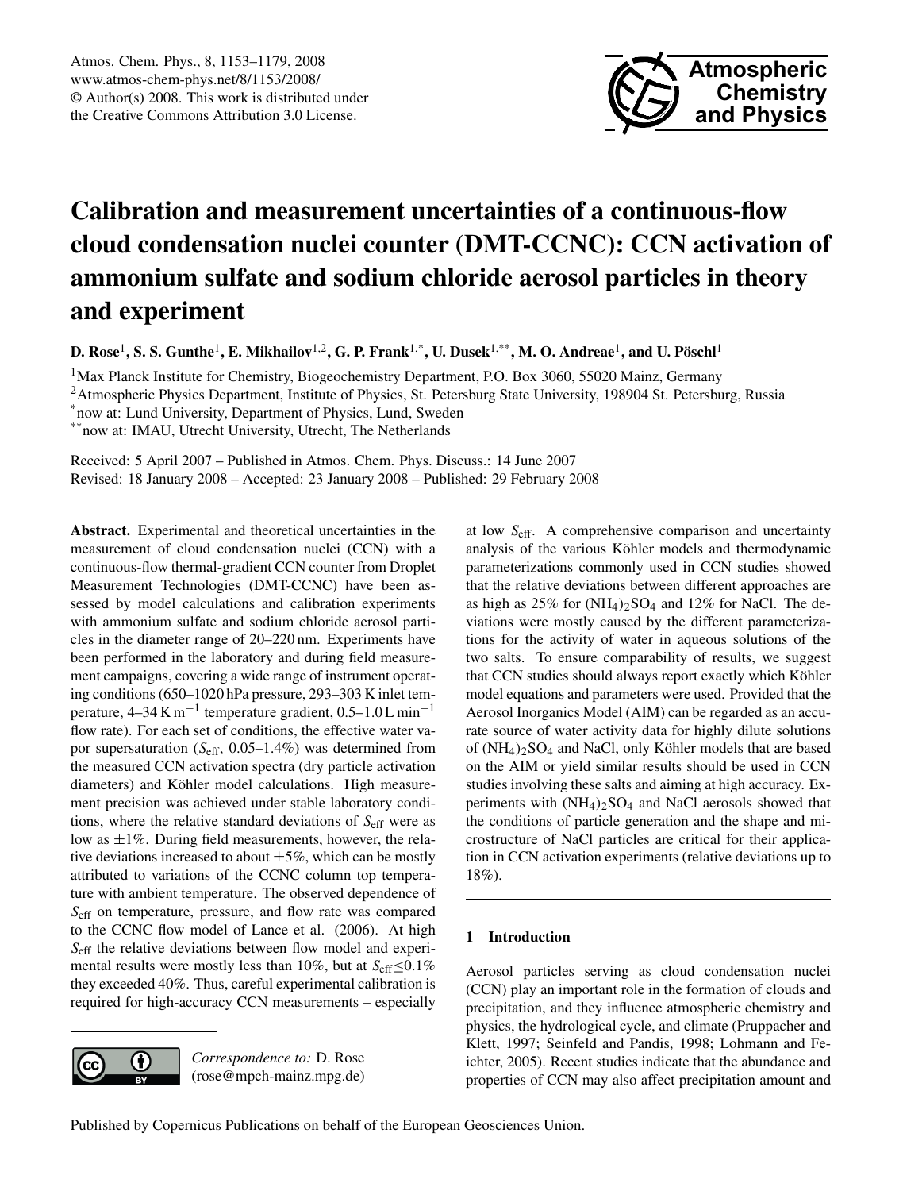# Calibration and measurement uncertainties of a continuous-flow cloud condensation nuclei counter (DMT-CCNC): CCN activation of ammonium sulfate and sodium chloride aerosol particles in theory and experiment

**D. Rose[1], S. S. Gunthe[1], E. Mikhailov[1,2], G. P. Frank[1,*], U. Dusek[1,**], M. O. Andreae[1], and U. Pöschl[1]**

[1]Max Planck Institute for Chemistry, Biogeochemistry Department, P.O. Box 3060, 55020 Mainz, Germany

[2]Atmospheric Physics Department, Institute of Physics, St. Petersburg State University, 198904 St. Petersburg, Russia

[*]now at: Lund University, Department of Physics, Lund, Sweden

[**]now at: IMAU, Utrecht University, Utrecht, The Netherlands

Received: 5 April 2007 – Published in Atmos. Chem. Phys. Discuss.: 14 June 2007

Revised: 18 January 2008 – Accepted: 23 January 2008 – Published: 29 February 2008

**Abstract.** Experimental and theoretical uncertainties in the measurement of cloud condensation nuclei (CCN) with a continuous-flow thermal-gradient CCN counter from Droplet Measurement Technologies (DMT-CCNC) have been assessed by model calculations and calibration experiments with ammonium sulfate and sodium chloride aerosol particles in the diameter range of 20–220 nm. Experiments have been performed in the laboratory and during field measurement campaigns, covering a wide range of instrument operating conditions (650–1020 hPa pressure, 293–303 K inlet temperature, 4–34 K m$^{-1}$ temperature gradient, 0.5–1.0 L min$^{-1}$ flow rate). For each set of conditions, the effective water vapor supersaturation ($S_{\rm eff}$, 0.05–1.4%) was determined from the measured CCN activation spectra (dry particle activation diameters) and Köhler model calculations. High measurement precision was achieved under stable laboratory conditions, where the relative standard deviations of $S_{\rm eff}$ were as low as ±1%. During field measurements, however, the relative deviations increased to about ±5%, which can be mostly attributed to variations of the CCNC column top temperature with ambient temperature. The observed dependence of $S_{\rm eff}$ on temperature, pressure, and flow rate was compared to the CCNC flow model of Lance et al. (2006). At high $S_{\rm eff}$ the relative deviations between flow model and experimental results were mostly less than 10%, but at $S_{\rm eff}$≤0.1% they exceeded 40%. Thus, careful experimental calibration is required for high-accuracy CCN measurements – especially at low $S_{\rm eff}$. A comprehensive comparison and uncertainty analysis of the various Köhler models and thermodynamic parameterizations commonly used in CCN studies showed that the relative deviations between different approaches are as high as 25% for $(NH_4)_2SO_4$ and 12% for NaCl. The deviations were mostly caused by the different parameterizations for the activity of water in aqueous solutions of the two salts. To ensure comparability of results, we suggest that CCN studies should always report exactly which Köhler model equations and parameters were used. Provided that the Aerosol Inorganics Model (AIM) can be regarded as an accurate source of water activity data for highly dilute solutions of $(NH_4)_2SO_4$ and NaCl, only Köhler models that are based on the AIM or yield similar results should be used in CCN studies involving these salts and aiming at high accuracy. Experiments with $(NH_4)_2SO_4$ and NaCl aerosols showed that the conditions of particle generation and the shape and microstructure of NaCl particles are critical for their application in CCN activation experiments (relative deviations up to 18%).

*Correspondence to:* D. Rose (rose@mpch-mainz.mpg.de)

## 1 Introduction

Aerosol particles serving as cloud condensation nuclei (CCN) play an important role in the formation of clouds and precipitation, and they influence atmospheric chemistry and physics, the hydrological cycle, and climate (Pruppacher and Klett, 1997; Seinfeld and Pandis, 1998; Lohmann and Feichter, 2005). Recent studies indicate that the abundance and properties of CCN may also affect precipitation amount and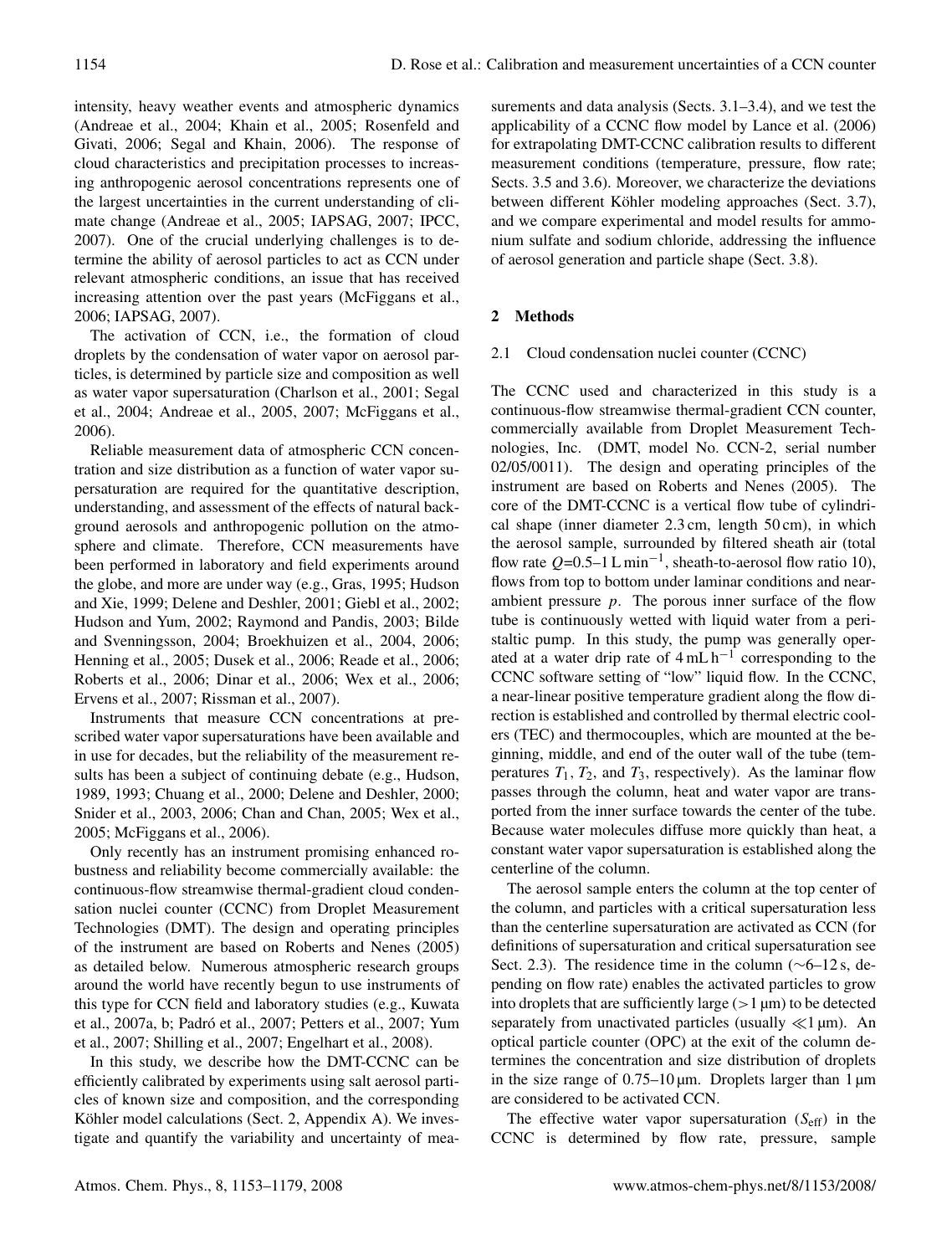intensity, heavy weather events and atmospheric dynamics (Andreae et al., 2004; Khain et al., 2005; Rosenfeld and Givati, 2006; Segal and Khain, 2006). The response of cloud characteristics and precipitation processes to increasing anthropogenic aerosol concentrations represents one of the largest uncertainties in the current understanding of climate change (Andreae et al., 2005; IAPSAG, 2007; IPCC, 2007). One of the crucial underlying challenges is to determine the ability of aerosol particles to act as CCN under relevant atmospheric conditions, an issue that has received increasing attention over the past years (McFiggans et al., 2006; IAPSAG, 2007).

The activation of CCN, i.e., the formation of cloud droplets by the condensation of water vapor on aerosol particles, is determined by particle size and composition as well as water vapor supersaturation (Charlson et al., 2001; Segal et al., 2004; Andreae et al., 2005, 2007; McFiggans et al., 2006).

Reliable measurement data of atmospheric CCN concentration and size distribution as a function of water vapor supersaturation are required for the quantitative description, understanding, and assessment of the effects of natural background aerosols and anthropogenic pollution on the atmosphere and climate. Therefore, CCN measurements have been performed in laboratory and field experiments around the globe, and more are under way (e.g., Gras, 1995; Hudson and Xie, 1999; Delene and Deshler, 2001; Giebl et al., 2002; Hudson and Yum, 2002; Raymond and Pandis, 2003; Bilde and Svenningsson, 2004; Broekhuizen et al., 2004, 2006; Henning et al., 2005; Dusek et al., 2006; Reade et al., 2006; Roberts et al., 2006; Dinar et al., 2006; Wex et al., 2006; Ervens et al., 2007; Rissman et al., 2007).

Instruments that measure CCN concentrations at prescribed water vapor supersaturations have been available and in use for decades, but the reliability of the measurement results has been a subject of continuing debate (e.g., Hudson, 1989, 1993; Chuang et al., 2000; Delene and Deshler, 2000; Snider et al., 2003, 2006; Chan and Chan, 2005; Wex et al., 2005; McFiggans et al., 2006).

Only recently has an instrument promising enhanced robustness and reliability become commercially available: the continuous-flow streamwise thermal-gradient cloud condensation nuclei counter (CCNC) from Droplet Measurement Technologies (DMT). The design and operating principles of the instrument are based on Roberts and Nenes (2005) as detailed below. Numerous atmospheric research groups around the world have recently begun to use instruments of this type for CCN field and laboratory studies (e.g., Kuwata et al., 2007a, b; Padró et al., 2007; Petters et al., 2007; Yum et al., 2007; Shilling et al., 2007; Engelhart et al., 2008).

In this study, we describe how the DMT-CCNC can be efficiently calibrated by experiments using salt aerosol particles of known size and composition, and the corresponding Köhler model calculations (Sect. 2, Appendix A). We investigate and quantify the variability and uncertainty of measurements and data analysis (Sects. 3.1–3.4), and we test the applicability of a CCNC flow model by Lance et al. (2006) for extrapolating DMT-CCNC calibration results to different measurement conditions (temperature, pressure, flow rate; Sects. 3.5 and 3.6). Moreover, we characterize the deviations between different Köhler modeling approaches (Sect. 3.7), and we compare experimental and model results for ammonium sulfate and sodium chloride, addressing the influence of aerosol generation and particle shape (Sect. 3.8).

## 2 Methods

### 2.1 Cloud condensation nuclei counter (CCNC)

The CCNC used and characterized in this study is a continuous-flow streamwise thermal-gradient CCN counter, commercially available from Droplet Measurement Technologies, Inc. (DMT, model No. CCN-2, serial number 02/05/0011). The design and operating principles of the instrument are based on Roberts and Nenes (2005). The core of the DMT-CCNC is a vertical flow tube of cylindrical shape (inner diameter 2.3 cm, length 50 cm), in which the aerosol sample, surrounded by filtered sheath air (total flow rate $Q$=0.5–1 L min$^{-1}$, sheath-to-aerosol flow ratio 10), flows from top to bottom under laminar conditions and near-ambient pressure $p$. The porous inner surface of the flow tube is continuously wetted with liquid water from a peristaltic pump. In this study, the pump was generally operated at a water drip rate of 4 mL h$^{-1}$ corresponding to the CCNC software setting of "low" liquid flow. In the CCNC, a near-linear positive temperature gradient along the flow direction is established and controlled by thermal electric coolers (TEC) and thermocouples, which are mounted at the beginning, middle, and end of the outer wall of the tube (temperatures $T_1$, $T_2$, and $T_3$, respectively). As the laminar flow passes through the column, heat and water vapor are transported from the inner surface towards the center of the tube. Because water molecules diffuse more quickly than heat, a constant water vapor supersaturation is established along the centerline of the column.

The aerosol sample enters the column at the top center of the column, and particles with a critical supersaturation less than the centerline supersaturation are activated as CCN (for definitions of supersaturation and critical supersaturation see Sect. 2.3). The residence time in the column (∼6–12 s, depending on flow rate) enables the activated particles to grow into droplets that are sufficiently large (>1 µm) to be detected separately from unactivated particles (usually ≪1 µm). An optical particle counter (OPC) at the exit of the column determines the concentration and size distribution of droplets in the size range of 0.75–10 µm. Droplets larger than 1 µm are considered to be activated CCN.

The effective water vapor supersaturation ($S_{\mathrm{eff}}$) in the CCNC is determined by flow rate, pressure, sample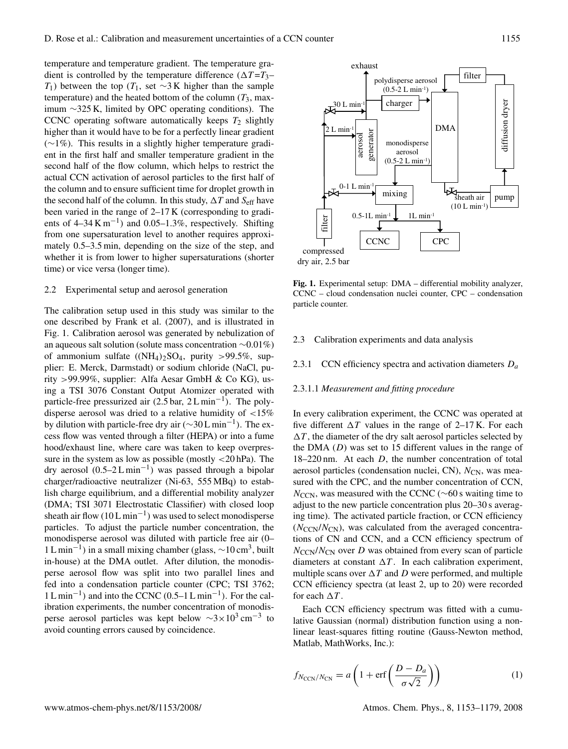temperature and temperature gradient. The temperature gradient is controlled by the temperature difference ($\Delta T = T_3 - T_1$) between the top ($T_1$, set ~3 K higher than the sample temperature) and the heated bottom of the column ($T_3$, maximum ~325 K, limited by OPC operating conditions). The CCNC operating software automatically keeps $T_2$ slightly higher than it would have to be for a perfectly linear gradient (~1%). This results in a slightly higher temperature gradient in the first half and smaller temperature gradient in the second half of the flow column, which helps to restrict the actual CCN activation of aerosol particles to the first half of the column and to ensure sufficient time for droplet growth in the second half of the column. In this study, $\Delta T$ and $S_{\text{eff}}$ have been varied in the range of 2–17 K (corresponding to gradients of 4–34 K m$^{-1}$) and 0.05–1.3%, respectively. Shifting from one supersaturation level to another requires approximately 0.5–3.5 min, depending on the size of the step, and whether it is from lower to higher supersaturations (shorter time) or vice versa (longer time).

### 2.2 Experimental setup and aerosol generation

The calibration setup used in this study was similar to the one described by Frank et al. (2007), and is illustrated in Fig. 1. Calibration aerosol was generated by nebulization of an aqueous salt solution (solute mass concentration ~0.01%) of ammonium sulfate ($(NH_4)_2SO_4$, purity >99.5%, supplier: E. Merck, Darmstadt) or sodium chloride (NaCl, purity >99.99%, supplier: Alfa Aesar GmbH & Co KG), using a TSI 3076 Constant Output Atomizer operated with particle-free pressurized air (2.5 bar, 2 L min$^{-1}$). The polydisperse aerosol was dried to a relative humidity of <15% by dilution with particle-free dry air (~30 L min$^{-1}$). The excess flow was vented through a filter (HEPA) or into a fume hood/exhaust line, where care was taken to keep overpressure in the system as low as possible (mostly <20 hPa). The dry aerosol (0.5–2 L min$^{-1}$) was passed through a bipolar charger/radioactive neutralizer (Ni-63, 555 MBq) to establish charge equilibrium, and a differential mobility analyzer (DMA; TSI 3071 Electrostatic Classifier) with closed loop sheath air flow (10 L min$^{-1}$) was used to select monodisperse particles. To adjust the particle number concentration, the monodisperse aerosol was diluted with particle free air (0–1 L min$^{-1}$) in a small mixing chamber (glass, ~10 cm$^3$, built in-house) at the DMA outlet. After dilution, the monodisperse aerosol flow was split into two parallel lines and fed into a condensation particle counter (CPC; TSI 3762; 1 L min$^{-1}$) and into the CCNC (0.5–1 L min$^{-1}$). For the calibration experiments, the number concentration of monodisperse aerosol particles was kept below ~$3 \times 10^3$ cm$^{-3}$ to avoid counting errors caused by coincidence.

**Fig. 1.** Experimental setup: DMA – differential mobility analyzer, CCNC – cloud condensation nuclei counter, CPC – condensation particle counter.

### 2.3 Calibration experiments and data analysis

#### 2.3.1 CCN efficiency spectra and activation diameters $D_a$

##### 2.3.1.1 *Measurement and fitting procedure*

In every calibration experiment, the CCNC was operated at five different $\Delta T$ values in the range of 2–17 K. For each $\Delta T$, the diameter of the dry salt aerosol particles selected by the DMA ($D$) was set to 15 different values in the range of 18–220 nm. At each $D$, the number concentration of total aerosol particles (condensation nuclei, CN), $N_{\text{CN}}$, was measured with the CPC, and the number concentration of CCN, $N_{\text{CCN}}$, was measured with the CCNC (~60 s waiting time to adjust to the new particle concentration plus 20–30 s averaging time). The activated particle fraction, or CCN efficiency ($N_{\text{CCN}}/N_{\text{CN}}$), was calculated from the averaged concentrations of CN and CCN, and a CCN efficiency spectrum of $N_{\text{CCN}}/N_{\text{CN}}$ over $D$ was obtained from every scan of particle diameters at constant $\Delta T$. In each calibration experiment, multiple scans over $\Delta T$ and $D$ were performed, and multiple CCN efficiency spectra (at least 2, up to 20) were recorded for each $\Delta T$.

Each CCN efficiency spectrum was fitted with a cumulative Gaussian (normal) distribution function using a nonlinear least-squares fitting routine (Gauss-Newton method, Matlab, MathWorks, Inc.):

$$f_{N_{\text{CCN}}/N_{\text{CN}}} = a\left(1 + \operatorname{erf}\left(\frac{D - D_a}{\sigma\sqrt{2}}\right)\right) \tag{1}$$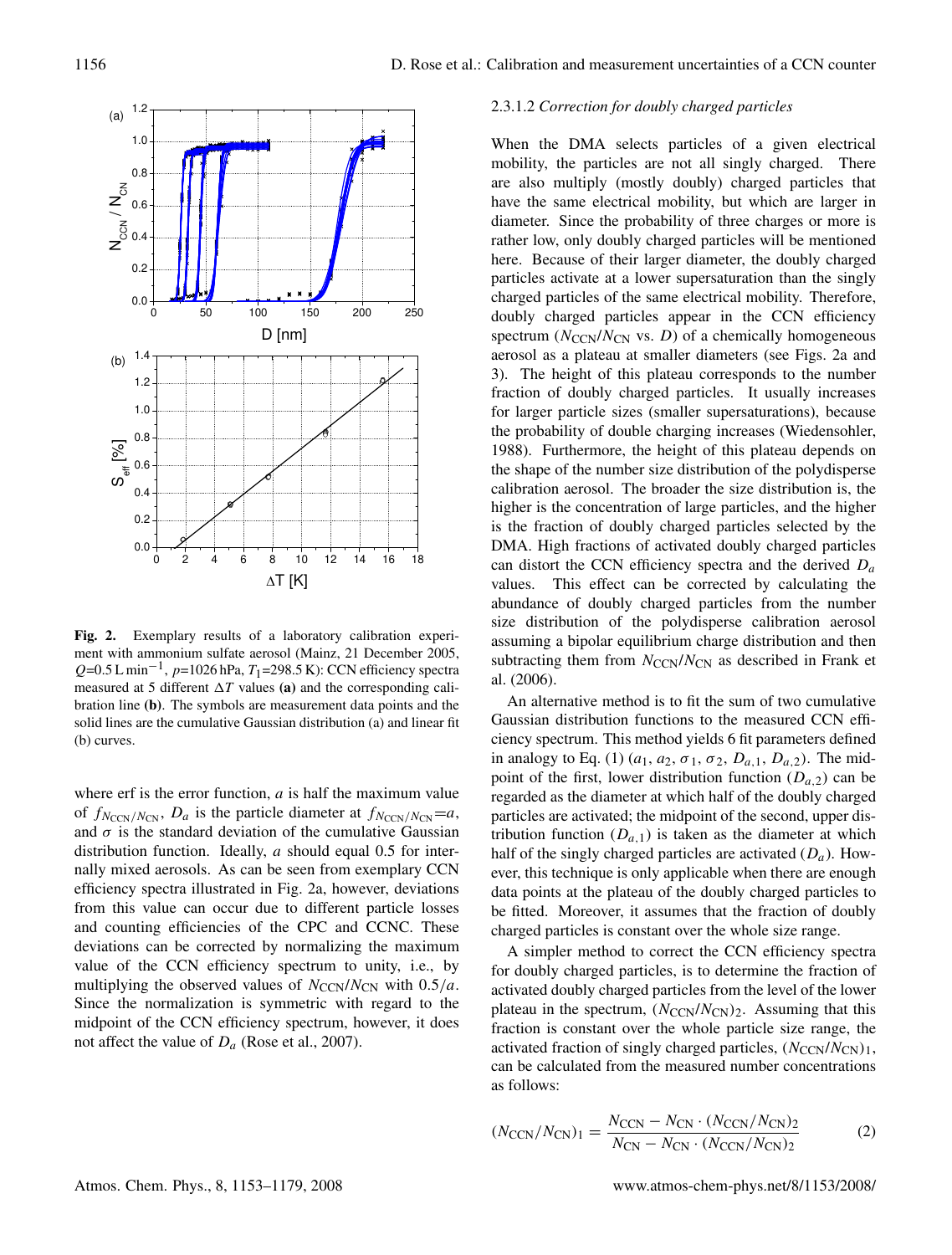Fig. 2. Exemplary results of a laboratory calibration experiment with ammonium sulfate aerosol (Mainz, 21 December 2005, $Q$=0.5 L min$^{-1}$, $p$=1026 hPa, $T_1$=298.5 K): CCN efficiency spectra measured at 5 different $\Delta T$ values **(a)** and the corresponding calibration line **(b)**. The symbols are measurement data points and the solid lines are the cumulative Gaussian distribution (a) and linear fit (b) curves.

where erf is the error function, $a$ is half the maximum value of $f_{N_{\mathrm{CCN}}/N_{\mathrm{CN}}}$, $D_a$ is the particle diameter at $f_{N_{\mathrm{CCN}}/N_{\mathrm{CN}}}=a$, and $\sigma$ is the standard deviation of the cumulative Gaussian distribution function. Ideally, $a$ should equal 0.5 for internally mixed aerosols. As can be seen from exemplary CCN efficiency spectra illustrated in Fig. 2a, however, deviations from this value can occur due to different particle losses and counting efficiencies of the CPC and CCNC. These deviations can be corrected by normalizing the maximum value of the CCN efficiency spectrum to unity, i.e., by multiplying the observed values of $N_{\mathrm{CCN}}/N_{\mathrm{CN}}$ with $0.5/a$. Since the normalization is symmetric with regard to the midpoint of the CCN efficiency spectrum, however, it does not affect the value of $D_a$ (Rose et al., 2007).

#### 2.3.1.2 *Correction for doubly charged particles*

When the DMA selects particles of a given electrical mobility, the particles are not all singly charged. There are also multiply (mostly doubly) charged particles that have the same electrical mobility, but which are larger in diameter. Since the probability of three charges or more is rather low, only doubly charged particles will be mentioned here. Because of their larger diameter, the doubly charged particles activate at a lower supersaturation than the singly charged particles of the same electrical mobility. Therefore, doubly charged particles appear in the CCN efficiency spectrum ($N_{\mathrm{CCN}}/N_{\mathrm{CN}}$ vs. $D$) of a chemically homogeneous aerosol as a plateau at smaller diameters (see Figs. 2a and 3). The height of this plateau corresponds to the number fraction of doubly charged particles. It usually increases for larger particle sizes (smaller supersaturations), because the probability of double charging increases (Wiedensohler, 1988). Furthermore, the height of this plateau depends on the shape of the number size distribution of the polydisperse calibration aerosol. The broader the size distribution is, the higher is the concentration of large particles, and the higher is the fraction of doubly charged particles selected by the DMA. High fractions of activated doubly charged particles can distort the CCN efficiency spectra and the derived $D_a$ values. This effect can be corrected by calculating the abundance of doubly charged particles from the number size distribution of the polydisperse calibration aerosol assuming a bipolar equilibrium charge distribution and then subtracting them from $N_{\mathrm{CCN}}/N_{\mathrm{CN}}$ as described in Frank et al. (2006).

An alternative method is to fit the sum of two cumulative Gaussian distribution functions to the measured CCN efficiency spectrum. This method yields 6 fit parameters defined in analogy to Eq. (1) ($a_1$, $a_2$, $\sigma_1$, $\sigma_2$, $D_{a,1}$, $D_{a,2}$). The midpoint of the first, lower distribution function ($D_{a,2}$) can be regarded as the diameter at which half of the doubly charged particles are activated; the midpoint of the second, upper distribution function ($D_{a,1}$) is taken as the diameter at which half of the singly charged particles are activated ($D_a$). However, this technique is only applicable when there are enough data points at the plateau of the doubly charged particles to be fitted. Moreover, it assumes that the fraction of doubly charged particles is constant over the whole size range.

A simpler method to correct the CCN efficiency spectra for doubly charged particles, is to determine the fraction of activated doubly charged particles from the level of the lower plateau in the spectrum, $(N_{\mathrm{CCN}}/N_{\mathrm{CN}})_2$. Assuming that this fraction is constant over the whole particle size range, the activated fraction of singly charged particles, $(N_{\mathrm{CCN}}/N_{\mathrm{CN}})_1$, can be calculated from the measured number concentrations as follows:

$$(N_{\mathrm{CCN}}/N_{\mathrm{CN}})_1 = \frac{N_{\mathrm{CCN}} - N_{\mathrm{CN}} \cdot (N_{\mathrm{CCN}}/N_{\mathrm{CN}})_2}{N_{\mathrm{CN}} - N_{\mathrm{CN}} \cdot (N_{\mathrm{CCN}}/N_{\mathrm{CN}})_2} \tag{2}$$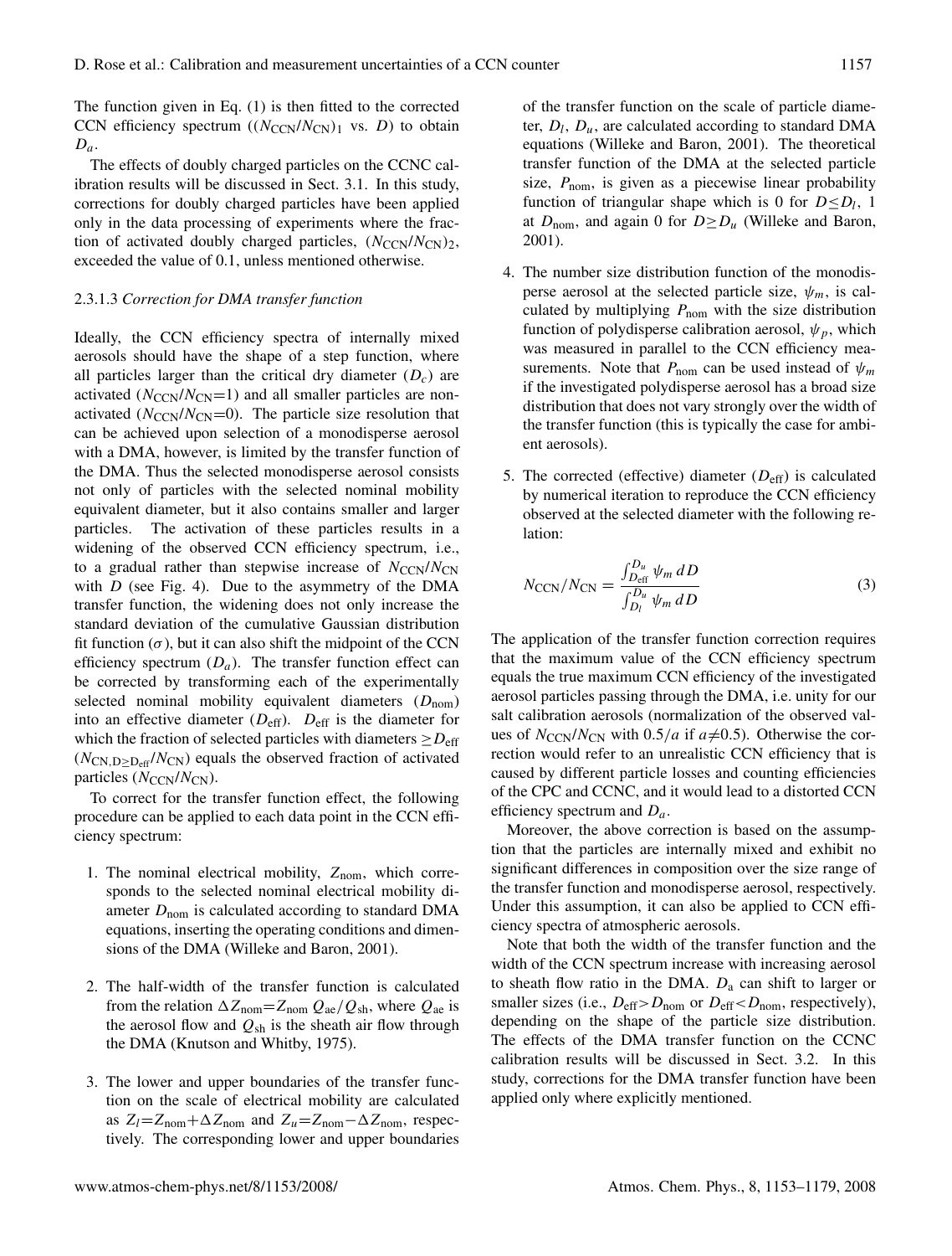The function given in Eq. (1) is then fitted to the corrected CCN efficiency spectrum ($(N_{CCN}/N_{CN})_1$ vs. $D$) to obtain $D_a$.

The effects of doubly charged particles on the CCNC calibration results will be discussed in Sect. 3.1. In this study, corrections for doubly charged particles have been applied only in the data processing of experiments where the fraction of activated doubly charged particles, $(N_{CCN}/N_{CN})_2$, exceeded the value of 0.1, unless mentioned otherwise.

#### 2.3.1.3 *Correction for DMA transfer function*

Ideally, the CCN efficiency spectra of internally mixed aerosols should have the shape of a step function, where all particles larger than the critical dry diameter ($D_c$) are activated ($N_{CCN}/N_{CN}$=1) and all smaller particles are non-activated ($N_{CCN}/N_{CN}$=0). The particle size resolution that can be achieved upon selection of a monodisperse aerosol with a DMA, however, is limited by the transfer function of the DMA. Thus the selected monodisperse aerosol consists not only of particles with the selected nominal mobility equivalent diameter, but it also contains smaller and larger particles. The activation of these particles results in a widening of the observed CCN efficiency spectrum, i.e., to a gradual rather than stepwise increase of $N_{CCN}/N_{CN}$ with $D$ (see Fig. 4). Due to the asymmetry of the DMA transfer function, the widening does not only increase the standard deviation of the cumulative Gaussian distribution fit function ($\sigma$), but it can also shift the midpoint of the CCN efficiency spectrum ($D_a$). The transfer function effect can be corrected by transforming each of the experimentally selected nominal mobility equivalent diameters ($D_{nom}$) into an effective diameter ($D_{eff}$). $D_{eff}$ is the diameter for which the fraction of selected particles with diameters $\geq D_{eff}$ ($N_{CN,D\geq D_{eff}}/N_{CN}$) equals the observed fraction of activated particles ($N_{CCN}/N_{CN}$).

To correct for the transfer function effect, the following procedure can be applied to each data point in the CCN efficiency spectrum:

1. The nominal electrical mobility, $Z_{nom}$, which corresponds to the selected nominal electrical mobility diameter $D_{nom}$ is calculated according to standard DMA equations, inserting the operating conditions and dimensions of the DMA (Willeke and Baron, 2001).
2. The half-width of the transfer function is calculated from the relation $\Delta Z_{nom}$=$Z_{nom}$ $Q_{ae}/Q_{sh}$, where $Q_{ae}$ is the aerosol flow and $Q_{sh}$ is the sheath air flow through the DMA (Knutson and Whitby, 1975).
3. The lower and upper boundaries of the transfer function on the scale of electrical mobility are calculated as $Z_l$=$Z_{nom}$+$\Delta Z_{nom}$ and $Z_u$=$Z_{nom}$−$\Delta Z_{nom}$, respectively. The corresponding lower and upper boundaries of the transfer function on the scale of particle diameter, $D_l$, $D_u$, are calculated according to standard DMA equations (Willeke and Baron, 2001). The theoretical transfer function of the DMA at the selected particle size, $P_{nom}$, is given as a piecewise linear probability function of triangular shape which is 0 for $D\leq D_l$, 1 at $D_{nom}$, and again 0 for $D\geq D_u$ (Willeke and Baron, 2001).
4. The number size distribution function of the monodisperse aerosol at the selected particle size, $\psi_m$, is calculated by multiplying $P_{nom}$ with the size distribution function of polydisperse calibration aerosol, $\psi_p$, which was measured in parallel to the CCN efficiency measurements. Note that $P_{nom}$ can be used instead of $\psi_m$ if the investigated polydisperse aerosol has a broad size distribution that does not vary strongly over the width of the transfer function (this is typically the case for ambient aerosols).
5. The corrected (effective) diameter ($D_{eff}$) is calculated by numerical iteration to reproduce the CCN efficiency observed at the selected diameter with the following relation:

$$N_{CCN}/N_{CN} = \frac{\int_{D_{eff}}^{D_u} \psi_m \, dD}{\int_{D_l}^{D_u} \psi_m \, dD} \tag{3}$$

The application of the transfer function correction requires that the maximum value of the CCN efficiency spectrum equals the true maximum CCN efficiency of the investigated aerosol particles passing through the DMA, i.e. unity for our salt calibration aerosols (normalization of the observed values of $N_{CCN}/N_{CN}$ with $0.5/a$ if $a\neq 0.5$). Otherwise the correction would refer to an unrealistic CCN efficiency that is caused by different particle losses and counting efficiencies of the CPC and CCNC, and it would lead to a distorted CCN efficiency spectrum and $D_a$.

Moreover, the above correction is based on the assumption that the particles are internally mixed and exhibit no significant differences in composition over the size range of the transfer function and monodisperse aerosol, respectively. Under this assumption, it can also be applied to CCN efficiency spectra of atmospheric aerosols.

Note that both the width of the transfer function and the width of the CCN spectrum increase with increasing aerosol to sheath flow ratio in the DMA. $D_a$ can shift to larger or smaller sizes (i.e., $D_{eff}>D_{nom}$ or $D_{eff}<D_{nom}$, respectively), depending on the shape of the particle size distribution. The effects of the DMA transfer function on the CCNC calibration results will be discussed in Sect. 3.2. In this study, corrections for the DMA transfer function have been applied only where explicitly mentioned.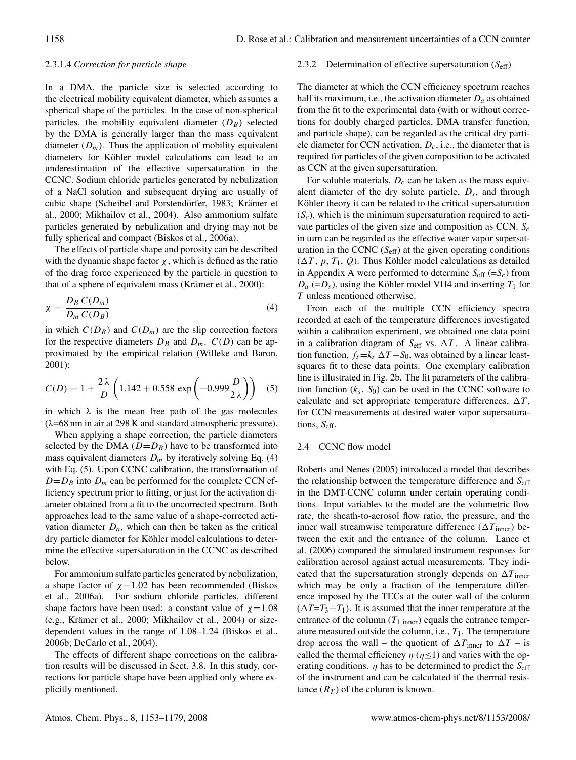#### 2.3.1.4 *Correction for particle shape*

In a DMA, the particle size is selected according to the electrical mobility equivalent diameter, which assumes a spherical shape of the particles. In the case of non-spherical particles, the mobility equivalent diameter ($D_B$) selected by the DMA is generally larger than the mass equivalent diameter ($D_m$). Thus the application of mobility equivalent diameters for Köhler model calculations can lead to an underestimation of the effective supersaturation in the CCNC. Sodium chloride particles generated by nebulization of a NaCl solution and subsequent drying are usually of cubic shape (Scheibel and Porstendörfer, 1983; Krämer et al., 2000; Mikhailov et al., 2004). Also ammonium sulfate particles generated by nebulization and drying may not be fully spherical and compact (Biskos et al., 2006a).

The effects of particle shape and porosity can be described with the dynamic shape factor $\chi$, which is defined as the ratio of the drag force experienced by the particle in question to that of a sphere of equivalent mass (Krämer et al., 2000):

$$\chi = \frac{D_B\,C(D_m)}{D_m\,C(D_B)} \tag{4}$$

in which $C(D_B)$ and $C(D_m)$ are the slip correction factors for the respective diameters $D_B$ and $D_m$. $C(D)$ can be approximated by the empirical relation (Willeke and Baron, 2001):

$$C(D) = 1 + \frac{2\lambda}{D}\left(1.142 + 0.558\,\exp\left(-0.999\frac{D}{2\lambda}\right)\right) \tag{5}$$

in which $\lambda$ is the mean free path of the gas molecules ($\lambda$=68 nm in air at 298 K and standard atmospheric pressure).

When applying a shape correction, the particle diameters selected by the DMA ($D$=$D_B$) have to be transformed into mass equivalent diameters $D_m$ by iteratively solving Eq. (4) with Eq. (5). Upon CCNC calibration, the transformation of $D$=$D_B$ into $D_m$ can be performed for the complete CCN efficiency spectrum prior to fitting, or just for the activation diameter obtained from a fit to the uncorrected spectrum. Both approaches lead to the same value of a shape-corrected activation diameter $D_a$, which can then be taken as the critical dry particle diameter for Köhler model calculations to determine the effective supersaturation in the CCNC as described below.

For ammonium sulfate particles generated by nebulization, a shape factor of $\chi$=1.02 has been recommended (Biskos et al., 2006a). For sodium chloride particles, different shape factors have been used: a constant value of $\chi$=1.08 (e.g., Krämer et al., 2000; Mikhailov et al., 2004) or size-dependent values in the range of 1.08–1.24 (Biskos et al., 2006b; DeCarlo et al., 2004).

The effects of different shape corrections on the calibration results will be discussed in Sect. 3.8. In this study, corrections for particle shape have been applied only where explicitly mentioned.

### 2.3.2 Determination of effective supersaturation ($S_{\rm eff}$)

The diameter at which the CCN efficiency spectrum reaches half its maximum, i.e., the activation diameter $D_a$ as obtained from the fit to the experimental data (with or without corrections for doubly charged particles, DMA transfer function, and particle shape), can be regarded as the critical dry particle diameter for CCN activation, $D_c$, i.e., the diameter that is required for particles of the given composition to be activated as CCN at the given supersaturation.

For soluble materials, $D_c$ can be taken as the mass equivalent diameter of the dry solute particle, $D_s$, and through Köhler theory it can be related to the critical supersaturation ($S_c$), which is the minimum supersaturation required to activate particles of the given size and composition as CCN. $S_c$ in turn can be regarded as the effective water vapor supersaturation in the CCNC ($S_{\rm eff}$) at the given operating conditions ($\Delta T$, $p$, $T_1$, $Q$). Thus Köhler model calculations as detailed in Appendix A were performed to determine $S_{\rm eff}$ (=$S_c$) from $D_a$ (=$D_s$), using the Köhler model VH4 and inserting $T_1$ for $T$ unless mentioned otherwise.

From each of the multiple CCN efficiency spectra recorded at each of the temperature differences investigated within a calibration experiment, we obtained one data point in a calibration diagram of $S_{\rm eff}$ vs. $\Delta T$. A linear calibration function, $f_s$=$k_s\,\Delta T$+$S_0$, was obtained by a linear least-squares fit to these data points. One exemplary calibration line is illustrated in Fig. 2b. The fit parameters of the calibration function ($k_s$, $S_0$) can be used in the CCNC software to calculate and set appropriate temperature differences, $\Delta T$, for CCN measurements at desired water vapor supersaturations, $S_{\rm eff}$.

## 2.4 CCNC flow model

Roberts and Nenes (2005) introduced a model that describes the relationship between the temperature difference and $S_{\rm eff}$ in the DMT-CCNC column under certain operating conditions. Input variables to the model are the volumetric flow rate, the sheath-to-aerosol flow ratio, the pressure, and the inner wall streamwise temperature difference ($\Delta T_{\rm inner}$) between the exit and the entrance of the column. Lance et al. (2006) compared the simulated instrument responses for calibration aerosol against actual measurements. They indicated that the supersaturation strongly depends on $\Delta T_{\rm inner}$ which may be only a fraction of the temperature difference imposed by the TECs at the outer wall of the column ($\Delta T$=$T_3$−$T_1$). It is assumed that the inner temperature at the entrance of the column ($T_{1,\rm inner}$) equals the entrance temperature measured outside the column, i.e., $T_1$. The temperature drop across the wall – the quotient of $\Delta T_{\rm inner}$ to $\Delta T$ – is called the thermal efficiency $\eta$ ($\eta \le 1$) and varies with the operating conditions. $\eta$ has to be determined to predict the $S_{\rm eff}$ of the instrument and can be calculated if the thermal resistance ($R_T$) of the column is known.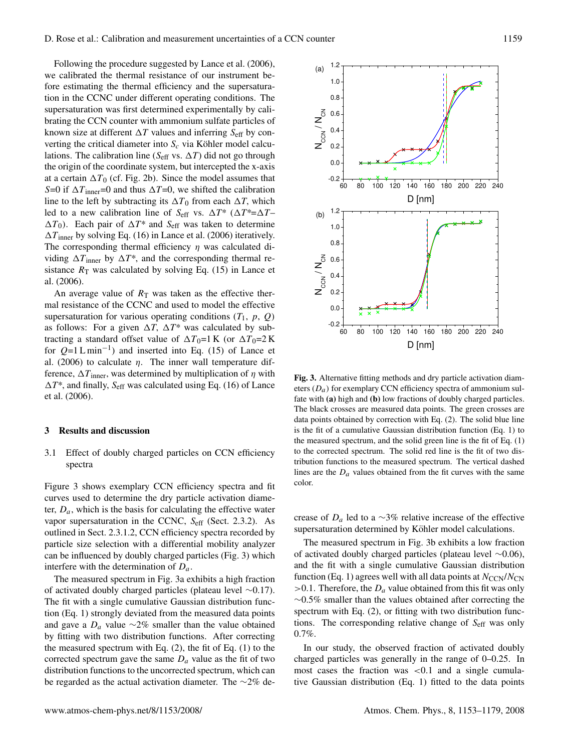Following the procedure suggested by Lance et al. (2006), we calibrated the thermal resistance of our instrument before estimating the thermal efficiency and the supersaturation in the CCNC under different operating conditions. The supersaturation was first determined experimentally by calibrating the CCN counter with ammonium sulfate particles of known size at different $\Delta T$ values and inferring $S_{\mathrm{eff}}$ by converting the critical diameter into $S_c$ via Köhler model calculations. The calibration line ($S_{\mathrm{eff}}$ vs. $\Delta T$) did not go through the origin of the coordinate system, but intercepted the x-axis at a certain $\Delta T_0$ (cf. Fig. 2b). Since the model assumes that $S$=0 if $\Delta T_{\mathrm{inner}}$=0 and thus $\Delta T$=0, we shifted the calibration line to the left by subtracting its $\Delta T_0$ from each $\Delta T$, which led to a new calibration line of $S_{\mathrm{eff}}$ vs. $\Delta T^*$ ($\Delta T^*$=$\Delta T$–$\Delta T_0$). Each pair of $\Delta T^*$ and $S_{\mathrm{eff}}$ was taken to determine $\Delta T_{\mathrm{inner}}$ by solving Eq. (16) in Lance et al. (2006) iteratively. The corresponding thermal efficiency $\eta$ was calculated dividing $\Delta T_{\mathrm{inner}}$ by $\Delta T^*$, and the corresponding thermal resistance $R_{\mathrm{T}}$ was calculated by solving Eq. (15) in Lance et al. (2006).

An average value of $R_{\mathrm{T}}$ was taken as the effective thermal resistance of the CCNC and used to model the effective supersaturation for various operating conditions ($T_1$, $p$, $Q$) as follows: For a given $\Delta T$, $\Delta T^*$ was calculated by subtracting a standard offset value of $\Delta T_0$=1 K (or $\Delta T_0$=2 K for $Q$=1 L min$^{-1}$) and inserted into Eq. (15) of Lance et al. (2006) to calculate $\eta$. The inner wall temperature difference, $\Delta T_{\mathrm{inner}}$, was determined by multiplication of $\eta$ with $\Delta T^*$, and finally, $S_{\mathrm{eff}}$ was calculated using Eq. (16) of Lance et al. (2006).

## 3 Results and discussion

### 3.1 Effect of doubly charged particles on CCN efficiency spectra

Figure 3 shows exemplary CCN efficiency spectra and fit curves used to determine the dry particle activation diameter, $D_a$, which is the basis for calculating the effective water vapor supersaturation in the CCNC, $S_{\mathrm{eff}}$ (Sect. 2.3.2). As outlined in Sect. 2.3.1.2, CCN efficiency spectra recorded by particle size selection with a differential mobility analyzer can be influenced by doubly charged particles (Fig. 3) which interfere with the determination of $D_a$.

The measured spectrum in Fig. 3a exhibits a high fraction of activated doubly charged particles (plateau level ∼0.17). The fit with a single cumulative Gaussian distribution function (Eq. 1) strongly deviated from the measured data points and gave a $D_a$ value ∼2% smaller than the value obtained by fitting with two distribution functions. After correcting the measured spectrum with Eq. (2), the fit of Eq. (1) to the corrected spectrum gave the same $D_a$ value as the fit of two distribution functions to the uncorrected spectrum, which can be regarded as the actual activation diameter. The ∼2% decrease of $D_a$ led to a ∼3% relative increase of the effective supersaturation determined by Köhler model calculations.

**Fig. 3.** Alternative fitting methods and dry particle activation diameters ($D_a$) for exemplary CCN efficiency spectra of ammonium sulfate with **(a)** high and **(b)** low fractions of doubly charged particles. The black crosses are measured data points. The green crosses are data points obtained by correction with Eq. (2). The solid blue line is the fit of a cumulative Gaussian distribution function (Eq. 1) to the measured spectrum, and the solid green line is the fit of Eq. (1) to the corrected spectrum. The solid red line is the fit of two distribution functions to the measured spectrum. The vertical dashed lines are the $D_a$ values obtained from the fit curves with the same color.

The measured spectrum in Fig. 3b exhibits a low fraction of activated doubly charged particles (plateau level ∼0.06), and the fit with a single cumulative Gaussian distribution function (Eq. 1) agrees well with all data points at $N_{\mathrm{CCN}}/N_{\mathrm{CN}}$ >0.1. Therefore, the $D_a$ value obtained from this fit was only ∼0.5% smaller than the values obtained after correcting the spectrum with Eq. (2), or fitting with two distribution functions. The corresponding relative change of $S_{\mathrm{eff}}$ was only 0.7%.

In our study, the observed fraction of activated doubly charged particles was generally in the range of 0–0.25. In most cases the fraction was <0.1 and a single cumulative Gaussian distribution (Eq. 1) fitted to the data points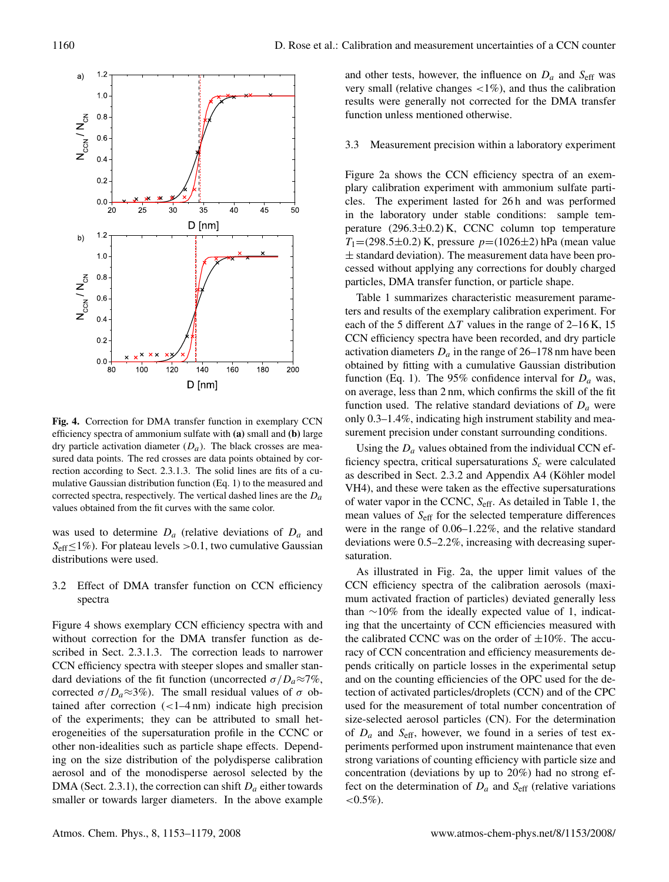**Fig. 4.** Correction for DMA transfer function in exemplary CCN efficiency spectra of ammonium sulfate with **(a)** small and **(b)** large dry particle activation diameter ($D_a$). The black crosses are measured data points. The red crosses are data points obtained by correction according to Sect. 2.3.1.3. The solid lines are fits of a cumulative Gaussian distribution function (Eq. 1) to the measured and corrected spectra, respectively. The vertical dashed lines are the $D_a$ values obtained from the fit curves with the same color.

was used to determine $D_a$ (relative deviations of $D_a$ and $S_{\mathrm{eff}} \leq 1\%$). For plateau levels >0.1, two cumulative Gaussian distributions were used.

### 3.2 Effect of DMA transfer function on CCN efficiency spectra

Figure 4 shows exemplary CCN efficiency spectra with and without correction for the DMA transfer function as described in Sect. 2.3.1.3. The correction leads to narrower CCN efficiency spectra with steeper slopes and smaller standard deviations of the fit function (uncorrected $\sigma/D_a \approx 7\%$, corrected $\sigma/D_a \approx 3\%$). The small residual values of $\sigma$ obtained after correction (<1–4 nm) indicate high precision of the experiments; they can be attributed to small heterogeneities of the supersaturation profile in the CCNC or other non-idealities such as particle shape effects. Depending on the size distribution of the polydisperse calibration aerosol and of the monodisperse aerosol selected by the DMA (Sect. 2.3.1), the correction can shift $D_a$ either towards smaller or towards larger diameters. In the above example and other tests, however, the influence on $D_a$ and $S_{\mathrm{eff}}$ was very small (relative changes <1%), and thus the calibration results were generally not corrected for the DMA transfer function unless mentioned otherwise.

### 3.3 Measurement precision within a laboratory experiment

Figure 2a shows the CCN efficiency spectra of an exemplary calibration experiment with ammonium sulfate particles. The experiment lasted for 26 h and was performed in the laboratory under stable conditions: sample temperature (296.3±0.2) K, CCNC column top temperature $T_1$=(298.5±0.2) K, pressure $p$=(1026±2) hPa (mean value ± standard deviation). The measurement data have been processed without applying any corrections for doubly charged particles, DMA transfer function, or particle shape.

Table 1 summarizes characteristic measurement parameters and results of the exemplary calibration experiment. For each of the 5 different $\Delta T$ values in the range of 2–16 K, 15 CCN efficiency spectra have been recorded, and dry particle activation diameters $D_a$ in the range of 26–178 nm have been obtained by fitting with a cumulative Gaussian distribution function (Eq. 1). The 95% confidence interval for $D_a$ was, on average, less than 2 nm, which confirms the skill of the fit function used. The relative standard deviations of $D_a$ were only 0.3–1.4%, indicating high instrument stability and measurement precision under constant surrounding conditions.

Using the $D_a$ values obtained from the individual CCN efficiency spectra, critical supersaturations $S_c$ were calculated as described in Sect. 2.3.2 and Appendix A4 (Köhler model VH4), and these were taken as the effective supersaturations of water vapor in the CCNC, $S_{\mathrm{eff}}$. As detailed in Table 1, the mean values of $S_{\mathrm{eff}}$ for the selected temperature differences were in the range of 0.06–1.22%, and the relative standard deviations were 0.5–2.2%, increasing with decreasing supersaturation.

As illustrated in Fig. 2a, the upper limit values of the CCN efficiency spectra of the calibration aerosols (maximum activated fraction of particles) deviated generally less than ~10% from the ideally expected value of 1, indicating that the uncertainty of CCN efficiencies measured with the calibrated CCNC was on the order of ±10%. The accuracy of CCN concentration and efficiency measurements depends critically on particle losses in the experimental setup and on the counting efficiencies of the OPC used for the detection of activated particles/droplets (CCN) and of the CPC used for the measurement of total number concentration of size-selected aerosol particles (CN). For the determination of $D_a$ and $S_{\mathrm{eff}}$, however, we found in a series of test experiments performed upon instrument maintenance that even strong variations of counting efficiency with particle size and concentration (deviations by up to 20%) had no strong effect on the determination of $D_a$ and $S_{\mathrm{eff}}$ (relative variations <0.5%).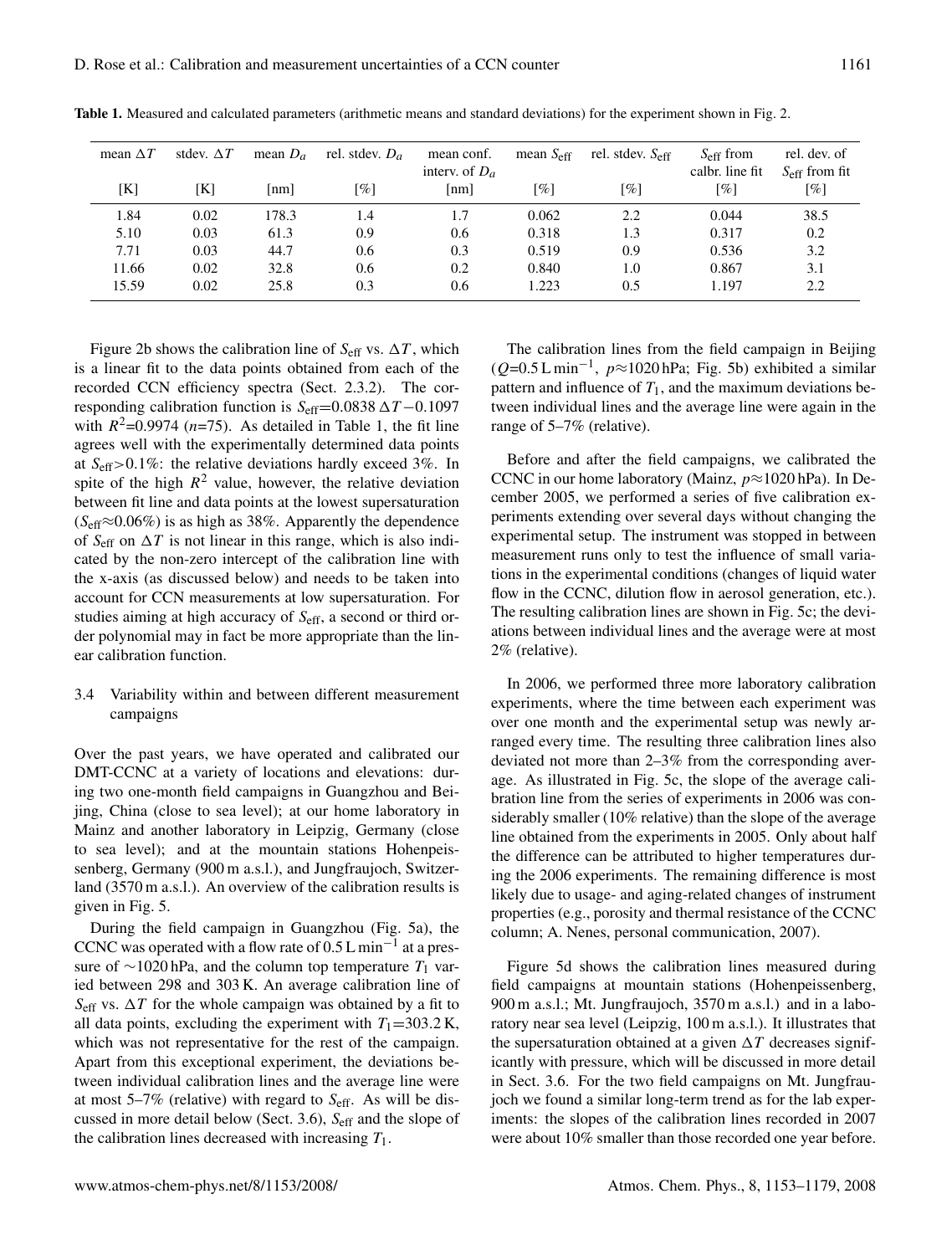**Table 1.** Measured and calculated parameters (arithmetic means and standard deviations) for the experiment shown in Fig. 2.

| mean $\Delta T$ [K] | stdev. $\Delta T$ [K] | mean $D_a$ [nm] | rel. stdev. $D_a$ [%] | mean conf. interv. of $D_a$ [nm] | mean $S_{\text{eff}}$ [%] | rel. stdev. $S_{\text{eff}}$ [%] | $S_{\text{eff}}$ from calbr. line fit [%] | rel. dev. of $S_{\text{eff}}$ from fit [%] |
|---|---|---|---|---|---|---|---|---|
| 1.84 | 0.02 | 178.3 | 1.4 | 1.7 | 0.062 | 2.2 | 0.044 | 38.5 |
| 5.10 | 0.03 | 61.3 | 0.9 | 0.6 | 0.318 | 1.3 | 0.317 | 0.2 |
| 7.71 | 0.03 | 44.7 | 0.6 | 0.3 | 0.519 | 0.9 | 0.536 | 3.2 |
| 11.66 | 0.02 | 32.8 | 0.6 | 0.2 | 0.840 | 1.0 | 0.867 | 3.1 |
| 15.59 | 0.02 | 25.8 | 0.3 | 0.6 | 1.223 | 0.5 | 1.197 | 2.2 |

Figure 2b shows the calibration line of $S_{\text{eff}}$ vs. $\Delta T$, which is a linear fit to the data points obtained from each of the recorded CCN efficiency spectra (Sect. 2.3.2). The corresponding calibration function is $S_{\text{eff}}=0.0838\,\Delta T-0.1097$ with $R^2=0.9974$ ($n$=75). As detailed in Table 1, the fit line agrees well with the experimentally determined data points at $S_{\text{eff}}>0.1\%$: the relative deviations hardly exceed 3%. In spite of the high $R^2$ value, however, the relative deviation between fit line and data points at the lowest supersaturation ($S_{\text{eff}}\approx0.06\%$) is as high as 38%. Apparently the dependence of $S_{\text{eff}}$ on $\Delta T$ is not linear in this range, which is also indicated by the non-zero intercept of the calibration line with the x-axis (as discussed below) and needs to be taken into account for CCN measurements at low supersaturation. For studies aiming at high accuracy of $S_{\text{eff}}$, a second or third order polynomial may in fact be more appropriate than the linear calibration function.

### 3.4 Variability within and between different measurement campaigns

Over the past years, we have operated and calibrated our DMT-CCNC at a variety of locations and elevations: during two one-month field campaigns in Guangzhou and Beijing, China (close to sea level); at our home laboratory in Mainz and another laboratory in Leipzig, Germany (close to sea level); and at the mountain stations Hohenpeissenberg, Germany (900 m a.s.l.), and Jungfraujoch, Switzerland (3570 m a.s.l.). An overview of the calibration results is given in Fig. 5.

During the field campaign in Guangzhou (Fig. 5a), the CCNC was operated with a flow rate of 0.5 L min$^{-1}$ at a pressure of ~1020 hPa, and the column top temperature $T_1$ varied between 298 and 303 K. An average calibration line of $S_{\text{eff}}$ vs. $\Delta T$ for the whole campaign was obtained by a fit to all data points, excluding the experiment with $T_1$=303.2 K, which was not representative for the rest of the campaign. Apart from this exceptional experiment, the deviations between individual calibration lines and the average line were at most 5–7% (relative) with regard to $S_{\text{eff}}$. As will be discussed in more detail below (Sect. 3.6), $S_{\text{eff}}$ and the slope of the calibration lines decreased with increasing $T_1$.

The calibration lines from the field campaign in Beijing ($Q$=0.5 L min$^{-1}$, $p\approx$1020 hPa; Fig. 5b) exhibited a similar pattern and influence of $T_1$, and the maximum deviations between individual lines and the average line were again in the range of 5–7% (relative).

Before and after the field campaigns, we calibrated the CCNC in our home laboratory (Mainz, $p\approx$1020 hPa). In December 2005, we performed a series of five calibration experiments extending over several days without changing the experimental setup. The instrument was stopped in between measurement runs only to test the influence of small variations in the experimental conditions (changes of liquid water flow in the CCNC, dilution flow in aerosol generation, etc.). The resulting calibration lines are shown in Fig. 5c; the deviations between individual lines and the average were at most 2% (relative).

In 2006, we performed three more laboratory calibration experiments, where the time between each experiment was over one month and the experimental setup was newly arranged every time. The resulting three calibration lines also deviated not more than 2–3% from the corresponding average. As illustrated in Fig. 5c, the slope of the average calibration line from the series of experiments in 2006 was considerably smaller (10% relative) than the slope of the average line obtained from the experiments in 2005. Only about half the difference can be attributed to higher temperatures during the 2006 experiments. The remaining difference is most likely due to usage- and aging-related changes of instrument properties (e.g., porosity and thermal resistance of the CCNC column; A. Nenes, personal communication, 2007).

Figure 5d shows the calibration lines measured during field campaigns at mountain stations (Hohenpeissenberg, 900 m a.s.l.; Mt. Jungfraujoch, 3570 m a.s.l.) and in a laboratory near sea level (Leipzig, 100 m a.s.l.). It illustrates that the supersaturation obtained at a given $\Delta T$ decreases significantly with pressure, which will be discussed in more detail in Sect. 3.6. For the two field campaigns on Mt. Jungfraujoch we found a similar long-term trend as for the lab experiments: the slopes of the calibration lines recorded in 2007 were about 10% smaller than those recorded one year before.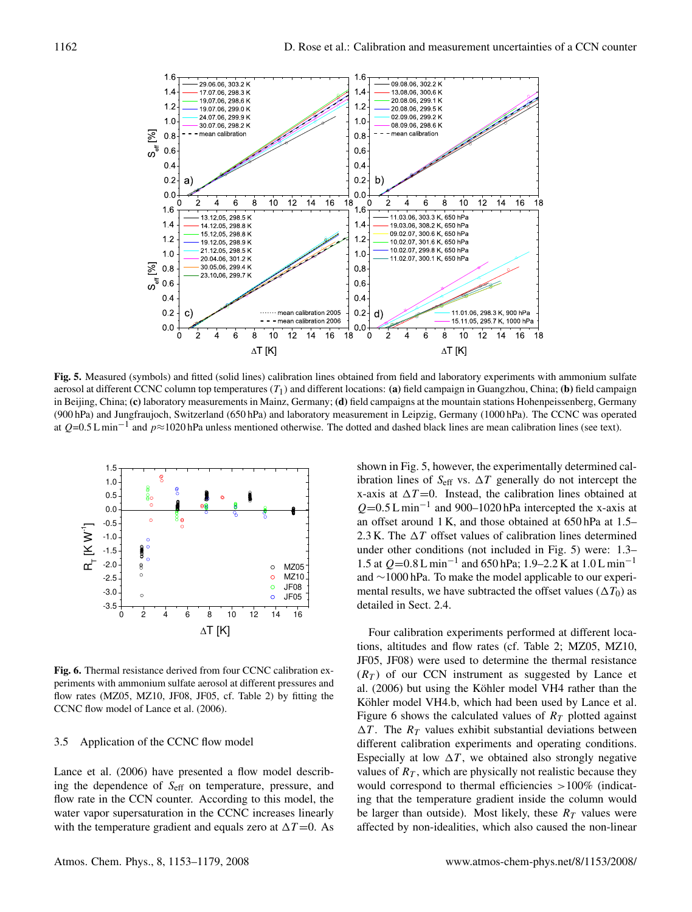**Fig. 5.** Measured (symbols) and fitted (solid lines) calibration lines obtained from field and laboratory experiments with ammonium sulfate aerosol at different CCNC column top temperatures ($T_1$) and different locations: **(a)** field campaign in Guangzhou, China; **(b)** field campaign in Beijing, China; **(c)** laboratory measurements in Mainz, Germany; **(d)** field campaigns at the mountain stations Hohenpeissenberg, Germany (900 hPa) and Jungfraujoch, Switzerland (650 hPa) and laboratory measurement in Leipzig, Germany (1000 hPa). The CCNC was operated at $Q$=0.5 L min$^{-1}$ and $p$≈1020 hPa unless mentioned otherwise. The dotted and dashed black lines are mean calibration lines (see text).

**Fig. 6.** Thermal resistance derived from four CCNC calibration experiments with ammonium sulfate aerosol at different pressures and flow rates (MZ05, MZ10, JF08, JF05, cf. Table 2) by fitting the CCNC flow model of Lance et al. (2006).

### 3.5 Application of the CCNC flow model

Lance et al. (2006) have presented a flow model describing the dependence of $S_{\mathrm{eff}}$ on temperature, pressure, and flow rate in the CCN counter. According to this model, the water vapor supersaturation in the CCNC increases linearly with the temperature gradient and equals zero at $\Delta T$=0. As shown in Fig. 5, however, the experimentally determined calibration lines of $S_{\mathrm{eff}}$ vs. $\Delta T$ generally do not intercept the x-axis at $\Delta T$=0. Instead, the calibration lines obtained at $Q$=0.5 L min$^{-1}$ and 900–1020 hPa intercepted the x-axis at an offset around 1 K, and those obtained at 650 hPa at 1.5–2.3 K. The $\Delta T$ offset values of calibration lines determined under other conditions (not included in Fig. 5) were: 1.3–1.5 at $Q$=0.8 L min$^{-1}$ and 650 hPa; 1.9–2.2 K at 1.0 L min$^{-1}$ and ~1000 hPa. To make the model applicable to our experimental results, we have subtracted the offset values ($\Delta T_0$) as detailed in Sect. 2.4.

Four calibration experiments performed at different locations, altitudes and flow rates (cf. Table 2; MZ05, MZ10, JF05, JF08) were used to determine the thermal resistance ($R_T$) of our CCN instrument as suggested by Lance et al. (2006) but using the Köhler model VH4 rather than the Köhler model VH4.b, which had been used by Lance et al. Figure 6 shows the calculated values of $R_T$ plotted against $\Delta T$. The $R_T$ values exhibit substantial deviations between different calibration experiments and operating conditions. Especially at low $\Delta T$, we obtained also strongly negative values of $R_T$, which are physically not realistic because they would correspond to thermal efficiencies >100% (indicating that the temperature gradient inside the column would be larger than outside). Most likely, these $R_T$ values were affected by non-idealities, which also caused the non-linear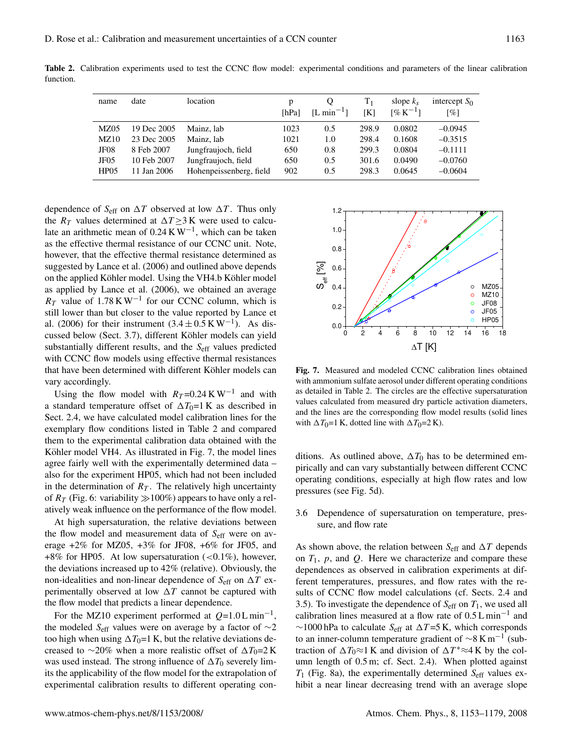**Table 2.** Calibration experiments used to test the CCNC flow model: experimental conditions and parameters of the linear calibration function.

| name | date | location | p [hPa] | Q [L min$^{-1}$] | $T_1$ [K] | slope $k_s$ [% K$^{-1}$] | intercept $S_0$ [%] |
|---|---|---|---|---|---|---|---|
| MZ05 | 19 Dec 2005 | Mainz, lab | 1023 | 0.5 | 298.9 | 0.0802 | –0.0945 |
| MZ10 | 23 Dec 2005 | Mainz, lab | 1021 | 1.0 | 298.4 | 0.1608 | –0.3515 |
| JF08 | 8 Feb 2007 | Jungfraujoch, field | 650 | 0.8 | 299.3 | 0.0804 | –0.1111 |
| JF05 | 10 Feb 2007 | Jungfraujoch, field | 650 | 0.5 | 301.6 | 0.0490 | –0.0760 |
| HP05 | 11 Jan 2006 | Hohenpeissenberg, field | 902 | 0.5 | 298.3 | 0.0645 | –0.0604 |

dependence of $S_{\text{eff}}$ on $\Delta T$ observed at low $\Delta T$. Thus only the $R_T$ values determined at $\Delta T \geq 3$ K were used to calculate an arithmetic mean of 0.24 K W$^{-1}$, which can be taken as the effective thermal resistance of our CCNC unit. Note, however, that the effective thermal resistance determined as suggested by Lance et al. (2006) and outlined above depends on the applied Köhler model. Using the VH4.b Köhler model as applied by Lance et al. (2006), we obtained an average $R_T$ value of 1.78 K W$^{-1}$ for our CCNC column, which is still lower than but closer to the value reported by Lance et al. (2006) for their instrument ($3.4 \pm 0.5$ K W$^{-1}$). As discussed below (Sect. 3.7), different Köhler models can yield substantially different results, and the $S_{\text{eff}}$ values predicted with CCNC flow models using effective thermal resistances that have been determined with different Köhler models can vary accordingly.

Using the flow model with $R_T$=0.24 K W$^{-1}$ and with a standard temperature offset of $\Delta T_0$=1 K as described in Sect. 2.4, we have calculated model calibration lines for the exemplary flow conditions listed in Table 2 and compared them to the experimental calibration data obtained with the Köhler model VH4. As illustrated in Fig. 7, the model lines agree fairly well with the experimentally determined data – also for the experiment HP05, which had not been included in the determination of $R_T$. The relatively high uncertainty of $R_T$ (Fig. 6: variability $\gg$100%) appears to have only a relatively weak influence on the performance of the flow model.

At high supersaturation, the relative deviations between the flow model and measurement data of $S_{\text{eff}}$ were on average +2% for MZ05, +3% for JF08, +6% for JF05, and +8% for HP05. At low supersaturation (<0.1%), however, the deviations increased up to 42% (relative). Obviously, the non-idealities and non-linear dependence of $S_{\text{eff}}$ on $\Delta T$ experimentally observed at low $\Delta T$ cannot be captured with the flow model that predicts a linear dependence.

For the MZ10 experiment performed at $Q$=1.0 L min$^{-1}$, the modeled $S_{\text{eff}}$ values were on average by a factor of ~2 too high when using $\Delta T_0$=1 K, but the relative deviations decreased to ~20% when a more realistic offset of $\Delta T_0$=2 K was used instead. The strong influence of $\Delta T_0$ severely limits the applicability of the flow model for the extrapolation of experimental calibration results to different operating conditions. As outlined above, $\Delta T_0$ has to be determined empirically and can vary substantially between different CCNC operating conditions, especially at high flow rates and low pressures (see Fig. 5d).

**Fig. 7.** Measured and modeled CCNC calibration lines obtained with ammonium sulfate aerosol under different operating conditions as detailed in Table 2. The circles are the effective supersaturation values calculated from measured dry particle activation diameters, and the lines are the corresponding flow model results (solid lines with $\Delta T_0$=1 K, dotted line with $\Delta T_0$=2 K).

### 3.6 Dependence of supersaturation on temperature, pressure, and flow rate

As shown above, the relation between $S_{\text{eff}}$ and $\Delta T$ depends on $T_1$, $p$, and $Q$. Here we characterize and compare these dependences as observed in calibration experiments at different temperatures, pressures, and flow rates with the results of CCNC flow model calculations (cf. Sects. 2.4 and 3.5). To investigate the dependence of $S_{\text{eff}}$ on $T_1$, we used all calibration lines measured at a flow rate of 0.5 L min$^{-1}$ and ~1000 hPa to calculate $S_{\text{eff}}$ at $\Delta T$=5 K, which corresponds to an inner-column temperature gradient of ~8 K m$^{-1}$ (subtraction of $\Delta T_0 \approx 1$ K and division of $\Delta T^* \approx 4$ K by the column length of 0.5 m; cf. Sect. 2.4). When plotted against $T_1$ (Fig. 8a), the experimentally determined $S_{\text{eff}}$ values exhibit a near linear decreasing trend with an average slope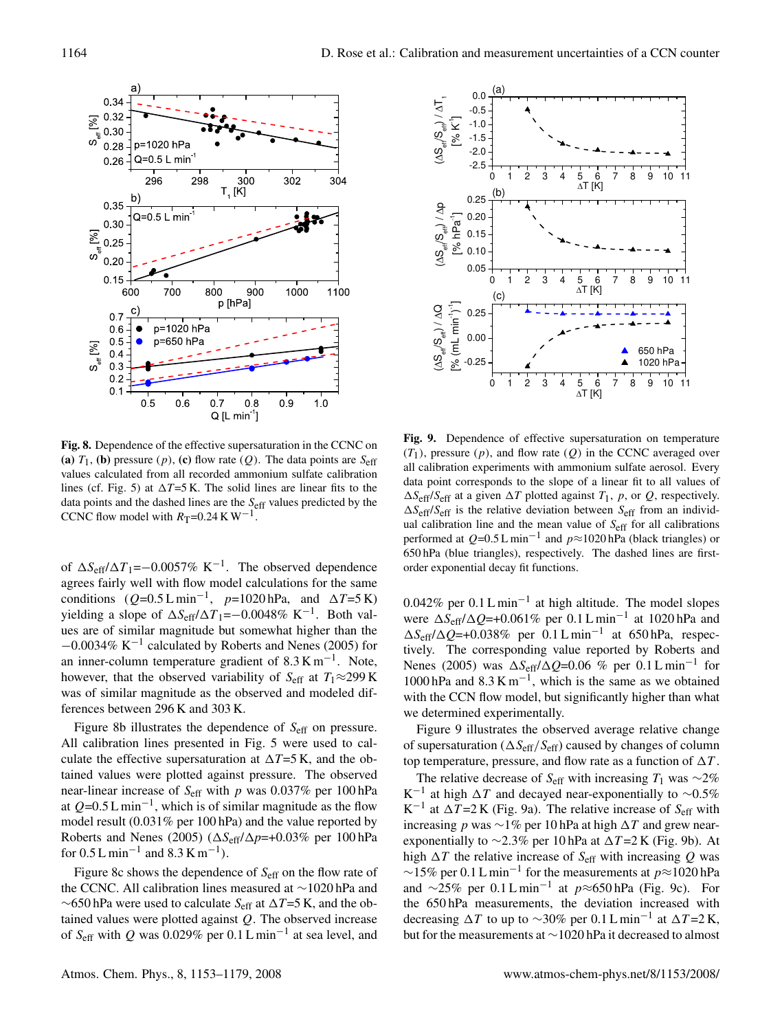**Fig. 8.** Dependence of the effective supersaturation in the CCNC on **(a)** $T_1$, **(b)** pressure ($p$), **(c)** flow rate ($Q$). The data points are $S_{\mathrm{eff}}$ values calculated from all recorded ammonium sulfate calibration lines (cf. Fig. 5) at $\Delta T$=5 K. The solid lines are linear fits to the data points and the dashed lines are the $S_{\mathrm{eff}}$ values predicted by the CCNC flow model with $R_{\mathrm{T}}$=0.24 K W$^{-1}$.

of $\Delta S_{\mathrm{eff}}/\Delta T_1$=−0.0057% K$^{-1}$. The observed dependence agrees fairly well with flow model calculations for the same conditions ($Q$=0.5 L min$^{-1}$, $p$=1020 hPa, and $\Delta T$=5 K) yielding a slope of $\Delta S_{\mathrm{eff}}/\Delta T_1$=−0.0048% K$^{-1}$. Both values are of similar magnitude but somewhat higher than the −0.0034% K$^{-1}$ calculated by Roberts and Nenes (2005) for an inner-column temperature gradient of 8.3 K m$^{-1}$. Note, however, that the observed variability of $S_{\mathrm{eff}}$ at $T_1$≈299 K was of similar magnitude as the observed and modeled differences between 296 K and 303 K.

Figure 8b illustrates the dependence of $S_{\mathrm{eff}}$ on pressure. All calibration lines presented in Fig. 5 were used to calculate the effective supersaturation at $\Delta T$=5 K, and the obtained values were plotted against pressure. The observed near-linear increase of $S_{\mathrm{eff}}$ with $p$ was 0.037% per 100 hPa at $Q$=0.5 L min$^{-1}$, which is of similar magnitude as the flow model result (0.031% per 100 hPa) and the value reported by Roberts and Nenes (2005) ($\Delta S_{\mathrm{eff}}/\Delta p$=+0.03% per 100 hPa for 0.5 L min$^{-1}$ and 8.3 K m$^{-1}$).

Figure 8c shows the dependence of $S_{\mathrm{eff}}$ on the flow rate of the CCNC. All calibration lines measured at ∼1020 hPa and ∼650 hPa were used to calculate $S_{\mathrm{eff}}$ at $\Delta T$=5 K, and the obtained values were plotted against $Q$. The observed increase of $S_{\mathrm{eff}}$ with $Q$ was 0.029% per 0.1 L min$^{-1}$ at sea level, and 0.042% per 0.1 L min$^{-1}$ at high altitude. The model slopes were $\Delta S_{\mathrm{eff}}/\Delta Q$=+0.061% per 0.1 L min$^{-1}$ at 1020 hPa and $\Delta S_{\mathrm{eff}}/\Delta Q$=+0.038% per 0.1 L min$^{-1}$ at 650 hPa, respectively. The corresponding value reported by Roberts and Nenes (2005) was $\Delta S_{\mathrm{eff}}/\Delta Q$=0.06 % per 0.1 L min$^{-1}$ for 1000 hPa and 8.3 K m$^{-1}$, which is the same as we obtained with the CCN flow model, but significantly higher than what we determined experimentally.

**Fig. 9.** Dependence of effective supersaturation on temperature ($T_1$), pressure ($p$), and flow rate ($Q$) in the CCNC averaged over all calibration experiments with ammonium sulfate aerosol. Every data point corresponds to the slope of a linear fit to all values of $\Delta S_{\mathrm{eff}}/S_{\mathrm{eff}}$ at a given $\Delta T$ plotted against $T_1$, $p$, or $Q$, respectively. $\Delta S_{\mathrm{eff}}/S_{\mathrm{eff}}$ is the relative deviation between $S_{\mathrm{eff}}$ from an individual calibration line and the mean value of $S_{\mathrm{eff}}$ for all calibrations performed at $Q$=0.5 L min$^{-1}$ and $p$≈1020 hPa (black triangles) or 650 hPa (blue triangles), respectively. The dashed lines are first-order exponential decay fit functions.

Figure 9 illustrates the observed average relative change of supersaturation ($\Delta S_{\mathrm{eff}}/S_{\mathrm{eff}}$) caused by changes of column top temperature, pressure, and flow rate as a function of $\Delta T$.

The relative decrease of $S_{\mathrm{eff}}$ with increasing $T_1$ was ∼2% K$^{-1}$ at high $\Delta T$ and decayed near-exponentially to ∼0.5% K$^{-1}$ at $\Delta T$=2 K (Fig. 9a). The relative increase of $S_{\mathrm{eff}}$ with increasing $p$ was ∼1% per 10 hPa at high $\Delta T$ and grew near-exponentially to ∼2.3% per 10 hPa at $\Delta T$=2 K (Fig. 9b). At high $\Delta T$ the relative increase of $S_{\mathrm{eff}}$ with increasing $Q$ was ∼15% per 0.1 L min$^{-1}$ for the measurements at $p$≈1020 hPa and ∼25% per 0.1 L min$^{-1}$ at $p$≈650 hPa (Fig. 9c). For the 650 hPa measurements, the deviation increased with decreasing $\Delta T$ to up to ∼30% per 0.1 L min$^{-1}$ at $\Delta T$=2 K, but for the measurements at ∼1020 hPa it decreased to almost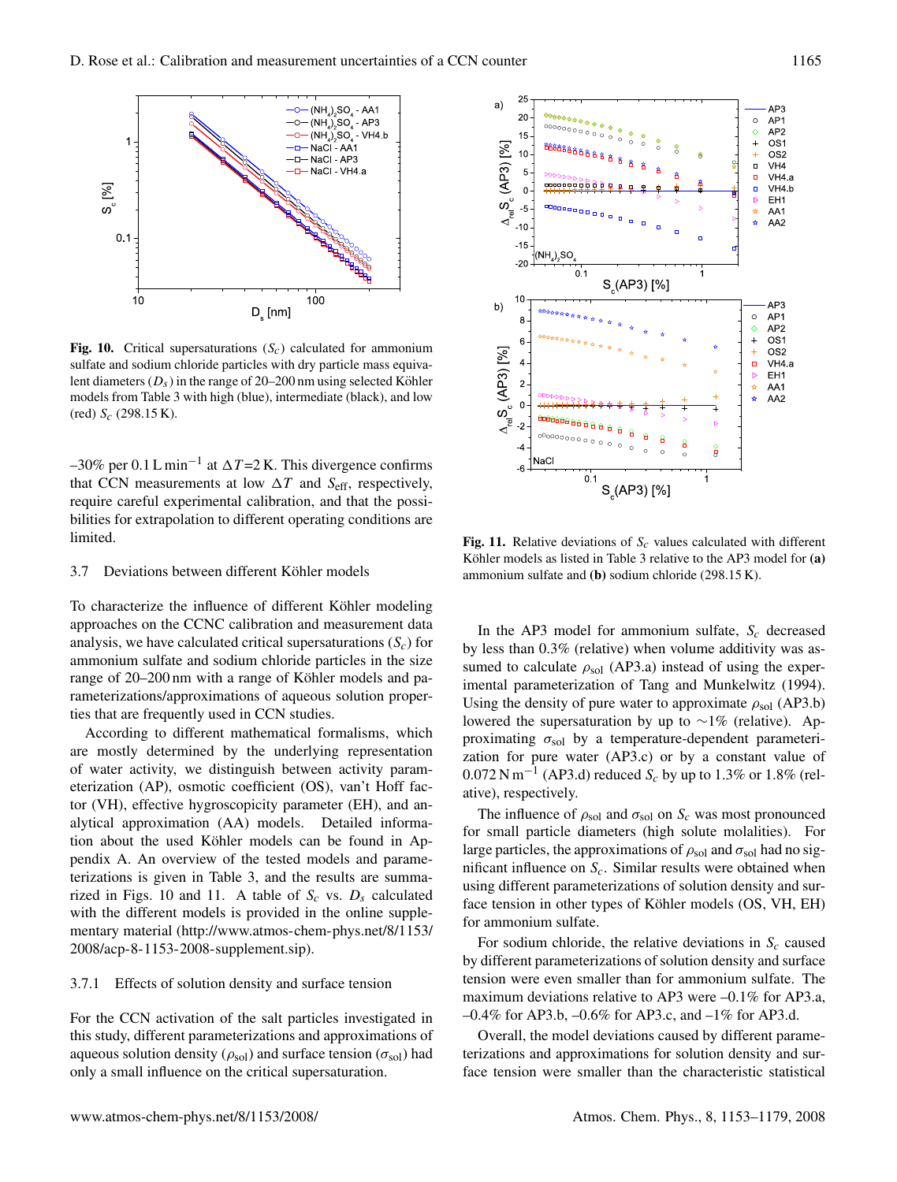**Fig. 10.** Critical supersaturations ($S_c$) calculated for ammonium sulfate and sodium chloride particles with dry particle mass equivalent diameters ($D_s$) in the range of 20–200 nm using selected Köhler models from Table 3 with high (blue), intermediate (black), and low (red) $S_c$ (298.15 K).

–30% per 0.1 L min$^{-1}$ at $\Delta T$=2 K. This divergence confirms that CCN measurements at low $\Delta T$ and $S_{eff}$, respectively, require careful experimental calibration, and that the possibilities for extrapolation to different operating conditions are limited.

### 3.7 Deviations between different Köhler models

To characterize the influence of different Köhler modeling approaches on the CCNC calibration and measurement data analysis, we have calculated critical supersaturations ($S_c$) for ammonium sulfate and sodium chloride particles in the size range of 20–200 nm with a range of Köhler models and parameterizations/approximations of aqueous solution properties that are frequently used in CCN studies.

According to different mathematical formalisms, which are mostly determined by the underlying representation of water activity, we distinguish between activity parameterization (AP), osmotic coefficient (OS), van't Hoff factor (VH), effective hygroscopicity parameter (EH), and analytical approximation (AA) models. Detailed information about the used Köhler models can be found in Appendix A. An overview of the tested models and parameterizations is given in Table 3, and the results are summarized in Figs. 10 and 11. A table of $S_c$ vs. $D_s$ calculated with the different models is provided in the online supplementary material (http://www.atmos-chem-phys.net/8/1153/2008/acp-8-1153-2008-supplement.zip).

#### 3.7.1 Effects of solution density and surface tension

For the CCN activation of the salt particles investigated in this study, different parameterizations and approximations of aqueous solution density ($\rho_{sol}$) and surface tension ($\sigma_{sol}$) had only a small influence on the critical supersaturation.

**Fig. 11.** Relative deviations of $S_c$ values calculated with different Köhler models as listed in Table 3 relative to the AP3 model for **(a)** ammonium sulfate and **(b)** sodium chloride (298.15 K).

In the AP3 model for ammonium sulfate, $S_c$ decreased by less than 0.3% (relative) when volume additivity was assumed to calculate $\rho_{sol}$ (AP3.a) instead of using the experimental parameterization of Tang and Munkelwitz (1994). Using the density of pure water to approximate $\rho_{sol}$ (AP3.b) lowered the supersaturation by up to ~1% (relative). Approximating $\sigma_{sol}$ by a temperature-dependent parameterization for pure water (AP3.c) or by a constant value of 0.072 N m$^{-1}$ (AP3.d) reduced $S_c$ by up to 1.3% or 1.8% (relative), respectively.

The influence of $\rho_{sol}$ and $\sigma_{sol}$ on $S_c$ was most pronounced for small particle diameters (high solute molalities). For large particles, the approximations of $\rho_{sol}$ and $\sigma_{sol}$ had no significant influence on $S_c$. Similar results were obtained when using different parameterizations of solution density and surface tension in other types of Köhler models (OS, VH, EH) for ammonium sulfate.

For sodium chloride, the relative deviations in $S_c$ caused by different parameterizations of solution density and surface tension were even smaller than for ammonium sulfate. The maximum deviations relative to AP3 were –0.1% for AP3.a, –0.4% for AP3.b, –0.6% for AP3.c, and –1% for AP3.d.

Overall, the model deviations caused by different parameterizations and approximations for solution density and surface tension were smaller than the characteristic statistical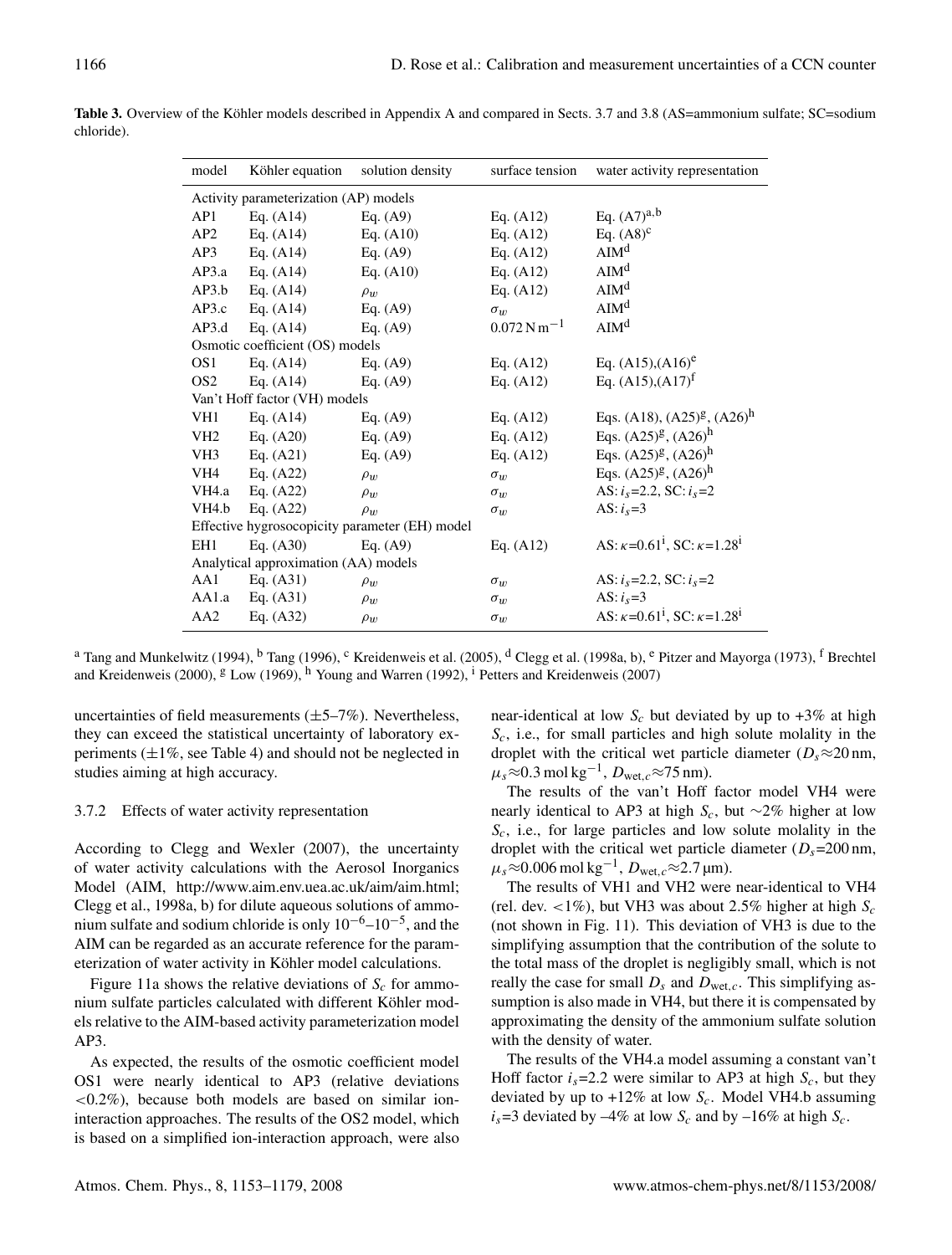**Table 3.** Overview of the Köhler models described in Appendix A and compared in Sects. 3.7 and 3.8 (AS=ammonium sulfate; SC=sodium chloride).

| model | Köhler equation | solution density | surface tension | water activity representation |
|---|---|---|---|---|
| Activity parameterization (AP) models | | | | |
| AP1 | Eq. (A14) | Eq. (A9) | Eq. (A12) | Eq. (A7)[a,b] |
| AP2 | Eq. (A14) | Eq. (A10) | Eq. (A12) | Eq. (A8)[c] |
| AP3 | Eq. (A14) | Eq. (A9) | Eq. (A12) | AIM[d] |
| AP3.a | Eq. (A14) | Eq. (A10) | Eq. (A12) | AIM[d] |
| AP3.b | Eq. (A14) | $\rho_w$ | Eq. (A12) | AIM[d] |
| AP3.c | Eq. (A14) | Eq. (A9) | $\sigma_w$ | AIM[d] |
| AP3.d | Eq. (A14) | Eq. (A9) | $0.072\,\mathrm{N\,m^{-1}}$ | AIM[d] |
| Osmotic coefficient (OS) models | | | | |
| OS1 | Eq. (A14) | Eq. (A9) | Eq. (A12) | Eq. (A15),(A16)[e] |
| OS2 | Eq. (A14) | Eq. (A9) | Eq. (A12) | Eq. (A15),(A17)[f] |
| Van't Hoff factor (VH) models | | | | |
| VH1 | Eq. (A14) | Eq. (A9) | Eq. (A12) | Eqs. (A18), (A25)[g], (A26)[h] |
| VH2 | Eq. (A20) | Eq. (A9) | Eq. (A12) | Eqs. (A25)[g], (A26)[h] |
| VH3 | Eq. (A21) | Eq. (A9) | Eq. (A12) | Eqs. (A25)[g], (A26)[h] |
| VH4 | Eq. (A22) | $\rho_w$ | $\sigma_w$ | Eqs. (A25)[g], (A26)[h] |
| VH4.a | Eq. (A22) | $\rho_w$ | $\sigma_w$ | AS: $i_s$=2.2, SC: $i_s$=2 |
| VH4.b | Eq. (A22) | $\rho_w$ | $\sigma_w$ | AS: $i_s$=3 |
| Effective hygrosocopicity parameter (EH) model | | | | |
| EH1 | Eq. (A30) | Eq. (A9) | Eq. (A12) | AS: $\kappa$=0.61[i], SC: $\kappa$=1.28[i] |
| Analytical approximation (AA) models | | | | |
| AA1 | Eq. (A31) | $\rho_w$ | $\sigma_w$ | AS: $i_s$=2.2, SC: $i_s$=2 |
| AA1.a | Eq. (A31) | $\rho_w$ | $\sigma_w$ | AS: $i_s$=3 |
| AA2 | Eq. (A32) | $\rho_w$ | $\sigma_w$ | AS: $\kappa$=0.61[i], SC: $\kappa$=1.28[i] |

[a] Tang and Munkelwitz (1994), [b] Tang (1996), [c] Kreidenweis et al. (2005), [d] Clegg et al. (1998a, b), [e] Pitzer and Mayorga (1973), [f] Brechtel and Kreidenweis (2000), [g] Low (1969), [h] Young and Warren (1992), [i] Petters and Kreidenweis (2007)

uncertainties of field measurements (±5–7%). Nevertheless, they can exceed the statistical uncertainty of laboratory experiments (±1%, see Table 4) and should not be neglected in studies aiming at high accuracy.

### 3.7.2 Effects of water activity representation

According to Clegg and Wexler (2007), the uncertainty of water activity calculations with the Aerosol Inorganics Model (AIM, http://www.aim.env.uea.ac.uk/aim/aim.html; Clegg et al., 1998a, b) for dilute aqueous solutions of ammonium sulfate and sodium chloride is only $10^{-6}$–$10^{-5}$, and the AIM can be regarded as an accurate reference for the parameterization of water activity in Köhler model calculations.

Figure 11a shows the relative deviations of $S_c$ for ammonium sulfate particles calculated with different Köhler models relative to the AIM-based activity parameterization model AP3.

As expected, the results of the osmotic coefficient model OS1 were nearly identical to AP3 (relative deviations <0.2%), because both models are based on similar ion-interaction approaches. The results of the OS2 model, which is based on a simplified ion-interaction approach, were also near-identical at low $S_c$ but deviated by up to +3% at high $S_c$, i.e., for small particles and high solute molality in the droplet with the critical wet particle diameter ($D_s$≈20 nm, $\mu_s$≈0.3 mol kg$^{-1}$, $D_{\mathrm{wet},c}$≈75 nm).

The results of the van't Hoff factor model VH4 were nearly identical to AP3 at high $S_c$, but ∼2% higher at low $S_c$, i.e., for large particles and low solute molality in the droplet with the critical wet particle diameter ($D_s$=200 nm, $\mu_s$≈0.006 mol kg$^{-1}$, $D_{\mathrm{wet},c}$≈2.7 µm).

The results of VH1 and VH2 were near-identical to VH4 (rel. dev. <1%), but VH3 was about 2.5% higher at high $S_c$ (not shown in Fig. 11). This deviation of VH3 is due to the simplifying assumption that the contribution of the solute to the total mass of the droplet is negligibly small, which is not really the case for small $D_s$ and $D_{\mathrm{wet},c}$. This simplifying assumption is also made in VH4, but there it is compensated by approximating the density of the ammonium sulfate solution with the density of water.

The results of the VH4.a model assuming a constant van't Hoff factor $i_s$=2.2 were similar to AP3 at high $S_c$, but they deviated by up to +12% at low $S_c$. Model VH4.b assuming $i_s$=3 deviated by –4% at low $S_c$ and by –16% at high $S_c$.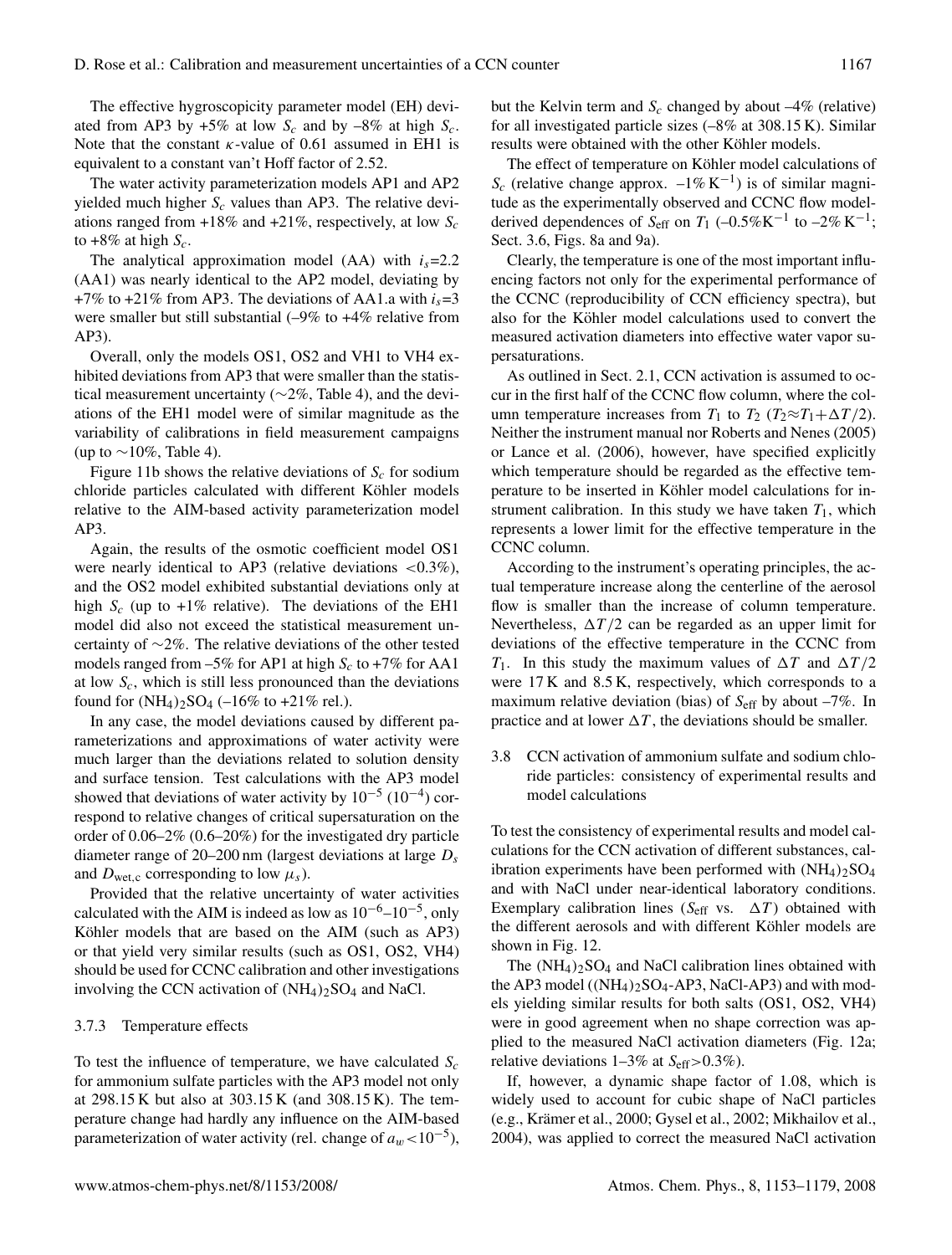The effective hygroscopicity parameter model (EH) deviated from AP3 by +5% at low $S_c$ and by –8% at high $S_c$. Note that the constant $\kappa$-value of 0.61 assumed in EH1 is equivalent to a constant van't Hoff factor of 2.52.

The water activity parameterization models AP1 and AP2 yielded much higher $S_c$ values than AP3. The relative deviations ranged from +18% and +21%, respectively, at low $S_c$ to +8% at high $S_c$.

The analytical approximation model (AA) with $i_s$=2.2 (AA1) was nearly identical to the AP2 model, deviating by +7% to +21% from AP3. The deviations of AA1.a with $i_s$=3 were smaller but still substantial (–9% to +4% relative from AP3).

Overall, only the models OS1, OS2 and VH1 to VH4 exhibited deviations from AP3 that were smaller than the statistical measurement uncertainty (∼2%, Table 4), and the deviations of the EH1 model were of similar magnitude as the variability of calibrations in field measurement campaigns (up to ∼10%, Table 4).

Figure 11b shows the relative deviations of $S_c$ for sodium chloride particles calculated with different Köhler models relative to the AIM-based activity parameterization model AP3.

Again, the results of the osmotic coefficient model OS1 were nearly identical to AP3 (relative deviations <0.3%), and the OS2 model exhibited substantial deviations only at high $S_c$ (up to +1% relative). The deviations of the EH1 model did also not exceed the statistical measurement uncertainty of ∼2%. The relative deviations of the other tested models ranged from –5% for AP1 at high $S_c$ to +7% for AA1 at low $S_c$, which is still less pronounced than the deviations found for $(NH_4)_2SO_4$ (–16% to +21% rel.).

In any case, the model deviations caused by different parameterizations and approximations of water activity were much larger than the deviations related to solution density and surface tension. Test calculations with the AP3 model showed that deviations of water activity by $10^{-5}$ ($10^{-4}$) correspond to relative changes of critical supersaturation on the order of 0.06–2% (0.6–20%) for the investigated dry particle diameter range of 20–200 nm (largest deviations at large $D_s$ and $D_{wet,c}$ corresponding to low $\mu_s$).

Provided that the relative uncertainty of water activities calculated with the AIM is indeed as low as $10^{-6}$–$10^{-5}$, only Köhler models that are based on the AIM (such as AP3) or that yield very similar results (such as OS1, OS2, VH4) should be used for CCNC calibration and other investigations involving the CCN activation of $(NH_4)_2SO_4$ and NaCl.

#### 3.7.3 Temperature effects

To test the influence of temperature, we have calculated $S_c$ for ammonium sulfate particles with the AP3 model not only at 298.15 K but also at 303.15 K (and 308.15 K). The temperature change had hardly any influence on the AIM-based parameterization of water activity (rel. change of $a_w < 10^{-5}$), but the Kelvin term and $S_c$ changed by about –4% (relative) for all investigated particle sizes (–8% at 308.15 K). Similar results were obtained with the other Köhler models.

The effect of temperature on Köhler model calculations of $S_c$ (relative change approx. $-1\%\,K^{-1}$) is of similar magnitude as the experimentally observed and CCNC flow model-derived dependences of $S_{eff}$ on $T_1$ ($-0.5\%K^{-1}$ to $-2\%\,K^{-1}$; Sect. 3.6, Figs. 8a and 9a).

Clearly, the temperature is one of the most important influencing factors not only for the experimental performance of the CCNC (reproducibility of CCN efficiency spectra), but also for the Köhler model calculations used to convert the measured activation diameters into effective water vapor supersaturations.

As outlined in Sect. 2.1, CCN activation is assumed to occur in the first half of the CCNC flow column, where the column temperature increases from $T_1$ to $T_2$ ($T_2 \approx T_1 + \Delta T/2$). Neither the instrument manual nor Roberts and Nenes (2005) or Lance et al. (2006), however, have specified explicitly which temperature should be regarded as the effective temperature to be inserted in Köhler model calculations for instrument calibration. In this study we have taken $T_1$, which represents a lower limit for the effective temperature in the CCNC column.

According to the instrument's operating principles, the actual temperature increase along the centerline of the aerosol flow is smaller than the increase of column temperature. Nevertheless, $\Delta T/2$ can be regarded as an upper limit for deviations of the effective temperature in the CCNC from $T_1$. In this study the maximum values of $\Delta T$ and $\Delta T/2$ were 17 K and 8.5 K, respectively, which corresponds to a maximum relative deviation (bias) of $S_{eff}$ by about –7%. In practice and at lower $\Delta T$, the deviations should be smaller.

### 3.8 CCN activation of ammonium sulfate and sodium chloride particles: consistency of experimental results and model calculations

To test the consistency of experimental results and model calculations for the CCN activation of different substances, calibration experiments have been performed with $(NH_4)_2SO_4$ and with NaCl under near-identical laboratory conditions. Exemplary calibration lines ($S_{eff}$ vs. $\Delta T$) obtained with the different aerosols and with different Köhler models are shown in Fig. 12.

The $(NH_4)_2SO_4$ and NaCl calibration lines obtained with the AP3 model ($(NH_4)_2SO_4$-AP3, NaCl-AP3) and with models yielding similar results for both salts (OS1, OS2, VH4) were in good agreement when no shape correction was applied to the measured NaCl activation diameters (Fig. 12a; relative deviations 1–3% at $S_{eff}$>0.3%).

If, however, a dynamic shape factor of 1.08, which is widely used to account for cubic shape of NaCl particles (e.g., Krämer et al., 2000; Gysel et al., 2002; Mikhailov et al., 2004), was applied to correct the measured NaCl activation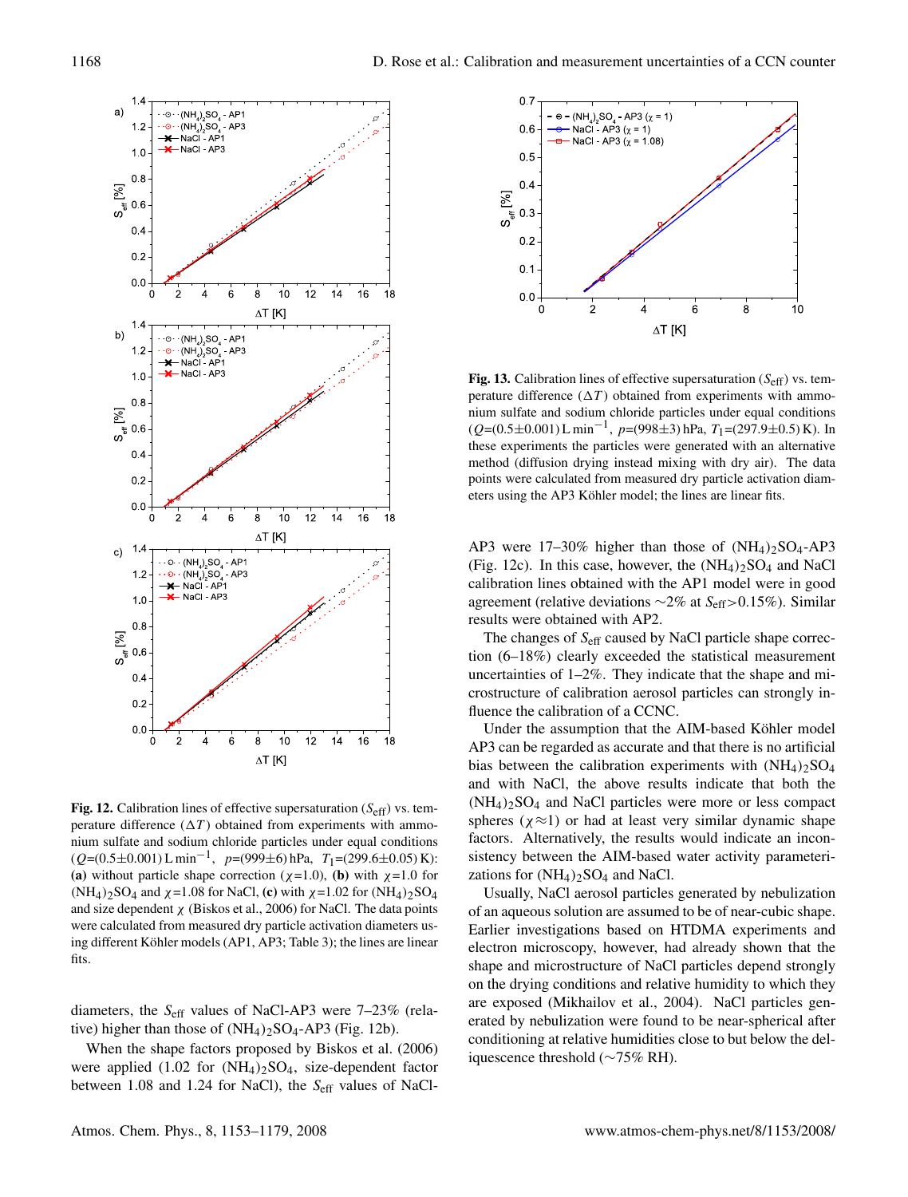**Fig. 12.** Calibration lines of effective supersaturation ($S_{\text{eff}}$) vs. temperature difference ($\Delta T$) obtained from experiments with ammonium sulfate and sodium chloride particles under equal conditions ($Q$=(0.5±0.001) L min$^{-1}$, $p$=(999±6) hPa, $T_1$=(299.6±0.05) K): **(a)** without particle shape correction ($\chi$=1.0), **(b)** with $\chi$=1.0 for $(NH_4)_2SO_4$ and $\chi$=1.08 for NaCl, **(c)** with $\chi$=1.02 for $(NH_4)_2SO_4$ and size dependent $\chi$ (Biskos et al., 2006) for NaCl. The data points were calculated from measured dry particle activation diameters using different Köhler models (AP1, AP3; Table 3); the lines are linear fits.

diameters, the $S_{\text{eff}}$ values of NaCl-AP3 were 7–23% (relative) higher than those of $(NH_4)_2SO_4$-AP3 (Fig. 12b).

When the shape factors proposed by Biskos et al. (2006) were applied (1.02 for $(NH_4)_2SO_4$, size-dependent factor between 1.08 and 1.24 for NaCl), the $S_{\text{eff}}$ values of NaCl-AP3 were 17–30% higher than those of $(NH_4)_2SO_4$-AP3 (Fig. 12c). In this case, however, the $(NH_4)_2SO_4$ and NaCl calibration lines obtained with the AP1 model were in good agreement (relative deviations ~2% at $S_{\text{eff}}$>0.15%). Similar results were obtained with AP2.

The changes of $S_{\text{eff}}$ caused by NaCl particle shape correction (6–18%) clearly exceeded the statistical measurement uncertainties of 1–2%. They indicate that the shape and microstructure of calibration aerosol particles can strongly influence the calibration of a CCNC.

Under the assumption that the AIM-based Köhler model AP3 can be regarded as accurate and that there is no artificial bias between the calibration experiments with $(NH_4)_2SO_4$ and with NaCl, the above results indicate that both the $(NH_4)_2SO_4$ and NaCl particles were more or less compact spheres ($\chi$≈1) or had at least very similar dynamic shape factors. Alternatively, the results would indicate an inconsistency between the AIM-based water activity parameterizations for $(NH_4)_2SO_4$ and NaCl.

Usually, NaCl aerosol particles generated by nebulization of an aqueous solution are assumed to be of near-cubic shape. Earlier investigations based on HTDMA experiments and electron microscopy, however, had already shown that the shape and microstructure of NaCl particles depend strongly on the drying conditions and relative humidity to which they are exposed (Mikhailov et al., 2004). NaCl particles generated by nebulization were found to be near-spherical after conditioning at relative humidities close to but below the deliquescence threshold (~75% RH).

**Fig. 13.** Calibration lines of effective supersaturation ($S_{\text{eff}}$) vs. temperature difference ($\Delta T$) obtained from experiments with ammonium sulfate and sodium chloride particles under equal conditions ($Q$=(0.5±0.001) L min$^{-1}$, $p$=(998±3) hPa, $T_1$=(297.9±0.5) K). In these experiments the particles were generated with an alternative method (diffusion drying instead mixing with dry air). The data points were calculated from measured dry particle activation diameters using the AP3 Köhler model; the lines are linear fits.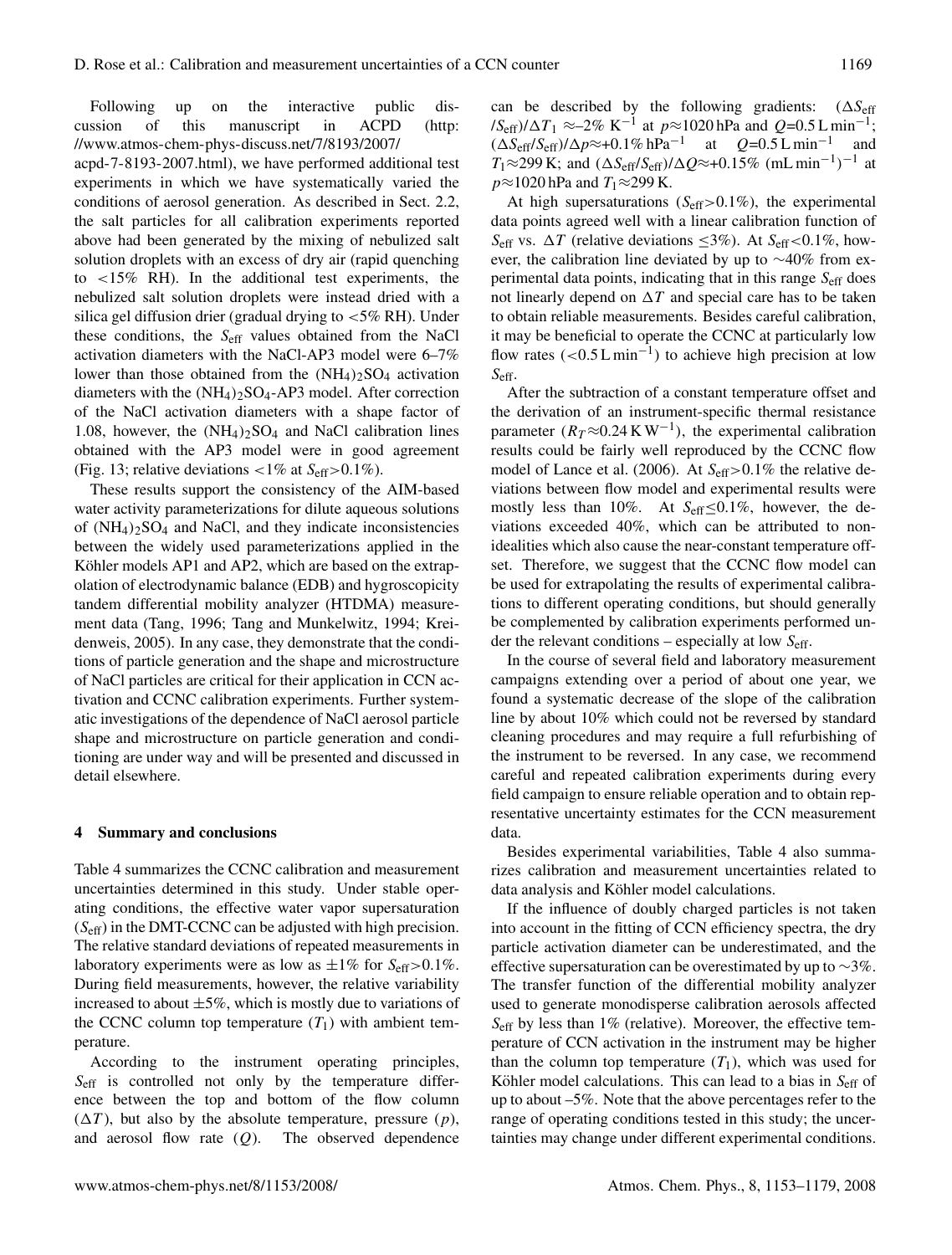Following up on the interactive public discussion of this manuscript in ACPD (http://www.atmos-chem-phys-discuss.net/7/8193/2007/acpd-7-8193-2007.html), we have performed additional test experiments in which we have systematically varied the conditions of aerosol generation. As described in Sect. 2.2, the salt particles for all calibration experiments reported above had been generated by the mixing of nebulized salt solution droplets with an excess of dry air (rapid quenching to <15% RH). In the additional test experiments, the nebulized salt solution droplets were instead dried with a silica gel diffusion drier (gradual drying to <5% RH). Under these conditions, the $S_{eff}$ values obtained from the NaCl activation diameters with the NaCl-AP3 model were 6–7% lower than those obtained from the $(NH_4)_2SO_4$ activation diameters with the $(NH_4)_2SO_4$-AP3 model. After correction of the NaCl activation diameters with a shape factor of 1.08, however, the $(NH_4)_2SO_4$ and NaCl calibration lines obtained with the AP3 model were in good agreement (Fig. 13; relative deviations <1% at $S_{eff}$>0.1%).

These results support the consistency of the AIM-based water activity parameterizations for dilute aqueous solutions of $(NH_4)_2SO_4$ and NaCl, and they indicate inconsistencies between the widely used parameterizations applied in the Köhler models AP1 and AP2, which are based on the extrapolation of electrodynamic balance (EDB) and hygroscopicity tandem differential mobility analyzer (HTDMA) measurement data (Tang, 1996; Tang and Munkelwitz, 1994; Kreidenweis, 2005). In any case, they demonstrate that the conditions of particle generation and the shape and microstructure of NaCl particles are critical for their application in CCN activation and CCNC calibration experiments. Further systematic investigations of the dependence of NaCl aerosol particle shape and microstructure on particle generation and conditioning are under way and will be presented and discussed in detail elsewhere.

## 4 Summary and conclusions

Table 4 summarizes the CCNC calibration and measurement uncertainties determined in this study. Under stable operating conditions, the effective water vapor supersaturation ($S_{eff}$) in the DMT-CCNC can be adjusted with high precision. The relative standard deviations of repeated measurements in laboratory experiments were as low as ±1% for $S_{eff}$>0.1%. During field measurements, however, the relative variability increased to about ±5%, which is mostly due to variations of the CCNC column top temperature ($T_1$) with ambient temperature.

According to the instrument operating principles, $S_{eff}$ is controlled not only by the temperature difference between the top and bottom of the flow column ($\Delta T$), but also by the absolute temperature, pressure ($p$), and aerosol flow rate ($Q$). The observed dependence can be described by the following gradients: $(\Delta S_{eff}/S_{eff})/\Delta T_1 \approx$–2% $K^{-1}$ at $p\approx$1020 hPa and $Q$=0.5 L $min^{-1}$; $(\Delta S_{eff}/S_{eff})/\Delta p\approx$+0.1% $hPa^{-1}$ at $Q$=0.5 L $min^{-1}$ and $T_1\approx$299 K; and $(\Delta S_{eff}/S_{eff})/\Delta Q\approx$+0.15% (mL $min^{-1}$)$^{-1}$ at $p\approx$1020 hPa and $T_1\approx$299 K.

At high supersaturations ($S_{eff}$>0.1%), the experimental data points agreed well with a linear calibration function of $S_{eff}$ vs. $\Delta T$ (relative deviations ≤3%). At $S_{eff}$<0.1%, however, the calibration line deviated by up to ~40% from experimental data points, indicating that in this range $S_{eff}$ does not linearly depend on $\Delta T$ and special care has to be taken to obtain reliable measurements. Besides careful calibration, it may be beneficial to operate the CCNC at particularly low flow rates (<0.5 L $min^{-1}$) to achieve high precision at low $S_{eff}$.

After the subtraction of a constant temperature offset and the derivation of an instrument-specific thermal resistance parameter ($R_T\approx$0.24 K $W^{-1}$), the experimental calibration results could be fairly well reproduced by the CCNC flow model of Lance et al. (2006). At $S_{eff}$>0.1% the relative deviations between flow model and experimental results were mostly less than 10%. At $S_{eff}$≤0.1%, however, the deviations exceeded 40%, which can be attributed to nonidealities which also cause the near-constant temperature offset. Therefore, we suggest that the CCNC flow model can be used for extrapolating the results of experimental calibrations to different operating conditions, but should generally be complemented by calibration experiments performed under the relevant conditions – especially at low $S_{eff}$.

In the course of several field and laboratory measurement campaigns extending over a period of about one year, we found a systematic decrease of the slope of the calibration line by about 10% which could not be reversed by standard cleaning procedures and may require a full refurbishing of the instrument to be reversed. In any case, we recommend careful and repeated calibration experiments during every field campaign to ensure reliable operation and to obtain representative uncertainty estimates for the CCN measurement data.

Besides experimental variabilities, Table 4 also summarizes calibration and measurement uncertainties related to data analysis and Köhler model calculations.

If the influence of doubly charged particles is not taken into account in the fitting of CCN efficiency spectra, the dry particle activation diameter can be underestimated, and the effective supersaturation can be overestimated by up to ~3%. The transfer function of the differential mobility analyzer used to generate monodisperse calibration aerosols affected $S_{eff}$ by less than 1% (relative). Moreover, the effective temperature of CCN activation in the instrument may be higher than the column top temperature ($T_1$), which was used for Köhler model calculations. This can lead to a bias in $S_{eff}$ of up to about –5%. Note that the above percentages refer to the range of operating conditions tested in this study; the uncertainties may change under different experimental conditions.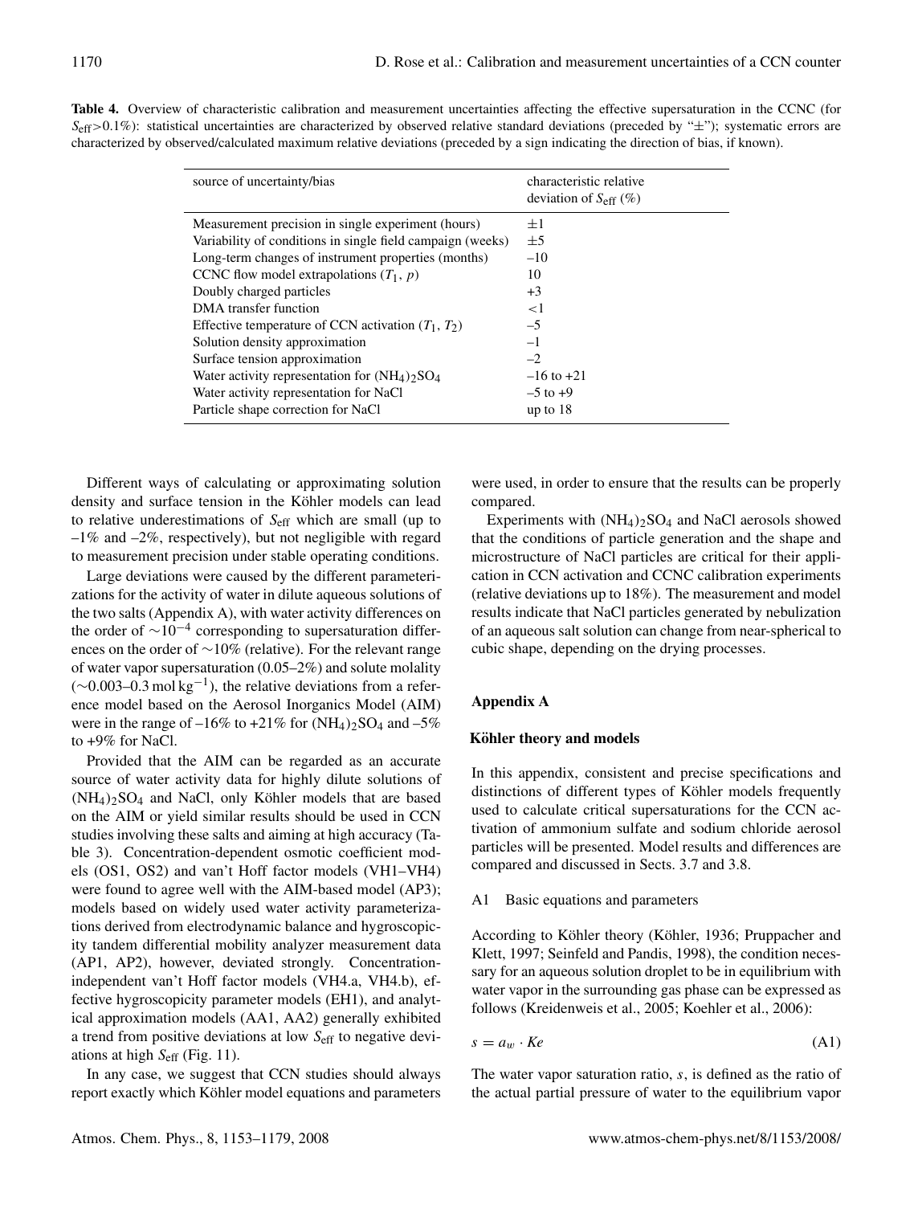**Table 4.** Overview of characteristic calibration and measurement uncertainties affecting the effective supersaturation in the CCNC (for $S_{eff}>0.1\%$): statistical uncertainties are characterized by observed relative standard deviations (preceded by "±"); systematic errors are characterized by observed/calculated maximum relative deviations (preceded by a sign indicating the direction of bias, if known).

| source of uncertainty/bias | characteristic relative deviation of $S_{eff}$ (%) |
|---|---|
| Measurement precision in single experiment (hours) | ±1 |
| Variability of conditions in single field campaign (weeks) | ±5 |
| Long-term changes of instrument properties (months) | –10 |
| CCNC flow model extrapolations ($T_1$, $p$) | 10 |
| Doubly charged particles | +3 |
| DMA transfer function | <1 |
| Effective temperature of CCN activation ($T_1$, $T_2$) | –5 |
| Solution density approximation | –1 |
| Surface tension approximation | –2 |
| Water activity representation for $(NH_4)_2SO_4$ | –16 to +21 |
| Water activity representation for NaCl | –5 to +9 |
| Particle shape correction for NaCl | up to 18 |

Different ways of calculating or approximating solution density and surface tension in the Köhler models can lead to relative underestimations of $S_{eff}$ which are small (up to –1% and –2%, respectively), but not negligible with regard to measurement precision under stable operating conditions.

Large deviations were caused by the different parameterizations for the activity of water in dilute aqueous solutions of the two salts (Appendix A), with water activity differences on the order of $\sim 10^{-4}$ corresponding to supersaturation differences on the order of ~10% (relative). For the relevant range of water vapor supersaturation (0.05–2%) and solute molality (~0.003–0.3 $mol\,kg^{-1}$), the relative deviations from a reference model based on the Aerosol Inorganics Model (AIM) were in the range of –16% to +21% for $(NH_4)_2SO_4$ and –5% to +9% for NaCl.

Provided that the AIM can be regarded as an accurate source of water activity data for highly dilute solutions of $(NH_4)_2SO_4$ and NaCl, only Köhler models that are based on the AIM or yield similar results should be used in CCN studies involving these salts and aiming at high accuracy (Table 3). Concentration-dependent osmotic coefficient models (OS1, OS2) and van't Hoff factor models (VH1–VH4) were found to agree well with the AIM-based model (AP3); models based on widely used water activity parameterizations derived from electrodynamic balance and hygroscopicity tandem differential mobility analyzer measurement data (AP1, AP2), however, deviated strongly. Concentration-independent van't Hoff factor models (VH4.a, VH4.b), effective hygroscopicity parameter models (EH1), and analytical approximation models (AA1, AA2) generally exhibited a trend from positive deviations at low $S_{eff}$ to negative deviations at high $S_{eff}$ (Fig. 11).

In any case, we suggest that CCN studies should always report exactly which Köhler model equations and parameters were used, in order to ensure that the results can be properly compared.

Experiments with $(NH_4)_2SO_4$ and NaCl aerosols showed that the conditions of particle generation and the shape and microstructure of NaCl particles are critical for their application in CCN activation and CCNC calibration experiments (relative deviations up to 18%). The measurement and model results indicate that NaCl particles generated by nebulization of an aqueous salt solution can change from near-spherical to cubic shape, depending on the drying processes.

## Appendix A

### Köhler theory and models

In this appendix, consistent and precise specifications and distinctions of different types of Köhler models frequently used to calculate critical supersaturations for the CCN activation of ammonium sulfate and sodium chloride aerosol particles will be presented. Model results and differences are compared and discussed in Sects. 3.7 and 3.8.

#### A1 Basic equations and parameters

According to Köhler theory (Köhler, 1936; Pruppacher and Klett, 1997; Seinfeld and Pandis, 1998), the condition necessary for an aqueous solution droplet to be in equilibrium with water vapor in the surrounding gas phase can be expressed as follows (Kreidenweis et al., 2005; Koehler et al., 2006):

$$s = a_w \cdot Ke \tag{A1}$$

The water vapor saturation ratio, $s$, is defined as the ratio of the actual partial pressure of water to the equilibrium vapor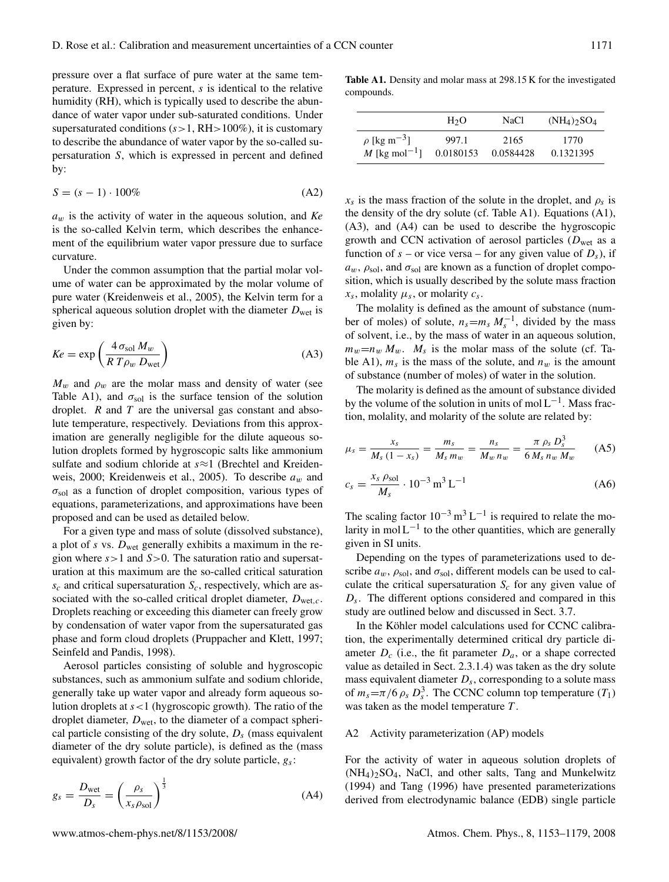pressure over a flat surface of pure water at the same temperature. Expressed in percent, $s$ is identical to the relative humidity (RH), which is typically used to describe the abundance of water vapor under sub-saturated conditions. Under supersaturated conditions ($s>1$, RH>100%), it is customary to describe the abundance of water vapor by the so-called supersaturation $S$, which is expressed in percent and defined by:

$$S = (s - 1) \cdot 100\% \tag{A2}$$

$a_w$ is the activity of water in the aqueous solution, and $Ke$ is the so-called Kelvin term, which describes the enhancement of the equilibrium water vapor pressure due to surface curvature.

Under the common assumption that the partial molar volume of water can be approximated by the molar volume of pure water (Kreidenweis et al., 2005), the Kelvin term for a spherical aqueous solution droplet with the diameter $D_{\text{wet}}$ is given by:

$$Ke = \exp\left(\frac{4\,\sigma_{\text{sol}}\,M_w}{R\,T\,\rho_w\,D_{\text{wet}}}\right) \tag{A3}$$

$M_w$ and $\rho_w$ are the molar mass and density of water (see Table A1), and $\sigma_{\text{sol}}$ is the surface tension of the solution droplet. $R$ and $T$ are the universal gas constant and absolute temperature, respectively. Deviations from this approximation are generally negligible for the dilute aqueous solution droplets formed by hygroscopic salts like ammonium sulfate and sodium chloride at $s\approx1$ (Brechtel and Kreidenweis, 2000; Kreidenweis et al., 2005). To describe $a_w$ and $\sigma_{\text{sol}}$ as a function of droplet composition, various types of equations, parameterizations, and approximations have been proposed and can be used as detailed below.

For a given type and mass of solute (dissolved substance), a plot of $s$ vs. $D_{\text{wet}}$ generally exhibits a maximum in the region where $s>1$ and $S>0$. The saturation ratio and supersaturation at this maximum are the so-called critical saturation $s_c$ and critical supersaturation $S_c$, respectively, which are associated with the so-called critical droplet diameter, $D_{\text{wet},c}$. Droplets reaching or exceeding this diameter can freely grow by condensation of water vapor from the supersaturated gas phase and form cloud droplets (Pruppacher and Klett, 1997; Seinfeld and Pandis, 1998).

Aerosol particles consisting of soluble and hygroscopic substances, such as ammonium sulfate and sodium chloride, generally take up water vapor and already form aqueous solution droplets at $s<1$ (hygroscopic growth). The ratio of the droplet diameter, $D_{\text{wet}}$, to the diameter of a compact spherical particle consisting of the dry solute, $D_s$ (mass equivalent diameter of the dry solute particle), is defined as the (mass equivalent) growth factor of the dry solute particle, $g_s$:

$$g_s = \frac{D_{\text{wet}}}{D_s} = \left(\frac{\rho_s}{x_s\rho_{\text{sol}}}\right)^{\frac{1}{3}} \tag{A4}$$

**Table A1.** Density and molar mass at 298.15 K for the investigated compounds.

| | $H_2O$ | NaCl | $(NH_4)_2SO_4$ |
|---|---|---|---|
| $\rho$ [kg m$^{-3}$] | 997.1 | 2165 | 1770 |
| $M$ [kg mol$^{-1}$] | 0.0180153 | 0.0584428 | 0.1321395 |

$x_s$ is the mass fraction of the solute in the droplet, and $\rho_s$ is the density of the dry solute (cf. Table A1). Equations (A1), (A3), and (A4) can be used to describe the hygroscopic growth and CCN activation of aerosol particles ($D_{\text{wet}}$ as a function of $s$ – or vice versa – for any given value of $D_s$), if $a_w$, $\rho_{\text{sol}}$, and $\sigma_{\text{sol}}$ are known as a function of droplet composition, which is usually described by the solute mass fraction $x_s$, molality $\mu_s$, or molarity $c_s$.

The molality is defined as the amount of substance (number of moles) of solute, $n_s=m_s\,M_s^{-1}$, divided by the mass of solvent, i.e., by the mass of water in an aqueous solution, $m_w=n_w\,M_w$. $M_s$ is the molar mass of the solute (cf. Table A1), $m_s$ is the mass of the solute, and $n_w$ is the amount of substance (number of moles) of water in the solution.

The molarity is defined as the amount of substance divided by the volume of the solution in units of mol L$^{-1}$. Mass fraction, molality, and molarity of the solute are related by:

$$\mu_s = \frac{x_s}{M_s\,(1-x_s)} = \frac{m_s}{M_s\,m_w} = \frac{n_s}{M_w\,n_w} = \frac{\pi\,\rho_s\,D_s^3}{6\,M_s\,n_w\,M_w} \tag{A5}$$

$$c_s = \frac{x_s\,\rho_{\text{sol}}}{M_s} \cdot 10^{-3}\,\text{m}^3\,\text{L}^{-1} \tag{A6}$$

The scaling factor $10^{-3}$ m$^3$ L$^{-1}$ is required to relate the molarity in mol L$^{-1}$ to the other quantities, which are generally given in SI units.

Depending on the types of parameterizations used to describe $a_w$, $\rho_{\text{sol}}$, and $\sigma_{\text{sol}}$, different models can be used to calculate the critical supersaturation $S_c$ for any given value of $D_s$. The different options considered and compared in this study are outlined below and discussed in Sect. 3.7.

In the Köhler model calculations used for CCNC calibration, the experimentally determined critical dry particle diameter $D_c$ (i.e., the fit parameter $D_a$, or a shape corrected value as detailed in Sect. 2.3.1.4) was taken as the dry solute mass equivalent diameter $D_s$, corresponding to a solute mass of $m_s=\pi/6\,\rho_s\,D_s^3$. The CCNC column top temperature ($T_1$) was taken as the model temperature $T$.

### A2 Activity parameterization (AP) models

For the activity of water in aqueous solution droplets of $(NH_4)_2SO_4$, NaCl, and other salts, Tang and Munkelwitz (1994) and Tang (1996) have presented parameterizations derived from electrodynamic balance (EDB) single particle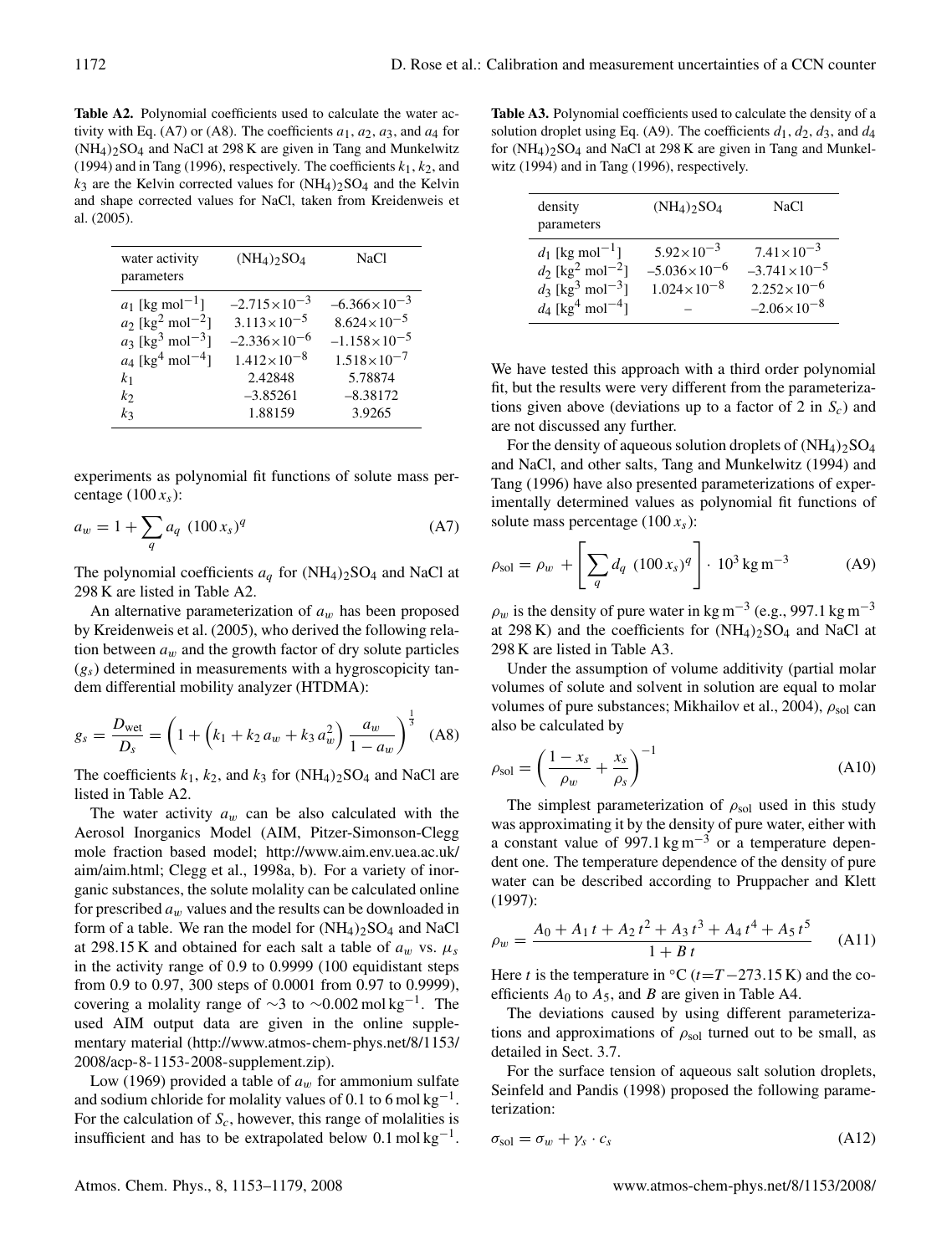**Table A2.** Polynomial coefficients used to calculate the water activity with Eq. (A7) or (A8). The coefficients $a_1$, $a_2$, $a_3$, and $a_4$ for $(NH_4)_2SO_4$ and NaCl at 298 K are given in Tang and Munkelwitz (1994) and in Tang (1996), respectively. The coefficients $k_1$, $k_2$, and $k_3$ are the Kelvin corrected values for $(NH_4)_2SO_4$ and the Kelvin and shape corrected values for NaCl, taken from Kreidenweis et al. (2005).

| water activity parameters | $(NH_4)_2SO_4$ | NaCl |
|---|---|---|
| $a_1$ [kg mol$^{-1}$] | $-2.715\times10^{-3}$ | $-6.366\times10^{-3}$ |
| $a_2$ [kg$^2$ mol$^{-2}$] | $3.113\times10^{-5}$ | $8.624\times10^{-5}$ |
| $a_3$ [kg$^3$ mol$^{-3}$] | $-2.336\times10^{-6}$ | $-1.158\times10^{-5}$ |
| $a_4$ [kg$^4$ mol$^{-4}$] | $1.412\times10^{-8}$ | $1.518\times10^{-7}$ |
| $k_1$ | 2.42848 | 5.78874 |
| $k_2$ | –3.85261 | –8.38172 |
| $k_3$ | 1.88159 | 3.9265 |

experiments as polynomial fit functions of solute mass percentage ($100\,x_s$):

$$a_w = 1 + \sum_q a_q\ (100\,x_s)^q \tag{A7}$$

The polynomial coefficients $a_q$ for $(NH_4)_2SO_4$ and NaCl at 298 K are listed in Table A2.

An alternative parameterization of $a_w$ has been proposed by Kreidenweis et al. (2005), who derived the following relation between $a_w$ and the growth factor of dry solute particles ($g_s$) determined in measurements with a hygroscopicity tandem differential mobility analyzer (HTDMA):

$$g_s = \frac{D_{\text{wet}}}{D_s} = \left(1 + \left(k_1 + k_2\,a_w + k_3\,a_w^2\right)\frac{a_w}{1-a_w}\right)^{\frac{1}{3}} \tag{A8}$$

The coefficients $k_1$, $k_2$, and $k_3$ for $(NH_4)_2SO_4$ and NaCl are listed in Table A2.

The water activity $a_w$ can be also calculated with the Aerosol Inorganics Model (AIM, Pitzer-Simonson-Clegg mole fraction based model; http://www.aim.env.uea.ac.uk/aim/aim.html; Clegg et al., 1998a, b). For a variety of inorganic substances, the solute molality can be calculated online for prescribed $a_w$ values and the results can be downloaded in form of a table. We ran the model for $(NH_4)_2SO_4$ and NaCl at 298.15 K and obtained for each salt a table of $a_w$ vs. $\mu_s$ in the activity range of 0.9 to 0.9999 (100 equidistant steps from 0.9 to 0.97, 300 steps of 0.0001 from 0.97 to 0.9999), covering a molality range of $\sim$3 to $\sim$0.002 mol kg$^{-1}$. The used AIM output data are given in the online supplementary material (http://www.atmos-chem-phys.net/8/1153/2008/acp-8-1153-2008-supplement.zip).

Low (1969) provided a table of $a_w$ for ammonium sulfate and sodium chloride for molality values of 0.1 to 6 mol kg$^{-1}$. For the calculation of $S_c$, however, this range of molalities is insufficient and has to be extrapolated below 0.1 mol kg$^{-1}$.

**Table A3.** Polynomial coefficients used to calculate the density of a solution droplet using Eq. (A9). The coefficients $d_1$, $d_2$, $d_3$, and $d_4$ for $(NH_4)_2SO_4$ and NaCl at 298 K are given in Tang and Munkelwitz (1994) and in Tang (1996), respectively.

| density parameters | $(NH_4)_2SO_4$ | NaCl |
|---|---|---|
| $d_1$ [kg mol$^{-1}$] | $5.92\times10^{-3}$ | $7.41\times10^{-3}$ |
| $d_2$ [kg$^2$ mol$^{-2}$] | $-5.036\times10^{-6}$ | $-3.741\times10^{-5}$ |
| $d_3$ [kg$^3$ mol$^{-3}$] | $1.024\times10^{-8}$ | $2.252\times10^{-6}$ |
| $d_4$ [kg$^4$ mol$^{-4}$] | – | $-2.06\times10^{-8}$ |

We have tested this approach with a third order polynomial fit, but the results were very different from the parameterizations given above (deviations up to a factor of 2 in $S_c$) and are not discussed any further.

For the density of aqueous solution droplets of $(NH_4)_2SO_4$ and NaCl, and other salts, Tang and Munkelwitz (1994) and Tang (1996) have also presented parameterizations of experimentally determined values as polynomial fit functions of solute mass percentage ($100\,x_s$):

$$\rho_{\text{sol}} = \rho_w + \left[\sum_q d_q\ (100\,x_s)^q\right] \cdot\ 10^3\,\text{kg m}^{-3} \tag{A9}$$

$\rho_w$ is the density of pure water in kg m$^{-3}$ (e.g., 997.1 kg m$^{-3}$ at 298 K) and the coefficients for $(NH_4)_2SO_4$ and NaCl at 298 K are listed in Table A3.

Under the assumption of volume additivity (partial molar volumes of solute and solvent in solution are equal to molar volumes of pure substances; Mikhailov et al., 2004), $\rho_{\text{sol}}$ can also be calculated by

$$\rho_{\text{sol}} = \left(\frac{1-x_s}{\rho_w} + \frac{x_s}{\rho_s}\right)^{-1} \tag{A10}$$

The simplest parameterization of $\rho_{\text{sol}}$ used in this study was approximating it by the density of pure water, either with a constant value of 997.1 kg m$^{-3}$ or a temperature dependent one. The temperature dependence of the density of pure water can be described according to Pruppacher and Klett (1997):

$$\rho_w = \frac{A_0 + A_1\,t + A_2\,t^2 + A_3\,t^3 + A_4\,t^4 + A_5\,t^5}{1 + B\,t} \tag{A11}$$

Here $t$ is the temperature in °C ($t$=$T$−273.15 K) and the coefficients $A_0$ to $A_5$, and $B$ are given in Table A4.

The deviations caused by using different parameterizations and approximations of $\rho_{\text{sol}}$ turned out to be small, as detailed in Sect. 3.7.

For the surface tension of aqueous salt solution droplets, Seinfeld and Pandis (1998) proposed the following parameterization:

$$\sigma_{\text{sol}} = \sigma_w + \gamma_s \cdot c_s \tag{A12}$$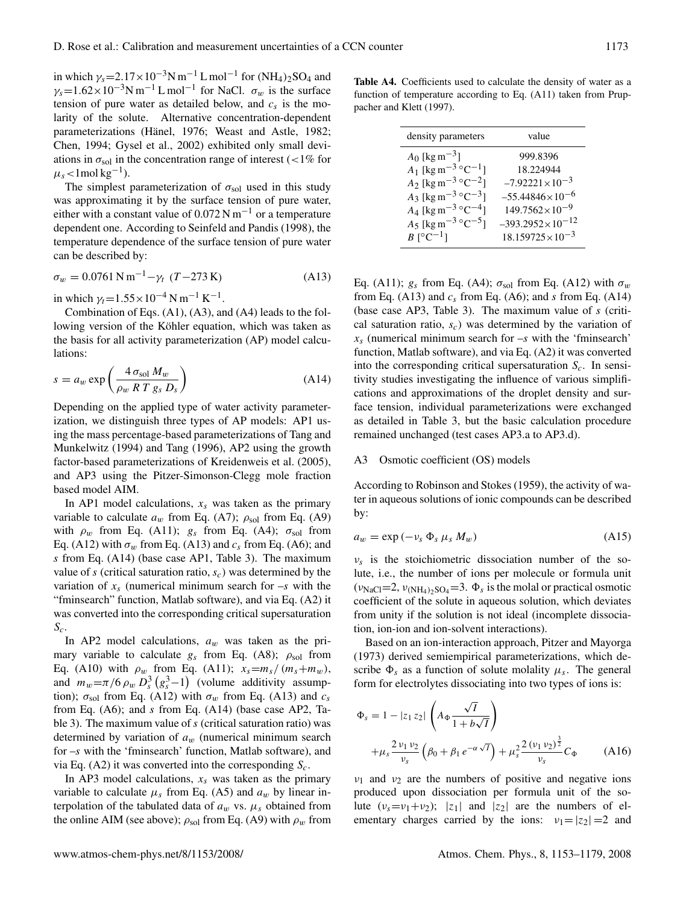in which $\gamma_s = 2.17 \times 10^{-3}$ N m$^{-1}$ L mol$^{-1}$ for $(NH_4)_2SO_4$ and $\gamma_s = 1.62 \times 10^{-3}$ N m$^{-1}$ L mol$^{-1}$ for NaCl. $\sigma_w$ is the surface tension of pure water as detailed below, and $c_s$ is the molarity of the solute. Alternative concentration-dependent parameterizations (Hänel, 1976; Weast and Astle, 1982; Chen, 1994; Gysel et al., 2002) exhibited only small deviations in $\sigma_{sol}$ in the concentration range of interest (<1% for $\mu_s$ <1mol kg$^{-1}$).

The simplest parameterization of $\sigma_{sol}$ used in this study was approximating it by the surface tension of pure water, either with a constant value of 0.072 N m$^{-1}$ or a temperature dependent one. According to Seinfeld and Pandis (1998), the temperature dependence of the surface tension of pure water can be described by:

$$\sigma_w = 0.0761\ \text{N m}^{-1} - \gamma_t\ (T - 273\ \text{K}) \tag{A13}$$

in which $\gamma_t = 1.55 \times 10^{-4}$ N m$^{-1}$ K$^{-1}$.

Combination of Eqs. (A1), (A3), and (A4) leads to the following version of the Köhler equation, which was taken as the basis for all activity parameterization (AP) model calculations:

$$s = a_w \exp\left(\frac{4\,\sigma_{sol}\,M_w}{\rho_w\,R\,T\,g_s\,D_s}\right) \tag{A14}$$

Depending on the applied type of water activity parameterization, we distinguish three types of AP models: AP1 using the mass percentage-based parameterizations of Tang and Munkelwitz (1994) and Tang (1996), AP2 using the growth factor-based parameterizations of Kreidenweis et al. (2005), and AP3 using the Pitzer-Simonson-Clegg mole fraction based model AIM.

In AP1 model calculations, $x_s$ was taken as the primary variable to calculate $a_w$ from Eq. (A7); $\rho_{sol}$ from Eq. (A9) with $\rho_w$ from Eq. (A11); $g_s$ from Eq. (A4); $\sigma_{sol}$ from Eq. (A12) with $\sigma_w$ from Eq. (A13) and $c_s$ from Eq. (A6); and $s$ from Eq. (A14) (base case AP1, Table 3). The maximum value of $s$ (critical saturation ratio, $s_c$) was determined by the variation of $x_s$ (numerical minimum search for $-s$ with the "fminsearch" function, Matlab software), and via Eq. (A2) it was converted into the corresponding critical supersaturation $S_c$.

In AP2 model calculations, $a_w$ was taken as the primary variable to calculate $g_s$ from Eq. (A8); $\rho_{sol}$ from Eq. (A10) with $\rho_w$ from Eq. (A11); $x_s = m_s/(m_s + m_w)$, and $m_w = \pi/6\,\rho_w\,D_s^3\left(g_s^3 - 1\right)$ (volume additivity assumption); $\sigma_{sol}$ from Eq. (A12) with $\sigma_w$ from Eq. (A13) and $c_s$ from Eq. (A6); and $s$ from Eq. (A14) (base case AP2, Table 3). The maximum value of $s$ (critical saturation ratio) was determined by variation of $a_w$ (numerical minimum search for $-s$ with the 'fminsearch' function, Matlab software), and via Eq. (A2) it was converted into the corresponding $S_c$.

In AP3 model calculations, $x_s$ was taken as the primary variable to calculate $\mu_s$ from Eq. (A5) and $a_w$ by linear interpolation of the tabulated data of $a_w$ vs. $\mu_s$ obtained from the online AIM (see above); $\rho_{sol}$ from Eq. (A9) with $\rho_w$ from Eq. (A11); $g_s$ from Eq. (A4); $\sigma_{sol}$ from Eq. (A12) with $\sigma_w$ from Eq. (A13) and $c_s$ from Eq. (A6); and $s$ from Eq. (A14) (base case AP3, Table 3). The maximum value of $s$ (critical saturation ratio, $s_c$) was determined by the variation of $x_s$ (numerical minimum search for $-s$ with the 'fminsearch' function, Matlab software), and via Eq. (A2) it was converted into the corresponding critical supersaturation $S_c$. In sensitivity studies investigating the influence of various simplifications and approximations of the droplet density and surface tension, individual parameterizations were exchanged as detailed in Table 3, but the basic calculation procedure remained unchanged (test cases AP3.a to AP3.d).

**Table A4.** Coefficients used to calculate the density of water as a function of temperature according to Eq. (A11) taken from Pruppacher and Klett (1997).

| density parameters | value |
|---|---|
| $A_0$ [kg m$^{-3}$] | 999.8396 |
| $A_1$ [kg m$^{-3}$ °C$^{-1}$] | 18.224944 |
| $A_2$ [kg m$^{-3}$ °C$^{-2}$] | $-7.92221 \times 10^{-3}$ |
| $A_3$ [kg m$^{-3}$ °C$^{-3}$] | $-55.44846 \times 10^{-6}$ |
| $A_4$ [kg m$^{-3}$ °C$^{-4}$] | $149.7562 \times 10^{-9}$ |
| $A_5$ [kg m$^{-3}$ °C$^{-5}$] | $-393.2952 \times 10^{-12}$ |
| $B$ [°C$^{-1}$] | $18.159725 \times 10^{-3}$ |

### A3 Osmotic coefficient (OS) models

According to Robinson and Stokes (1959), the activity of water in aqueous solutions of ionic compounds can be described by:

$$a_w = \exp\left(-\nu_s\,\Phi_s\,\mu_s\,M_w\right) \tag{A15}$$

$\nu_s$ is the stoichiometric dissociation number of the solute, i.e., the number of ions per molecule or formula unit ($\nu_{NaCl} = 2$, $\nu_{(NH_4)_2SO_4} = 3$. $\Phi_s$ is the molal or practical osmotic coefficient of the solute in aqueous solution, which deviates from unity if the solution is not ideal (incomplete dissociation, ion-ion and ion-solvent interactions).

Based on an ion-interaction approach, Pitzer and Mayorga (1973) derived semiempirical parameterizations, which describe $\Phi_s$ as a function of solute molality $\mu_s$. The general form for electrolytes dissociating into two types of ions is:

$$\Phi_s = 1 - |z_1\,z_2|\left(A_\Phi \frac{\sqrt{I}}{1 + b\sqrt{I}}\right) + \mu_s \frac{2\,\nu_1\,\nu_2}{\nu_s}\left(\beta_0 + \beta_1\,e^{-\alpha\sqrt{I}}\right) + \mu_s^2 \frac{2\,(\nu_1\,\nu_2)^{\frac{3}{2}}}{\nu_s} C_\Phi \tag{A16}$$

$\nu_1$ and $\nu_2$ are the numbers of positive and negative ions produced upon dissociation per formula unit of the solute ($\nu_s = \nu_1 + \nu_2$); $|z_1|$ and $|z_2|$ are the numbers of elementary charges carried by the ions: $\nu_1 = |z_2| = 2$ and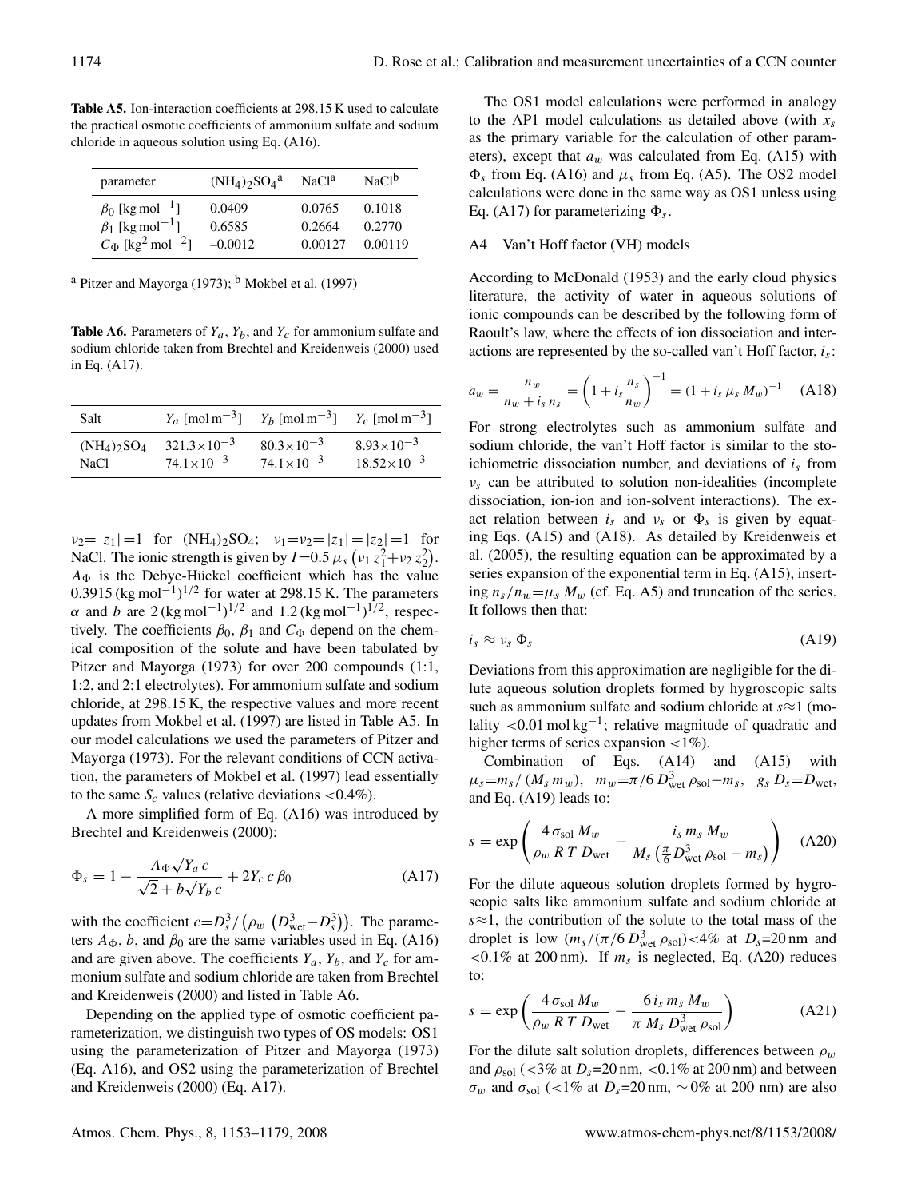**Table A5.** Ion-interaction coefficients at 298.15 K used to calculate the practical osmotic coefficients of ammonium sulfate and sodium chloride in aqueous solution using Eq. (A16).

| parameter | $(NH_4)_2SO_4$ [a] | NaCl[a] | NaCl[b] |
|---|---|---|---|
| $\beta_0$ [kg mol$^{-1}$] | 0.0409 | 0.0765 | 0.1018 |
| $\beta_1$ [kg mol$^{-1}$] | 0.6585 | 0.2664 | 0.2770 |
| $C_\Phi$ [kg$^2$ mol$^{-2}$] | –0.0012 | 0.00127 | 0.00119 |

[a] Pitzer and Mayorga (1973); [b] Mokbel et al. (1997)

**Table A6.** Parameters of $Y_a$, $Y_b$, and $Y_c$ for ammonium sulfate and sodium chloride taken from Brechtel and Kreidenweis (2000) used in Eq. (A17).

| Salt | $Y_a$ [mol m$^{-3}$] | $Y_b$ [mol m$^{-3}$] | $Y_c$ [mol m$^{-3}$] |
|---|---|---|---|
| $(NH_4)_2SO_4$ | $321.3\times10^{-3}$ | $80.3\times10^{-3}$ | $8.93\times10^{-3}$ |
| NaCl | $74.1\times10^{-3}$ | $74.1\times10^{-3}$ | $18.52\times10^{-3}$ |

$\nu_2=|z_1|=1$ for $(NH_4)_2SO_4$; $\nu_1=\nu_2=|z_1|=|z_2|=1$ for NaCl. The ionic strength is given by $I=0.5\,\mu_s\left(\nu_1 z_1^2+\nu_2 z_2^2\right)$. $A_\Phi$ is the Debye-Hückel coefficient which has the value $0.3915\,(\mathrm{kg\,mol^{-1}})^{1/2}$ for water at 298.15 K. The parameters $\alpha$ and $b$ are $2\,(\mathrm{kg\,mol^{-1}})^{1/2}$ and $1.2\,(\mathrm{kg\,mol^{-1}})^{1/2}$, respectively. The coefficients $\beta_0$, $\beta_1$ and $C_\Phi$ depend on the chemical composition of the solute and have been tabulated by Pitzer and Mayorga (1973) for over 200 compounds (1:1, 1:2, and 2:1 electrolytes). For ammonium sulfate and sodium chloride, at 298.15 K, the respective values and more recent updates from Mokbel et al. (1997) are listed in Table A5. In our model calculations we used the parameters of Pitzer and Mayorga (1973). For the relevant conditions of CCN activation, the parameters of Mokbel et al. (1997) lead essentially to the same $S_c$ values (relative deviations <0.4%).

A more simplified form of Eq. (A16) was introduced by Brechtel and Kreidenweis (2000):

$$\Phi_s = 1 - \frac{A_\Phi\sqrt{Y_a\,c}}{\sqrt{2}+b\sqrt{Y_b\,c}} + 2Y_c\,c\,\beta_0 \tag{A17}$$

with the coefficient $c=D_s^3/\left(\rho_w\,\left(D_{\mathrm{wet}}^3-D_s^3\right)\right)$. The parameters $A_\Phi$, $b$, and $\beta_0$ are the same variables used in Eq. (A16) and are given above. The coefficients $Y_a$, $Y_b$, and $Y_c$ for ammonium sulfate and sodium chloride are taken from Brechtel and Kreidenweis (2000) and listed in Table A6.

Depending on the applied type of osmotic coefficient parameterization, we distinguish two types of OS models: OS1 using the parameterization of Pitzer and Mayorga (1973) (Eq. A16), and OS2 using the parameterization of Brechtel and Kreidenweis (2000) (Eq. A17).

The OS1 model calculations were performed in analogy to the AP1 model calculations as detailed above (with $x_s$ as the primary variable for the calculation of other parameters), except that $a_w$ was calculated from Eq. (A15) with $\Phi_s$ from Eq. (A16) and $\mu_s$ from Eq. (A5). The OS2 model calculations were done in the same way as OS1 unless using Eq. (A17) for parameterizing $\Phi_s$.

### A4 Van't Hoff factor (VH) models

According to McDonald (1953) and the early cloud physics literature, the activity of water in aqueous solutions of ionic compounds can be described by the following form of Raoult's law, where the effects of ion dissociation and interactions are represented by the so-called van't Hoff factor, $i_s$:

$$a_w = \frac{n_w}{n_w + i_s\,n_s} = \left(1 + i_s\frac{n_s}{n_w}\right)^{-1} = (1 + i_s\,\mu_s\,M_w)^{-1} \tag{A18}$$

For strong electrolytes such as ammonium sulfate and sodium chloride, the van't Hoff factor is similar to the stoichiometric dissociation number, and deviations of $i_s$ from $\nu_s$ can be attributed to solution non-idealities (incomplete dissociation, ion-ion and ion-solvent interactions). The exact relation between $i_s$ and $\nu_s$ or $\Phi_s$ is given by equating Eqs. (A15) and (A18). As detailed by Kreidenweis et al. (2005), the resulting equation can be approximated by a series expansion of the exponential term in Eq. (A15), inserting $n_s/n_w=\mu_s\,M_w$ (cf. Eq. A5) and truncation of the series. It follows then that:

$$i_s \approx \nu_s\,\Phi_s \tag{A19}$$

Deviations from this approximation are negligible for the dilute aqueous solution droplets formed by hygroscopic salts such as ammonium sulfate and sodium chloride at $s\approx1$ (molality $<0.01\,\mathrm{mol\,kg^{-1}}$; relative magnitude of quadratic and higher terms of series expansion <1%).

Combination of Eqs. (A14) and (A15) with $\mu_s=m_s/(M_s\,m_w)$, $m_w=\pi/6\,D_{\mathrm{wet}}^3\,\rho_{\mathrm{sol}}-m_s$, $g_s\,D_s=D_{\mathrm{wet}}$, and Eq. (A19) leads to:

$$s = \exp\left(\frac{4\,\sigma_{\mathrm{sol}}\,M_w}{\rho_w\,R\,T\,D_{\mathrm{wet}}} - \frac{i_s\,m_s\,M_w}{M_s\left(\frac{\pi}{6}D_{\mathrm{wet}}^3\,\rho_{\mathrm{sol}}-m_s\right)}\right) \tag{A20}$$

For the dilute aqueous solution droplets formed by hygroscopic salts like ammonium sulfate and sodium chloride at $s\approx1$, the contribution of the solute to the total mass of the droplet is low ($m_s/(\pi/6\,D_{\mathrm{wet}}^3\,\rho_{\mathrm{sol}})<4\%$ at $D_s$=20 nm and <0.1% at 200 nm). If $m_s$ is neglected, Eq. (A20) reduces to:

$$s = \exp\left(\frac{4\,\sigma_{\mathrm{sol}}\,M_w}{\rho_w\,R\,T\,D_{\mathrm{wet}}} - \frac{6\,i_s\,m_s\,M_w}{\pi\,M_s\,D_{\mathrm{wet}}^3\,\rho_{\mathrm{sol}}}\right) \tag{A21}$$

For the dilute salt solution droplets, differences between $\rho_w$ and $\rho_{\mathrm{sol}}$ (<3% at $D_s$=20 nm, <0.1% at 200 nm) and between $\sigma_w$ and $\sigma_{\mathrm{sol}}$ (<1% at $D_s$=20 nm, ~0% at 200 nm) are also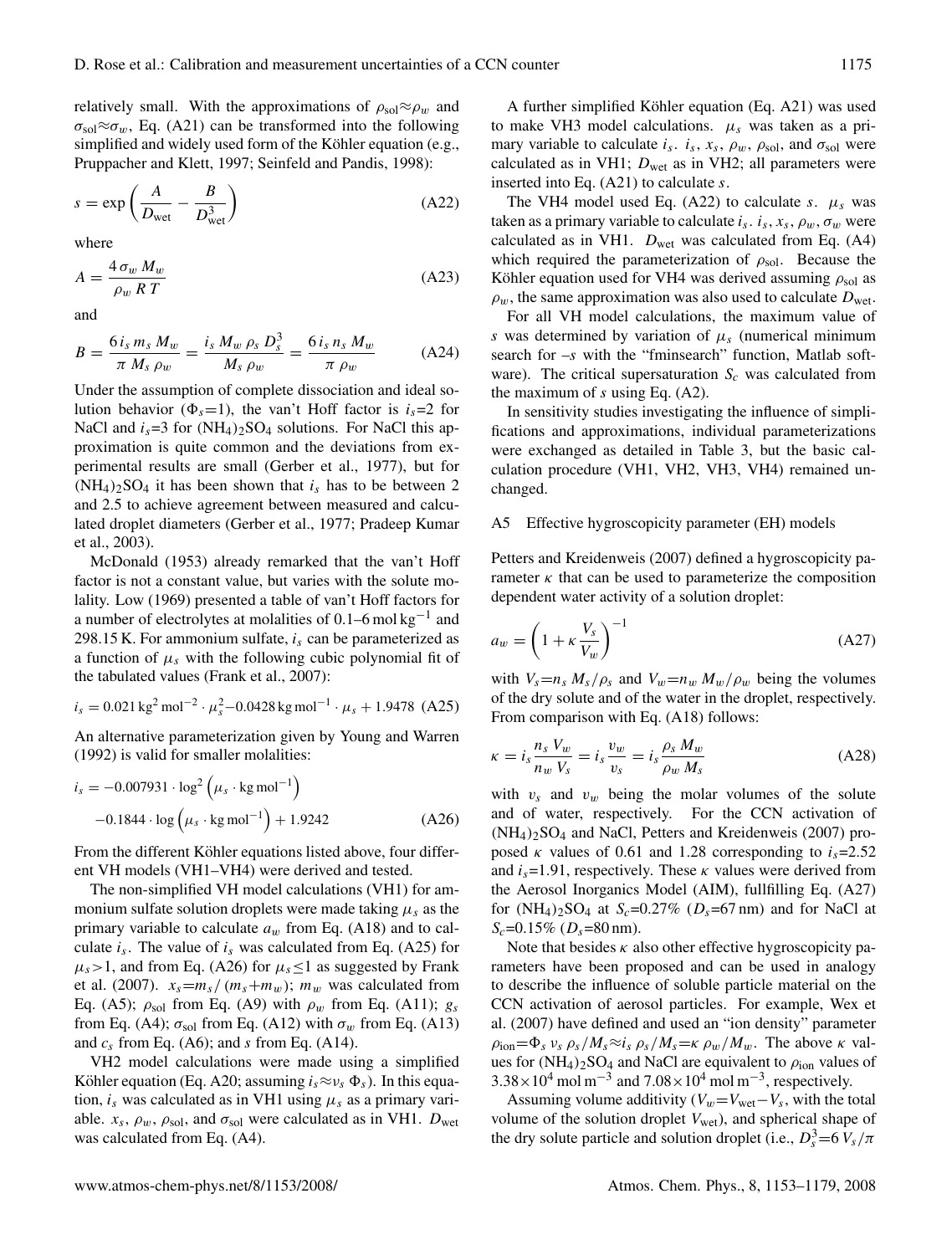relatively small. With the approximations of $\rho_{sol} \approx \rho_w$ and $\sigma_{sol} \approx \sigma_w$, Eq. (A21) can be transformed into the following simplified and widely used form of the Köhler equation (e.g., Pruppacher and Klett, 1997; Seinfeld and Pandis, 1998):

$$s = \exp\left(\frac{A}{D_{wet}} - \frac{B}{D_{wet}^3}\right) \tag{A22}$$

where

$$A = \frac{4\,\sigma_w\,M_w}{\rho_w\,R\,T} \tag{A23}$$

and

$$B = \frac{6\,i_s\,m_s\,M_w}{\pi\,M_s\,\rho_w} = \frac{i_s\,M_w\,\rho_s\,D_s^3}{M_s\,\rho_w} = \frac{6\,i_s\,n_s\,M_w}{\pi\,\rho_w} \tag{A24}$$

Under the assumption of complete dissociation and ideal solution behavior ($\Phi_s$=1), the van't Hoff factor is $i_s$=2 for NaCl and $i_s$=3 for $(NH_4)_2SO_4$ solutions. For NaCl this approximation is quite common and the deviations from experimental results are small (Gerber et al., 1977), but for $(NH_4)_2SO_4$ it has been shown that $i_s$ has to be between 2 and 2.5 to achieve agreement between measured and calculated droplet diameters (Gerber et al., 1977; Pradeep Kumar et al., 2003).

McDonald (1953) already remarked that the van't Hoff factor is not a constant value, but varies with the solute molality. Low (1969) presented a table of van't Hoff factors for a number of electrolytes at molalities of 0.1–6 $\mathrm{mol\,kg^{-1}}$ and 298.15 K. For ammonium sulfate, $i_s$ can be parameterized as a function of $\mu_s$ with the following cubic polynomial fit of the tabulated values (Frank et al., 2007):

$$i_s = 0.021\,\mathrm{kg^2\,mol^{-2}} \cdot \mu_s^2 - 0.0428\,\mathrm{kg\,mol^{-1}} \cdot \mu_s + 1.9478 \tag{A25}$$

An alternative parameterization given by Young and Warren (1992) is valid for smaller molalities:

$$i_s = -0.007931 \cdot \log^2\left(\mu_s \cdot \mathrm{kg\,mol^{-1}}\right) - 0.1844 \cdot \log\left(\mu_s \cdot \mathrm{kg\,mol^{-1}}\right) + 1.9242 \tag{A26}$$

From the different Köhler equations listed above, four different VH models (VH1–VH4) were derived and tested.

The non-simplified VH model calculations (VH1) for ammonium sulfate solution droplets were made taking $\mu_s$ as the primary variable to calculate $a_w$ from Eq. (A18) and to calculate $i_s$. The value of $i_s$ was calculated from Eq. (A25) for $\mu_s$>1, and from Eq. (A26) for $\mu_s \leq 1$ as suggested by Frank et al. (2007). $x_s = m_s/(m_s + m_w)$; $m_w$ was calculated from Eq. (A5); $\rho_{sol}$ from Eq. (A9) with $\rho_w$ from Eq. (A11); $g_s$ from Eq. (A4); $\sigma_{sol}$ from Eq. (A12) with $\sigma_w$ from Eq. (A13) and $c_s$ from Eq. (A6); and $s$ from Eq. (A14).

VH2 model calculations were made using a simplified Köhler equation (Eq. A20; assuming $i_s \approx \nu_s\,\Phi_s$). In this equation, $i_s$ was calculated as in VH1 using $\mu_s$ as a primary variable. $x_s$, $\rho_w$, $\rho_{sol}$, and $\sigma_{sol}$ were calculated as in VH1. $D_{wet}$ was calculated from Eq. (A4).

A further simplified Köhler equation (Eq. A21) was used to make VH3 model calculations. $\mu_s$ was taken as a primary variable to calculate $i_s$. $i_s$, $x_s$, $\rho_w$, $\rho_{sol}$, and $\sigma_{sol}$ were calculated as in VH1; $D_{wet}$ as in VH2; all parameters were inserted into Eq. (A21) to calculate $s$.

The VH4 model used Eq. (A22) to calculate $s$. $\mu_s$ was taken as a primary variable to calculate $i_s$. $i_s$, $x_s$, $\rho_w$, $\sigma_w$ were calculated as in VH1. $D_{wet}$ was calculated from Eq. (A4) which required the parameterization of $\rho_{sol}$. Because the Köhler equation used for VH4 was derived assuming $\rho_{sol}$ as $\rho_w$, the same approximation was also used to calculate $D_{wet}$.

For all VH model calculations, the maximum value of $s$ was determined by variation of $\mu_s$ (numerical minimum search for $-s$ with the "fminsearch" function, Matlab software). The critical supersaturation $S_c$ was calculated from the maximum of $s$ using Eq. (A2).

In sensitivity studies investigating the influence of simplifications and approximations, individual parameterizations were exchanged as detailed in Table 3, but the basic calculation procedure (VH1, VH2, VH3, VH4) remained unchanged.

### A5 Effective hygroscopicity parameter (EH) models

Petters and Kreidenweis (2007) defined a hygroscopicity parameter $\kappa$ that can be used to parameterize the composition dependent water activity of a solution droplet:

$$a_w = \left(1 + \kappa\,\frac{V_s}{V_w}\right)^{-1} \tag{A27}$$

with $V_s = n_s\,M_s/\rho_s$ and $V_w = n_w\,M_w/\rho_w$ being the volumes of the dry solute and of the water in the droplet, respectively. From comparison with Eq. (A18) follows:

$$\kappa = i_s\,\frac{n_s\,V_w}{n_w\,V_s} = i_s\,\frac{\upsilon_w}{\upsilon_s} = i_s\,\frac{\rho_s\,M_w}{\rho_w\,M_s} \tag{A28}$$

with $\upsilon_s$ and $\upsilon_w$ being the molar volumes of the solute and of water, respectively. For the CCN activation of $(NH_4)_2SO_4$ and NaCl, Petters and Kreidenweis (2007) proposed $\kappa$ values of 0.61 and 1.28 corresponding to $i_s$=2.52 and $i_s$=1.91, respectively. These $\kappa$ values were derived from the Aerosol Inorganics Model (AIM), fullfilling Eq. (A27) for $(NH_4)_2SO_4$ at $S_c$=0.27% ($D_s$=67 nm) and for NaCl at $S_c$=0.15% ($D_s$=80 nm).

Note that besides $\kappa$ also other effective hygroscopicity parameters have been proposed and can be used in analogy to describe the influence of soluble particle material on the CCN activation of aerosol particles. For example, Wex et al. (2007) have defined and used an "ion density" parameter $\rho_{ion} = \Phi_s\,\nu_s\,\rho_s/M_s \approx i_s\,\rho_s/M_s = \kappa\,\rho_w/M_w$. The above $\kappa$ values for $(NH_4)_2SO_4$ and NaCl are equivalent to $\rho_{ion}$ values of $3.38\times10^4\,\mathrm{mol\,m^{-3}}$ and $7.08\times10^4\,\mathrm{mol\,m^{-3}}$, respectively.

Assuming volume additivity ($V_w = V_{wet} - V_s$, with the total volume of the solution droplet $V_{wet}$), and spherical shape of the dry solute particle and solution droplet (i.e., $D_s^3 = 6\,V_s/\pi$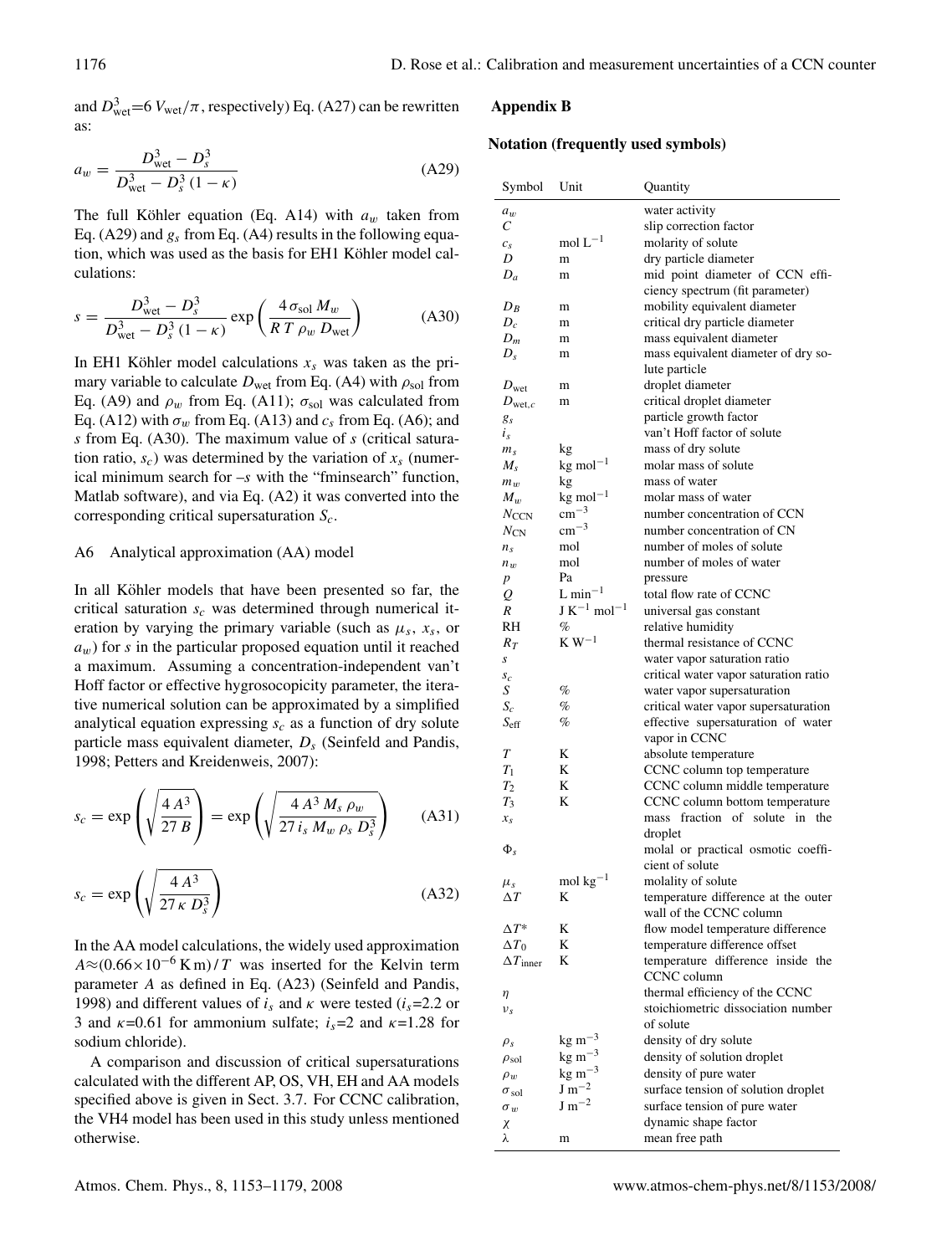and $D_{\mathrm{wet}}^3 = 6\,V_{\mathrm{wet}}/\pi$, respectively) Eq. (A27) can be rewritten as:

$$a_w = \frac{D_{\mathrm{wet}}^3 - D_s^3}{D_{\mathrm{wet}}^3 - D_s^3\,(1-\kappa)} \tag{A29}$$

The full Köhler equation (Eq. A14) with $a_w$ taken from Eq. (A29) and $g_s$ from Eq. (A4) results in the following equation, which was used as the basis for EH1 Köhler model calculations:

$$s = \frac{D_{\mathrm{wet}}^3 - D_s^3}{D_{\mathrm{wet}}^3 - D_s^3\,(1-\kappa)} \exp\left(\frac{4\,\sigma_{\mathrm{sol}}\,M_w}{R\,T\,\rho_w\,D_{\mathrm{wet}}}\right) \tag{A30}$$

In EH1 Köhler model calculations $x_s$ was taken as the primary variable to calculate $D_{\mathrm{wet}}$ from Eq. (A4) with $\rho_{\mathrm{sol}}$ from Eq. (A9) and $\rho_w$ from Eq. (A11); $\sigma_{\mathrm{sol}}$ was calculated from Eq. (A12) with $\sigma_w$ from Eq. (A13) and $c_s$ from Eq. (A6); and $s$ from Eq. (A30). The maximum value of $s$ (critical saturation ratio, $s_c$) was determined by the variation of $x_s$ (numerical minimum search for $-s$ with the "fminsearch" function, Matlab software), and via Eq. (A2) it was converted into the corresponding critical supersaturation $S_c$.

### A6 Analytical approximation (AA) model

In all Köhler models that have been presented so far, the critical saturation $s_c$ was determined through numerical iteration by varying the primary variable (such as $\mu_s$, $x_s$, or $a_w$) for $s$ in the particular proposed equation until it reached a maximum. Assuming a concentration-independent van't Hoff factor or effective hygroscopicity parameter, the iterative numerical solution can be approximated by a simplified analytical equation expressing $s_c$ as a function of dry solute particle mass equivalent diameter, $D_s$ (Seinfeld and Pandis, 1998; Petters and Kreidenweis, 2007):

$$s_c = \exp\left(\sqrt{\frac{4\,A^3}{27\,B}}\right) = \exp\left(\sqrt{\frac{4\,A^3\,M_s\,\rho_w}{27\,i_s\,M_w\,\rho_s\,D_s^3}}\right) \tag{A31}$$

$$s_c = \exp\left(\sqrt{\frac{4\,A^3}{27\,\kappa\,D_s^3}}\right) \tag{A32}$$

In the AA model calculations, the widely used approximation $A \approx (0.66\times10^{-6}\,\mathrm{K\,m})/T$ was inserted for the Kelvin term parameter $A$ as defined in Eq. (A23) (Seinfeld and Pandis, 1998) and different values of $i_s$ and $\kappa$ were tested ($i_s$=2.2 or 3 and $\kappa$=0.61 for ammonium sulfate; $i_s$=2 and $\kappa$=1.28 for sodium chloride).

A comparison and discussion of critical supersaturations calculated with the different AP, OS, VH, EH and AA models specified above is given in Sect. 3.7. For CCNC calibration, the VH4 model has been used in this study unless mentioned otherwise.

## Appendix B

### Notation (frequently used symbols)

| Symbol | Unit | Quantity |
|---|---|---|
| $a_w$ | | water activity |
| $C$ | | slip correction factor |
| $c_s$ | $\mathrm{mol\,L^{-1}}$ | molarity of solute |
| $D$ | m | dry particle diameter |
| $D_a$ | m | mid point diameter of CCN efficiency spectrum (fit parameter) |
| $D_B$ | m | mobility equivalent diameter |
| $D_c$ | m | critical dry particle diameter |
| $D_m$ | m | mass equivalent diameter |
| $D_s$ | m | mass equivalent diameter of dry solute particle |
| $D_{\mathrm{wet}}$ | m | droplet diameter |
| $D_{\mathrm{wet},c}$ | m | critical droplet diameter |
| $g_s$ | | particle growth factor |
| $i_s$ | | van't Hoff factor of solute |
| $m_s$ | kg | mass of dry solute |
| $M_s$ | $\mathrm{kg\,mol^{-1}}$ | molar mass of solute |
| $m_w$ | kg | mass of water |
| $M_w$ | $\mathrm{kg\,mol^{-1}}$ | molar mass of water |
| $N_{\mathrm{CCN}}$ | $\mathrm{cm^{-3}}$ | number concentration of CCN |
| $N_{\mathrm{CN}}$ | $\mathrm{cm^{-3}}$ | number concentration of CN |
| $n_s$ | mol | number of moles of solute |
| $n_w$ | mol | number of moles of water |
| $p$ | Pa | pressure |
| $Q$ | $\mathrm{L\,min^{-1}}$ | total flow rate of CCNC |
| $R$ | $\mathrm{J\,K^{-1}\,mol^{-1}}$ | universal gas constant |
| RH | % | relative humidity |
| $R_T$ | $\mathrm{K\,W^{-1}}$ | thermal resistance of CCNC |
| $s$ | | water vapor saturation ratio |
| $s_c$ | | critical water vapor saturation ratio |
| $S$ | % | water vapor supersaturation |
| $S_c$ | % | critical water vapor supersaturation |
| $S_{\mathrm{eff}}$ | % | effective supersaturation of water vapor in CCNC |
| $T$ | K | absolute temperature |
| $T_1$ | K | CCNC column top temperature |
| $T_2$ | K | CCNC column middle temperature |
| $T_3$ | K | CCNC column bottom temperature |
| $x_s$ | | mass fraction of solute in the droplet |
| $\Phi_s$ | | molal or practical osmotic coefficient of solute |
| $\mu_s$ | $\mathrm{mol\,kg^{-1}}$ | molality of solute |
| $\Delta T$ | K | temperature difference at the outer wall of the CCNC column |
| $\Delta T^*$ | K | flow model temperature difference |
| $\Delta T_0$ | K | temperature difference offset |
| $\Delta T_{\mathrm{inner}}$ | K | temperature difference inside the CCNC column |
| $\eta$ | | thermal efficiency of the CCNC |
| $\nu_s$ | | stoichiometric dissociation number of solute |
| $\rho_s$ | $\mathrm{kg\,m^{-3}}$ | density of dry solute |
| $\rho_{\mathrm{sol}}$ | $\mathrm{kg\,m^{-3}}$ | density of solution droplet |
| $\rho_w$ | $\mathrm{kg\,m^{-3}}$ | density of pure water |
| $\sigma_{\mathrm{sol}}$ | $\mathrm{J\,m^{-2}}$ | surface tension of solution droplet |
| $\sigma_w$ | $\mathrm{J\,m^{-2}}$ | surface tension of pure water |
| $\chi$ | | dynamic shape factor |
| $\lambda$ | m | mean free path |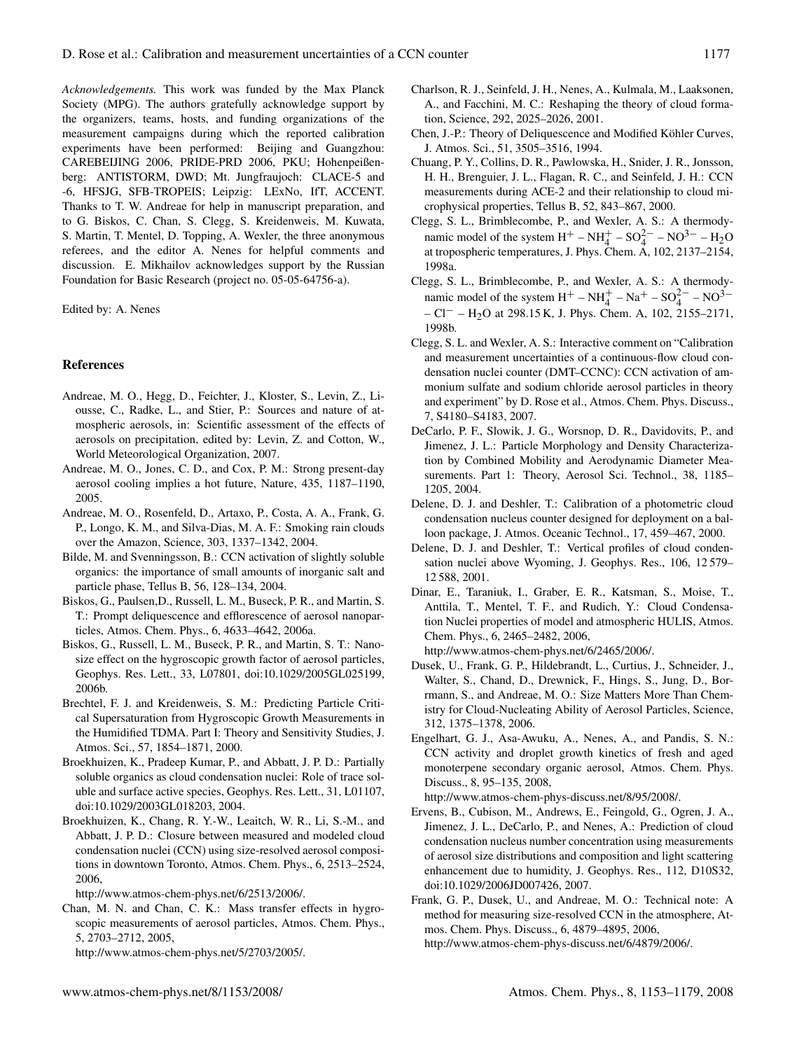*Acknowledgements.* This work was funded by the Max Planck Society (MPG). The authors gratefully acknowledge support by the organizers, teams, hosts, and funding organizations of the measurement campaigns during which the reported calibration experiments have been performed: Beijing and Guangzhou: CAREBEIJING 2006, PRIDE-PRD 2006, PKU; Hohenpeißenberg: ANTISTORM, DWD; Mt. Jungfraujoch: CLACE-5 and -6, HFSJG, SFB-TROPEIS; Leipzig: LExNo, IfT, ACCENT. Thanks to T. W. Andreae for help in manuscript preparation, and to G. Biskos, C. Chan, S. Clegg, S. Kreidenweis, M. Kuwata, S. Martin, T. Mentel, D. Topping, A. Wexler, the three anonymous referees, and the editor A. Nenes for helpful comments and discussion. E. Mikhailov acknowledges support by the Russian Foundation for Basic Research (project no. 05-05-64756-a).

Edited by: A. Nenes

## References

Andreae, M. O., Hegg, D., Feichter, J., Kloster, S., Levin, Z., Liousse, C., Radke, L., and Stier, P.: Sources and nature of atmospheric aerosols, in: Scientific assessment of the effects of aerosols on precipitation, edited by: Levin, Z. and Cotton, W., World Meteorological Organization, 2007.

Andreae, M. O., Jones, C. D., and Cox, P. M.: Strong present-day aerosol cooling implies a hot future, Nature, 435, 1187–1190, 2005.

Andreae, M. O., Rosenfeld, D., Artaxo, P., Costa, A. A., Frank, G. P., Longo, K. M., and Silva-Dias, M. A. F.: Smoking rain clouds over the Amazon, Science, 303, 1337–1342, 2004.

Bilde, M. and Svenningsson, B.: CCN activation of slightly soluble organics: the importance of small amounts of inorganic salt and particle phase, Tellus B, 56, 128–134, 2004.

Biskos, G., Paulsen,D., Russell, L. M., Buseck, P. R., and Martin, S. T.: Prompt deliquescence and efflorescence of aerosol nanoparticles, Atmos. Chem. Phys., 6, 4633–4642, 2006a.

Biskos, G., Russell, L. M., Buseck, P. R., and Martin, S. T.: Nanosize effect on the hygroscopic growth factor of aerosol particles, Geophys. Res. Lett., 33, L07801, doi:10.1029/2005GL025199, 2006b.

Brechtel, F. J. and Kreidenweis, S. M.: Predicting Particle Critical Supersaturation from Hygroscopic Growth Measurements in the Humidified TDMA. Part I: Theory and Sensitivity Studies, J. Atmos. Sci., 57, 1854–1871, 2000.

Broekhuizen, K., Pradeep Kumar, P., and Abbatt, J. P. D.: Partially soluble organics as cloud condensation nuclei: Role of trace soluble and surface active species, Geophys. Res. Lett., 31, L01107, doi:10.1029/2003GL018203, 2004.

Broekhuizen, K., Chang, R. Y.-W., Leaitch, W. R., Li, S.-M., and Abbatt, J. P. D.: Closure between measured and modeled cloud condensation nuclei (CCN) using size-resolved aerosol compositions in downtown Toronto, Atmos. Chem. Phys., 6, 2513–2524, 2006,
http://www.atmos-chem-phys.net/6/2513/2006/.

Chan, M. N. and Chan, C. K.: Mass transfer effects in hygroscopic measurements of aerosol particles, Atmos. Chem. Phys., 5, 2703–2712, 2005,
http://www.atmos-chem-phys.net/5/2703/2005/.

Charlson, R. J., Seinfeld, J. H., Nenes, A., Kulmala, M., Laaksonen, A., and Facchini, M. C.: Reshaping the theory of cloud formation, Science, 292, 2025–2026, 2001.

Chen, J.-P.: Theory of Deliquescence and Modified Köhler Curves, J. Atmos. Sci., 51, 3505–3516, 1994.

Chuang, P. Y., Collins, D. R., Pawlowska, H., Snider, J. R., Jonsson, H. H., Brenguier, J. L., Flagan, R. C., and Seinfeld, J. H.: CCN measurements during ACE-2 and their relationship to cloud microphysical properties, Tellus B, 52, 843–867, 2000.

Clegg, S. L., Brimblecombe, P., and Wexler, A. S.: A thermodynamic model of the system $H^+ - NH_4^+ - SO_4^{2-} - NO^{3-} - H_2O$ at tropospheric temperatures, J. Phys. Chem. A, 102, 2137–2154, 1998a.

Clegg, S. L., Brimblecombe, P., and Wexler, A. S.: A thermodynamic model of the system $H^+ - NH_4^+ - Na^+ - SO_4^{2-} - NO^{3-} - Cl^- - H_2O$ at 298.15 K, J. Phys. Chem. A, 102, 2155–2171, 1998b.

Clegg, S. L. and Wexler, A. S.: Interactive comment on "Calibration and measurement uncertainties of a continuous-flow cloud condensation nuclei counter (DMT–CCNC): CCN activation of ammonium sulfate and sodium chloride aerosol particles in theory and experiment" by D. Rose et al., Atmos. Chem. Phys. Discuss., 7, S4180–S4183, 2007.

DeCarlo, P. F., Slowik, J. G., Worsnop, D. R., Davidovits, P., and Jimenez, J. L.: Particle Morphology and Density Characterization by Combined Mobility and Aerodynamic Diameter Measurements. Part 1: Theory, Aerosol Sci. Technol., 38, 1185–1205, 2004.

Delene, D. J. and Deshler, T.: Calibration of a photometric cloud condensation nucleus counter designed for deployment on a balloon package, J. Atmos. Oceanic Technol., 17, 459–467, 2000.

Delene, D. J. and Deshler, T.: Vertical profiles of cloud condensation nuclei above Wyoming, J. Geophys. Res., 106, 12 579–12 588, 2001.

Dinar, E., Taraniuk, I., Graber, E. R., Katsman, S., Moise, T., Anttila, T., Mentel, T. F., and Rudich, Y.: Cloud Condensation Nuclei properties of model and atmospheric HULIS, Atmos. Chem. Phys., 6, 2465–2482, 2006,
http://www.atmos-chem-phys.net/6/2465/2006/.

Dusek, U., Frank, G. P., Hildebrandt, L., Curtius, J., Schneider, J., Walter, S., Chand, D., Drewnick, F., Hings, S., Jung, D., Borrmann, S., and Andreae, M. O.: Size Matters More Than Chemistry for Cloud-Nucleating Ability of Aerosol Particles, Science, 312, 1375–1378, 2006.

Engelhart, G. J., Asa-Awuku, A., Nenes, A., and Pandis, S. N.: CCN activity and droplet growth kinetics of fresh and aged monoterpene secondary organic aerosol, Atmos. Chem. Phys. Discuss., 8, 95–135, 2008,
http://www.atmos-chem-phys-discuss.net/8/95/2008/.

Ervens, B., Cubison, M., Andrews, E., Feingold, G., Ogren, J. A., Jimenez, J. L., DeCarlo, P., and Nenes, A.: Prediction of cloud condensation nucleus number concentration using measurements of aerosol size distributions and composition and light scattering enhancement due to humidity, J. Geophys. Res., 112, D10S32, doi:10.1029/2006JD007426, 2007.

Frank, G. P., Dusek, U., and Andreae, M. O.: Technical note: A method for measuring size-resolved CCN in the atmosphere, Atmos. Chem. Phys. Discuss., 6, 4879–4895, 2006,
http://www.atmos-chem-phys-discuss.net/6/4879/2006/.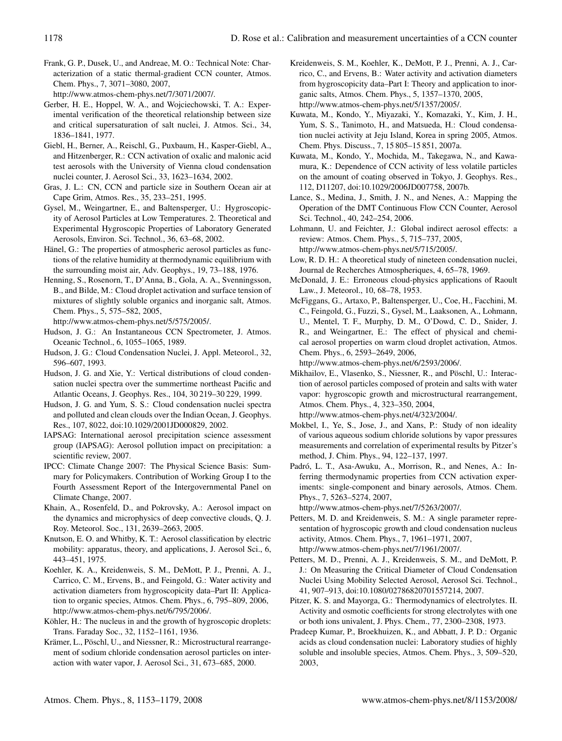Frank, G. P., Dusek, U., and Andreae, M. O.: Technical Note: Characterization of a static thermal-gradient CCN counter, Atmos. Chem. Phys., 7, 3071–3080, 2007, http://www.atmos-chem-phys.net/7/3071/2007/.

Gerber, H. E., Hoppel, W. A., and Wojciechowski, T. A.: Experimental verification of the theoretical relationship between size and critical supersaturation of salt nuclei, J. Atmos. Sci., 34, 1836–1841, 1977.

Giebl, H., Berner, A., Reischl, G., Puxbaum, H., Kasper-Giebl, A., and Hitzenberger, R.: CCN activation of oxalic and malonic acid test aerosols with the University of Vienna cloud condensation nuclei counter, J. Aerosol Sci., 33, 1623–1634, 2002.

Gras, J. L.: CN, CCN and particle size in Southern Ocean air at Cape Grim, Atmos. Res., 35, 233–251, 1995.

Gysel, M., Weingartner, E., and Baltensperger, U.: Hygroscopicity of Aerosol Particles at Low Temperatures. 2. Theoretical and Experimental Hygroscopic Properties of Laboratory Generated Aerosols, Environ. Sci. Technol., 36, 63–68, 2002.

Hänel, G.: The properties of atmospheric aerosol particles as functions of the relative humidity at thermodynamic equilibrium with the surrounding moist air, Adv. Geophys., 19, 73–188, 1976.

Henning, S., Rosenorn, T., D'Anna, B., Gola, A. A., Svenningsson, B., and Bilde, M.: Cloud droplet activation and surface tension of mixtures of slightly soluble organics and inorganic salt, Atmos. Chem. Phys., 5, 575–582, 2005, http://www.atmos-chem-phys.net/5/575/2005/.

Hudson, J. G.: An Instantaneous CCN Spectrometer, J. Atmos. Oceanic Technol., 6, 1055–1065, 1989.

Hudson, J. G.: Cloud Condensation Nuclei, J. Appl. Meteorol., 32, 596–607, 1993.

Hudson, J. G. and Xie, Y.: Vertical distributions of cloud condensation nuclei spectra over the summertime northeast Pacific and Atlantic Oceans, J. Geophys. Res., 104, 30 219–30 229, 1999.

Hudson, J. G. and Yum, S. S.: Cloud condensation nuclei spectra and polluted and clean clouds over the Indian Ocean, J. Geophys. Res., 107, 8022, doi:10.1029/2001JD000829, 2002.

IAPSAG: International aerosol precipitation science assessment group (IAPSAG): Aerosol pollution impact on precipitation: a scientific review, 2007.

IPCC: Climate Change 2007: The Physical Science Basis: Summary for Policymakers. Contribution of Working Group I to the Fourth Assessment Report of the Intergovernmental Panel on Climate Change, 2007.

Khain, A., Rosenfeld, D., and Pokrovsky, A.: Aerosol impact on the dynamics and microphysics of deep convective clouds, Q. J. Roy. Meteorol. Soc., 131, 2639–2663, 2005.

Knutson, E. O. and Whitby, K. T.: Aerosol classification by electric mobility: apparatus, theory, and applications, J. Aerosol Sci., 6, 443–451, 1975.

Koehler, K. A., Kreidenweis, S. M., DeMott, P. J., Prenni, A. J., Carrico, C. M., Ervens, B., and Feingold, G.: Water activity and activation diameters from hygroscopicity data–Part II: Application to organic species, Atmos. Chem. Phys., 6, 795–809, 2006, http://www.atmos-chem-phys.net/6/795/2006/.

Köhler, H.: The nucleus in and the growth of hygroscopic droplets: Trans. Faraday Soc., 32, 1152–1161, 1936.

Krämer, L., Pöschl, U., and Niessner, R.: Microstructural rearrangement of sodium chloride condensation aerosol particles on interaction with water vapor, J. Aerosol Sci., 31, 673–685, 2000.

Kreidenweis, S. M., Koehler, K., DeMott, P. J., Prenni, A. J., Carrico, C., and Ervens, B.: Water activity and activation diameters from hygroscopicity data–Part I: Theory and application to inorganic salts, Atmos. Chem. Phys., 5, 1357–1370, 2005, http://www.atmos-chem-phys.net/5/1357/2005/.

Kuwata, M., Kondo, Y., Miyazaki, Y., Komazaki, Y., Kim, J. H., Yum, S. S., Tanimoto, H., and Matsueda, H.: Cloud condensation nuclei activity at Jeju Island, Korea in spring 2005, Atmos. Chem. Phys. Discuss., 7, 15 805–15 851, 2007a.

Kuwata, M., Kondo, Y., Mochida, M., Takegawa, N., and Kawamura, K.: Dependence of CCN activity of less volatile particles on the amount of coating observed in Tokyo, J. Geophys. Res., 112, D11207, doi:10.1029/2006JD007758, 2007b.

Lance, S., Medina, J., Smith, J. N., and Nenes, A.: Mapping the Operation of the DMT Continuous Flow CCN Counter, Aerosol Sci. Technol., 40, 242–254, 2006.

Lohmann, U. and Feichter, J.: Global indirect aerosol effects: a review: Atmos. Chem. Phys., 5, 715–737, 2005, http://www.atmos-chem-phys.net/5/715/2005/.

Low, R. D. H.: A theoretical study of nineteen condensation nuclei, Journal de Recherches Atmospheriques, 4, 65–78, 1969.

McDonald, J. E.: Erroneous cloud-physics applications of Raoult Law., J. Meteorol., 10, 68–78, 1953.

McFiggans, G., Artaxo, P., Baltensperger, U., Coe, H., Facchini, M. C., Feingold, G., Fuzzi, S., Gysel, M., Laaksonen, A., Lohmann, U., Mentel, T. F., Murphy, D. M., O'Dowd, C. D., Snider, J. R., and Weingartner, E.: The effect of physical and chemical aerosol properties on warm cloud droplet activation, Atmos. Chem. Phys., 6, 2593–2649, 2006, http://www.atmos-chem-phys.net/6/2593/2006/.

Mikhailov, E., Vlasenko, S., Niessner, R., and Pöschl, U.: Interaction of aerosol particles composed of protein and salts with water vapor: hygroscopic growth and microstructural rearrangement, Atmos. Chem. Phys., 4, 323–350, 2004, http://www.atmos-chem-phys.net/4/323/2004/.

Mokbel, I., Ye, S., Jose, J., and Xans, P.: Study of non ideality of various aqueous sodium chloride solutions by vapor pressures measurements and correlation of experimental results by Pitzer's method, J. Chim. Phys., 94, 122–137, 1997.

Padró, L. T., Asa-Awuku, A., Morrison, R., and Nenes, A.: Inferring thermodynamic properties from CCN activation experiments: single-component and binary aerosols, Atmos. Chem. Phys., 7, 5263–5274, 2007, http://www.atmos-chem-phys.net/7/5263/2007/.

Petters, M. D. and Kreidenweis, S. M.: A single parameter representation of hygroscopic growth and cloud condensation nucleus activity, Atmos. Chem. Phys., 7, 1961–1971, 2007, http://www.atmos-chem-phys.net/7/1961/2007/.

Petters, M. D., Prenni, A. J., Kreidenweis, S. M., and DeMott, P. J.: On Measuring the Critical Diameter of Cloud Condensation Nuclei Using Mobility Selected Aerosol, Aerosol Sci. Technol., 41, 907–913, doi:10.1080/02786820701557214, 2007.

Pitzer, K. S. and Mayorga, G.: Thermodynamics of electrolytes. II. Activity and osmotic coefficients for strong electrolytes with one or both ions univalent, J. Phys. Chem., 77, 2300–2308, 1973.

Pradeep Kumar, P., Broekhuizen, K., and Abbatt, J. P. D.: Organic acids as cloud condensation nuclei: Laboratory studies of highly soluble and insoluble species, Atmos. Chem. Phys., 3, 509–520, 2003,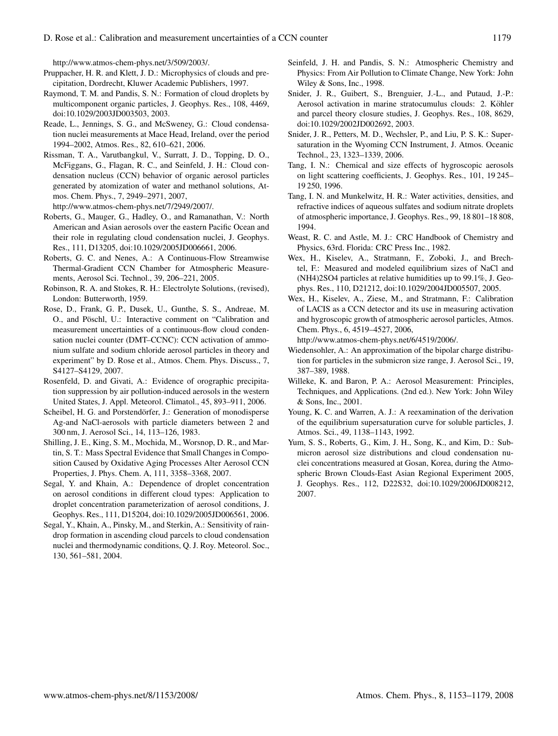http://www.atmos-chem-phys.net/3/509/2003/.

Pruppacher, H. R. and Klett, J. D.: Microphysics of clouds and precipitation, Dordrecht, Kluwer Academic Publishers, 1997.

Raymond, T. M. and Pandis, S. N.: Formation of cloud droplets by multicomponent organic particles, J. Geophys. Res., 108, 4469, doi:10.1029/2003JD003503, 2003.

Reade, L., Jennings, S. G., and McSweney, G.: Cloud condensation nuclei measurements at Mace Head, Ireland, over the period 1994–2002, Atmos. Res., 82, 610–621, 2006.

Rissman, T. A., Varutbangkul, V., Surratt, J. D., Topping, D. O., McFiggans, G., Flagan, R. C., and Seinfeld, J. H.: Cloud condensation nucleus (CCN) behavior of organic aerosol particles generated by atomization of water and methanol solutions, Atmos. Chem. Phys., 7, 2949–2971, 2007, http://www.atmos-chem-phys.net/7/2949/2007/.

Roberts, G., Mauger, G., Hadley, O., and Ramanathan, V.: North American and Asian aerosols over the eastern Pacific Ocean and their role in regulating cloud condensation nuclei, J. Geophys. Res., 111, D13205, doi:10.1029/2005JD006661, 2006.

Roberts, G. C. and Nenes, A.: A Continuous-Flow Streamwise Thermal-Gradient CCN Chamber for Atmospheric Measurements, Aerosol Sci. Technol., 39, 206–221, 2005.

Robinson, R. A. and Stokes, R. H.: Electrolyte Solutions, (revised), London: Butterworth, 1959.

Rose, D., Frank, G. P., Dusek, U., Gunthe, S. S., Andreae, M. O., and Pöschl, U.: Interactive comment on "Calibration and measurement uncertainties of a continuous-flow cloud condensation nuclei counter (DMT–CCNC): CCN activation of ammonium sulfate and sodium chloride aerosol particles in theory and experiment" by D. Rose et al., Atmos. Chem. Phys. Discuss., 7, S4127–S4129, 2007.

Rosenfeld, D. and Givati, A.: Evidence of orographic precipitation suppression by air pollution-induced aerosols in the western United States, J. Appl. Meteorol. Climatol., 45, 893–911, 2006.

Scheibel, H. G. and Porstendörfer, J.: Generation of monodisperse Ag-and NaCl-aerosols with particle diameters between 2 and 300 nm, J. Aerosol Sci., 14, 113–126, 1983.

Shilling, J. E., King, S. M., Mochida, M., Worsnop, D. R., and Martin, S. T.: Mass Spectral Evidence that Small Changes in Composition Caused by Oxidative Aging Processes Alter Aerosol CCN Properties, J. Phys. Chem. A, 111, 3358–3368, 2007.

Segal, Y. and Khain, A.: Dependence of droplet concentration on aerosol conditions in different cloud types: Application to droplet concentration parameterization of aerosol conditions, J. Geophys. Res., 111, D15204, doi:10.1029/2005JD006561, 2006.

Segal, Y., Khain, A., Pinsky, M., and Sterkin, A.: Sensitivity of raindrop formation in ascending cloud parcels to cloud condensation nuclei and thermodynamic conditions, Q. J. Roy. Meteorol. Soc., 130, 561–581, 2004.

Seinfeld, J. H. and Pandis, S. N.: Atmospheric Chemistry and Physics: From Air Pollution to Climate Change, New York: John Wiley & Sons, Inc., 1998.

Snider, J. R., Guibert, S., Brenguier, J.-L., and Putaud, J.-P.: Aerosol activation in marine stratocumulus clouds: 2. Köhler and parcel theory closure studies, J. Geophys. Res., 108, 8629, doi:10.1029/2002JD002692, 2003.

Snider, J. R., Petters, M. D., Wechsler, P., and Liu, P. S. K.: Supersaturation in the Wyoming CCN Instrument, J. Atmos. Oceanic Technol., 23, 1323–1339, 2006.

Tang, I. N.: Chemical and size effects of hygroscopic aerosols on light scattering coefficients, J. Geophys. Res., 101, 19 245–19 250, 1996.

Tang, I. N. and Munkelwitz, H. R.: Water activities, densities, and refractive indices of aqueous sulfates and sodium nitrate droplets of atmospheric importance, J. Geophys. Res., 99, 18 801–18 808, 1994.

Weast, R. C. and Astle, M. J.: CRC Handbook of Chemistry and Physics, 63rd. Florida: CRC Press Inc., 1982.

Wex, H., Kiselev, A., Stratmann, F., Zoboki, J., and Brechtel, F.: Measured and modeled equilibrium sizes of NaCl and (NH4)2SO4 particles at relative humidities up to 99.1%, J. Geophys. Res., 110, D21212, doi:10.1029/2004JD005507, 2005.

Wex, H., Kiselev, A., Ziese, M., and Stratmann, F.: Calibration of LACIS as a CCN detector and its use in measuring activation and hygroscopic growth of atmospheric aerosol particles, Atmos. Chem. Phys., 6, 4519–4527, 2006, http://www.atmos-chem-phys.net/6/4519/2006/.

Wiedensohler, A.: An approximation of the bipolar charge distribution for particles in the submicron size range, J. Aerosol Sci., 19, 387–389, 1988.

Willeke, K. and Baron, P. A.: Aerosol Measurement: Principles, Techniques, and Applications. (2nd ed.). New York: John Wiley & Sons, Inc., 2001.

Young, K. C. and Warren, A. J.: A reexamination of the derivation of the equilibrium supersaturation curve for soluble particles, J. Atmos. Sci., 49, 1138–1143, 1992.

Yum, S. S., Roberts, G., Kim, J. H., Song, K., and Kim, D.: Submicron aerosol size distributions and cloud condensation nuclei concentrations measured at Gosan, Korea, during the Atmospheric Brown Clouds-East Asian Regional Experiment 2005, J. Geophys. Res., 112, D22S32, doi:10.1029/2006JD008212, 2007.